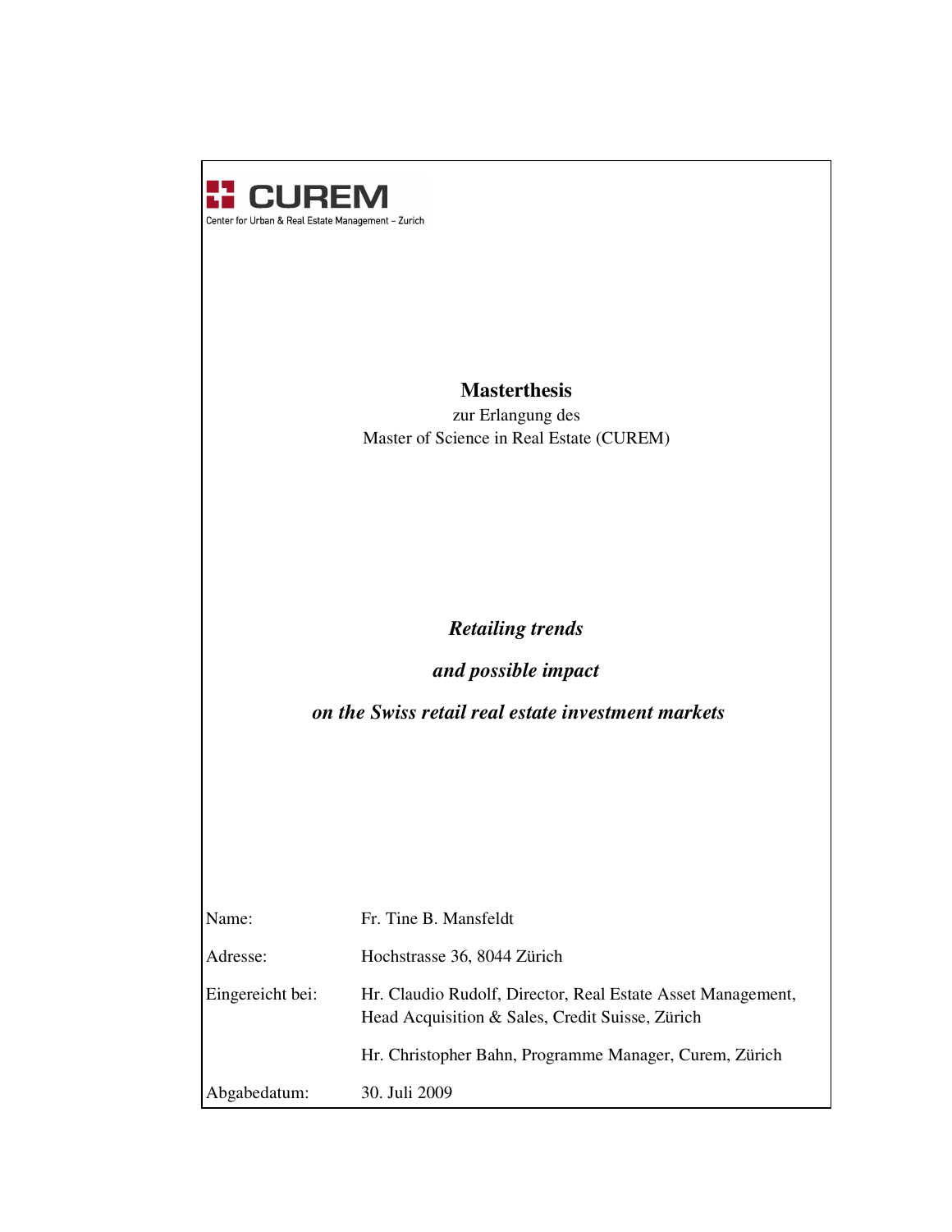CUREM

Center for Urban & Real Estate Management – Zurich

**Masterthesis**

zur Erlangung des

Master of Science in Real Estate (CUREM)

***Retailing trends***

***and possible impact***

***on the Swiss retail real estate investment markets***

| | |
|---|---|
| Name: | Fr. Tine B. Mansfeldt |
| Adresse: | Hochstrasse 36, 8044 Zürich |
| Eingereicht bei: | Hr. Claudio Rudolf, Director, Real Estate Asset Management, Head Acquisition & Sales, Credit Suisse, Zürich |
| | Hr. Christopher Bahn, Programme Manager, Curem, Zürich |
| Abgabedatum: | 30. Juli 2009 |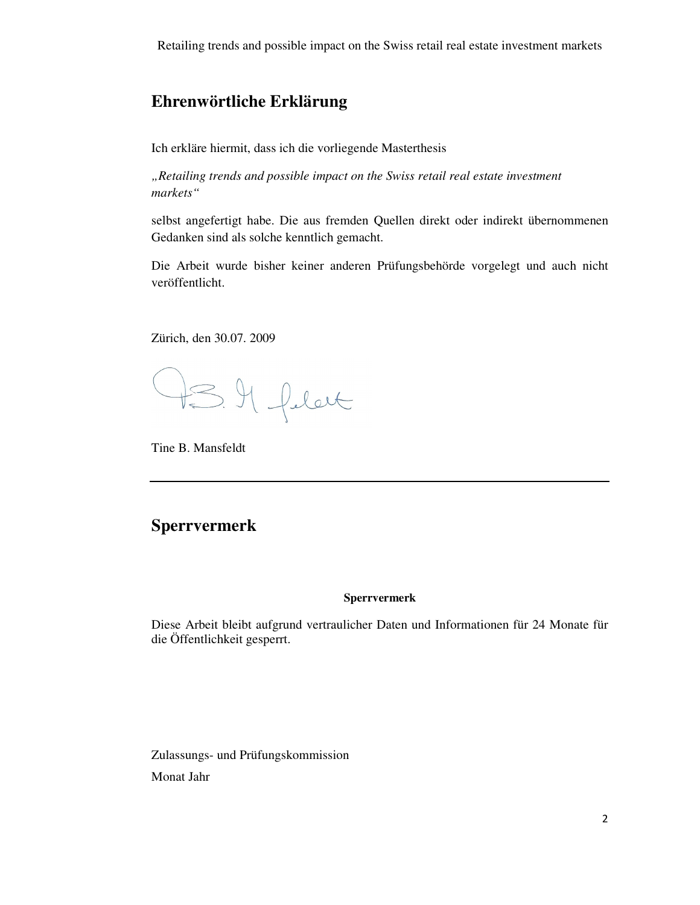## Ehrenwörtliche Erklärung

Ich erkläre hiermit, dass ich die vorliegende Masterthesis

*„Retailing trends and possible impact on the Swiss retail real estate investment markets“*

selbst angefertigt habe. Die aus fremden Quellen direkt oder indirekt übernommenen Gedanken sind als solche kenntlich gemacht.

Die Arbeit wurde bisher keiner anderen Prüfungsbehörde vorgelegt und auch nicht veröffentlicht.

Zürich, den 30.07. 2009

Tine B. Mansfeldt

---

## Sperrvermerk

**Sperrvermerk**

Diese Arbeit bleibt aufgrund vertraulicher Daten und Informationen für 24 Monate für die Öffentlichkeit gesperrt.

Zulassungs- und Prüfungskommission

Monat Jahr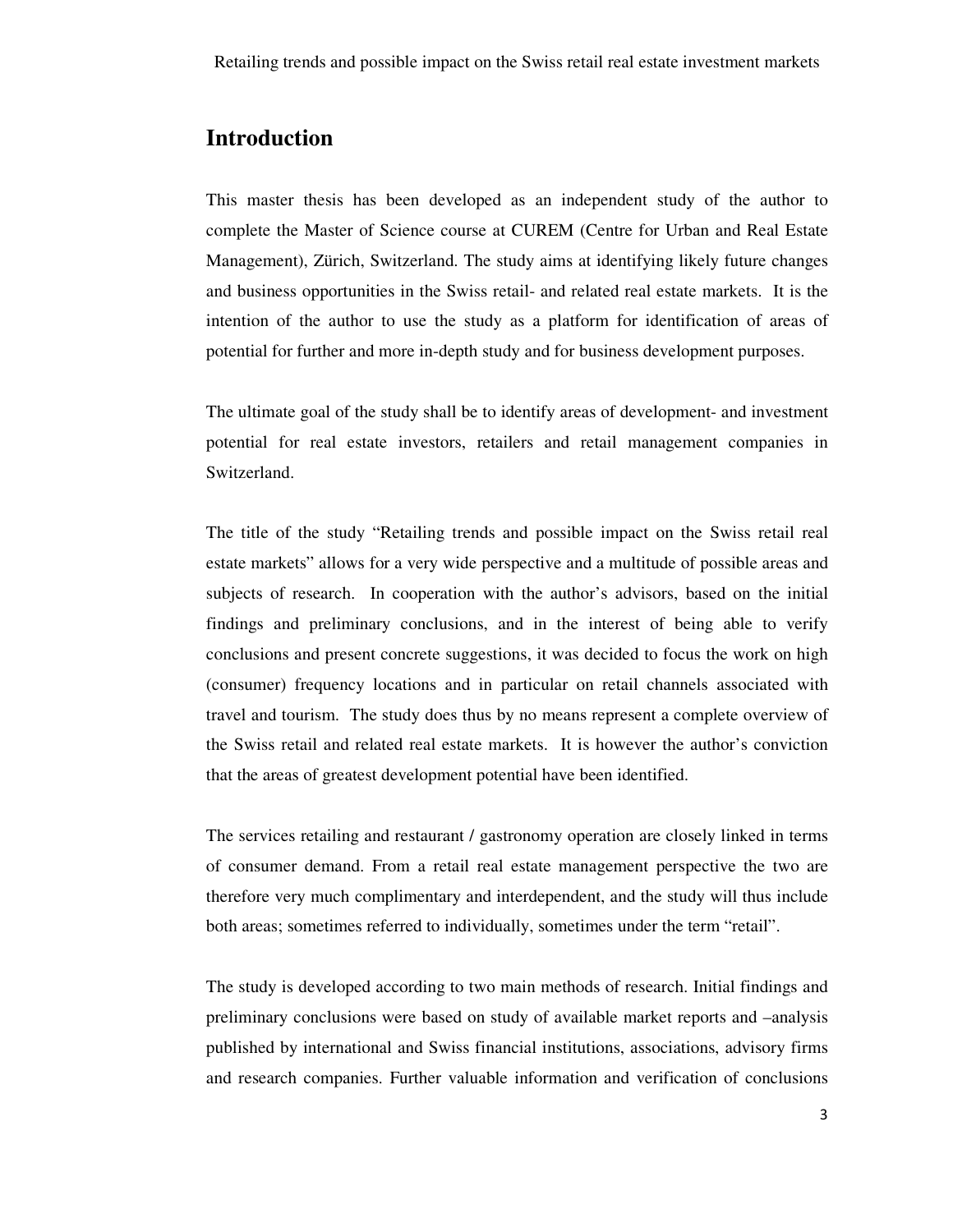# Introduction

This master thesis has been developed as an independent study of the author to complete the Master of Science course at CUREM (Centre for Urban and Real Estate Management), Zürich, Switzerland. The study aims at identifying likely future changes and business opportunities in the Swiss retail- and related real estate markets. It is the intention of the author to use the study as a platform for identification of areas of potential for further and more in-depth study and for business development purposes.

The ultimate goal of the study shall be to identify areas of development- and investment potential for real estate investors, retailers and retail management companies in Switzerland.

The title of the study "Retailing trends and possible impact on the Swiss retail real estate markets" allows for a very wide perspective and a multitude of possible areas and subjects of research. In cooperation with the author's advisors, based on the initial findings and preliminary conclusions, and in the interest of being able to verify conclusions and present concrete suggestions, it was decided to focus the work on high (consumer) frequency locations and in particular on retail channels associated with travel and tourism. The study does thus by no means represent a complete overview of the Swiss retail and related real estate markets. It is however the author's conviction that the areas of greatest development potential have been identified.

The services retailing and restaurant / gastronomy operation are closely linked in terms of consumer demand. From a retail real estate management perspective the two are therefore very much complimentary and interdependent, and the study will thus include both areas; sometimes referred to individually, sometimes under the term "retail".

The study is developed according to two main methods of research. Initial findings and preliminary conclusions were based on study of available market reports and –analysis published by international and Swiss financial institutions, associations, advisory firms and research companies. Further valuable information and verification of conclusions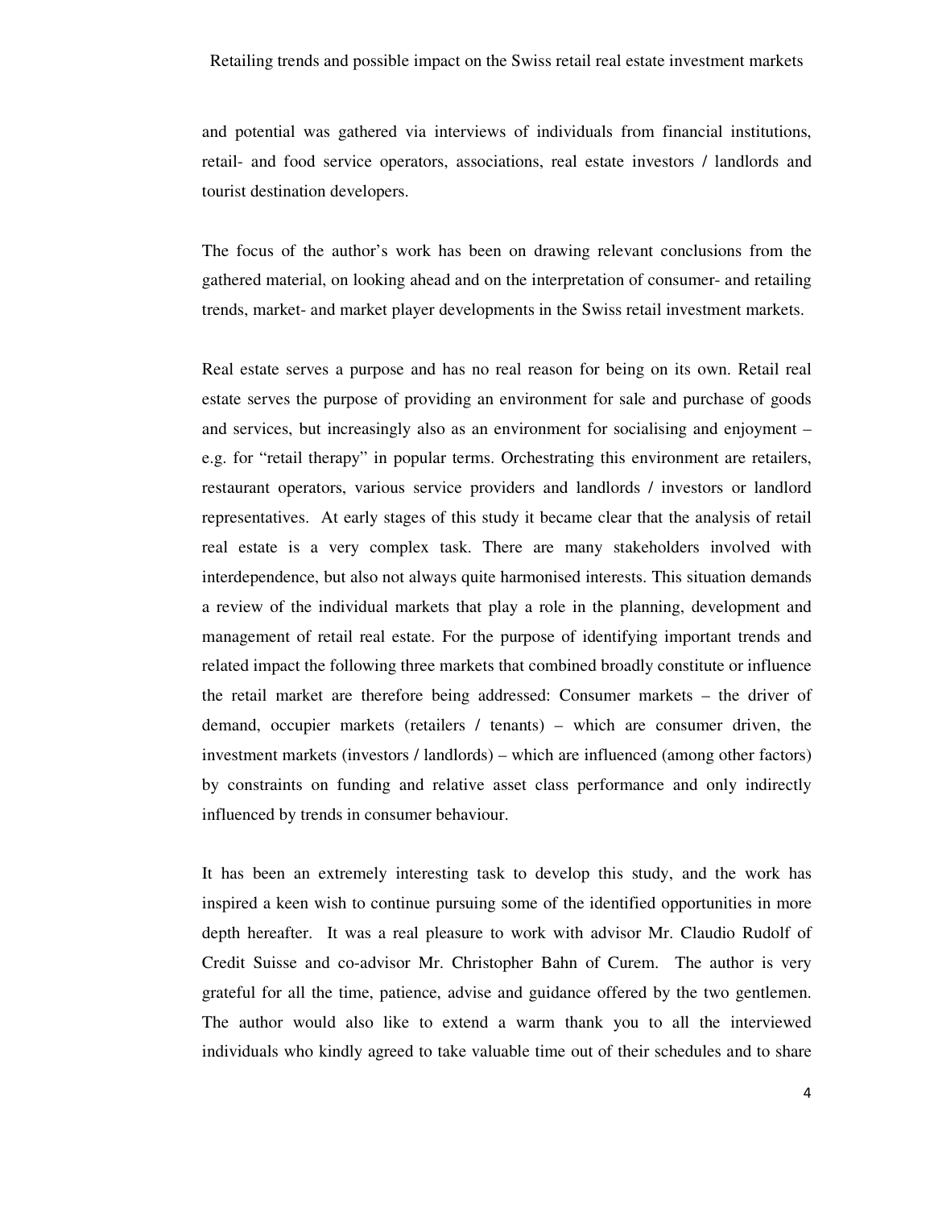and potential was gathered via interviews of individuals from financial institutions, retail- and food service operators, associations, real estate investors / landlords and tourist destination developers.

The focus of the author's work has been on drawing relevant conclusions from the gathered material, on looking ahead and on the interpretation of consumer- and retailing trends, market- and market player developments in the Swiss retail investment markets.

Real estate serves a purpose and has no real reason for being on its own. Retail real estate serves the purpose of providing an environment for sale and purchase of goods and services, but increasingly also as an environment for socialising and enjoyment – e.g. for "retail therapy" in popular terms. Orchestrating this environment are retailers, restaurant operators, various service providers and landlords / investors or landlord representatives. At early stages of this study it became clear that the analysis of retail real estate is a very complex task. There are many stakeholders involved with interdependence, but also not always quite harmonised interests. This situation demands a review of the individual markets that play a role in the planning, development and management of retail real estate. For the purpose of identifying important trends and related impact the following three markets that combined broadly constitute or influence the retail market are therefore being addressed: Consumer markets – the driver of demand, occupier markets (retailers / tenants) – which are consumer driven, the investment markets (investors / landlords) – which are influenced (among other factors) by constraints on funding and relative asset class performance and only indirectly influenced by trends in consumer behaviour.

It has been an extremely interesting task to develop this study, and the work has inspired a keen wish to continue pursuing some of the identified opportunities in more depth hereafter. It was a real pleasure to work with advisor Mr. Claudio Rudolf of Credit Suisse and co-advisor Mr. Christopher Bahn of Curem. The author is very grateful for all the time, patience, advise and guidance offered by the two gentlemen. The author would also like to extend a warm thank you to all the interviewed individuals who kindly agreed to take valuable time out of their schedules and to share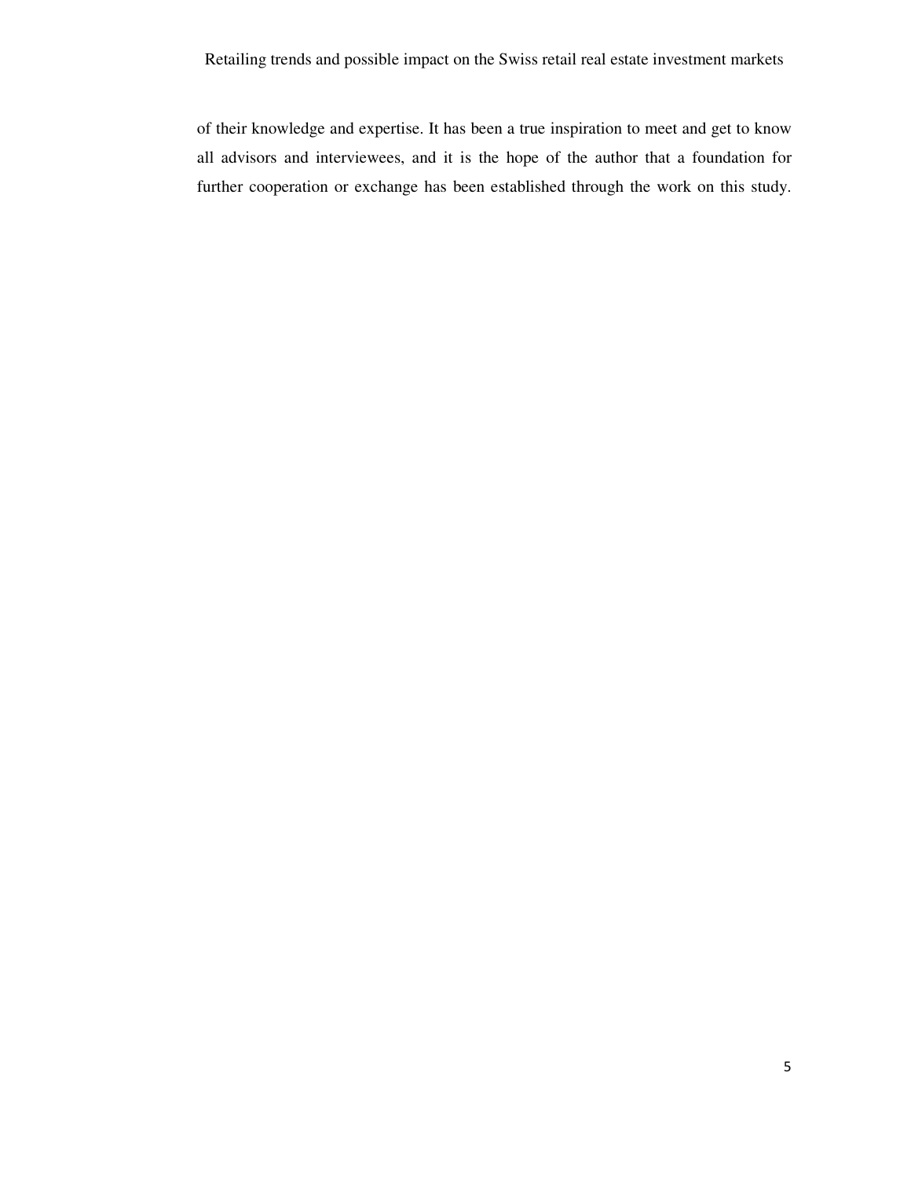of their knowledge and expertise. It has been a true inspiration to meet and get to know all advisors and interviewees, and it is the hope of the author that a foundation for further cooperation or exchange has been established through the work on this study.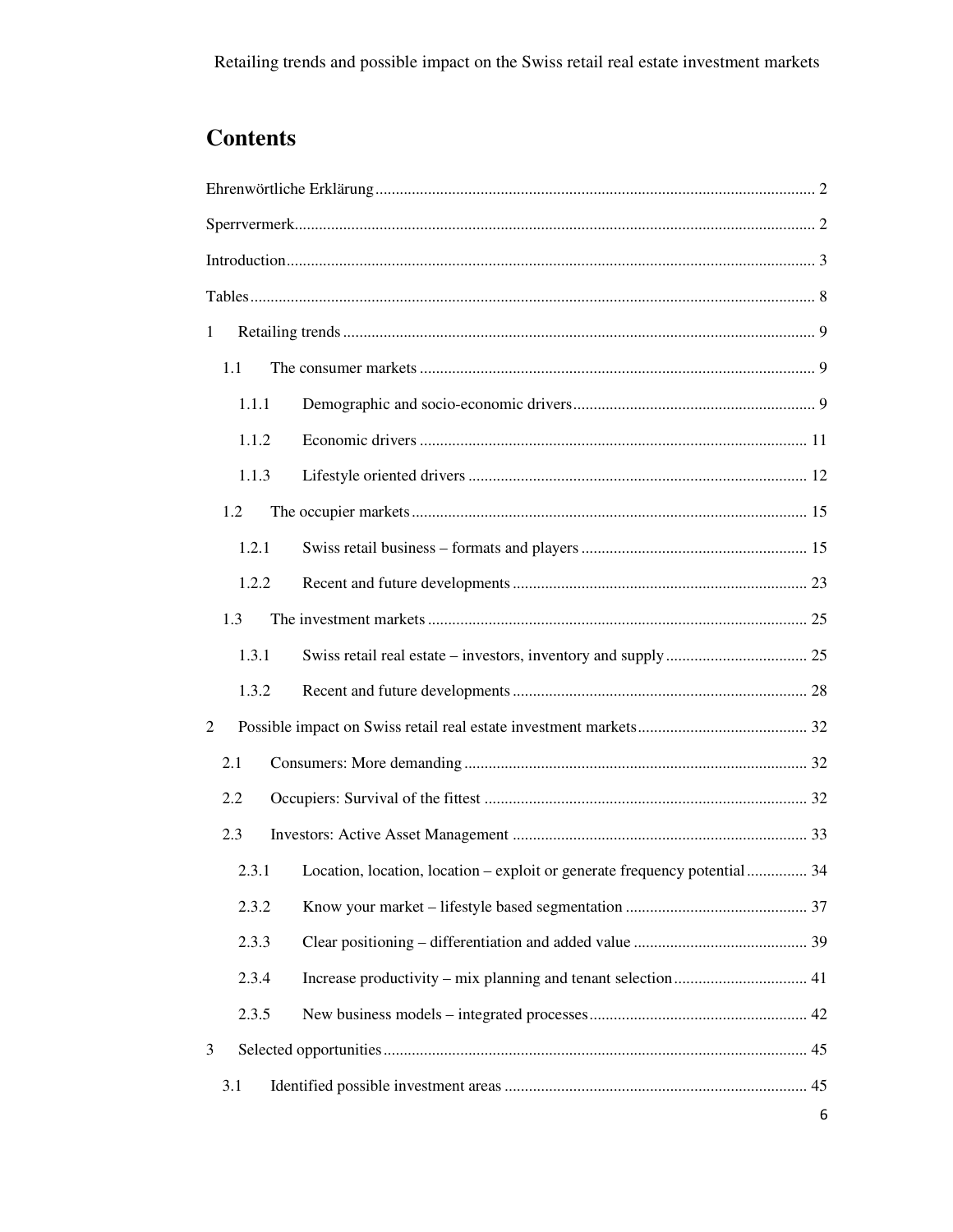# Contents

Ehrenwörtliche Erklärung ........................................................................................................ 2

Sperrvermerk............................................................................................................................ 2

Introduction .............................................................................................................................. 3

Tables ....................................................................................................................................... 8

1 Retailing trends ................................................................................................................... 9

1.1 The consumer markets ................................................................................................. 9

1.1.1 Demographic and socio-economic drivers ........................................................... 9

1.1.2 Economic drivers ............................................................................................... 11

1.1.3 Lifestyle oriented drivers ................................................................................... 12

1.2 The occupier markets ................................................................................................. 15

1.2.1 Swiss retail business – formats and players ........................................................ 15

1.2.2 Recent and future developments ......................................................................... 23

1.3 The investment markets ............................................................................................. 25

1.3.1 Swiss retail real estate – investors, inventory and supply ................................... 25

1.3.2 Recent and future developments ......................................................................... 28

2 Possible impact on Swiss retail real estate investment markets .......................................... 32

2.1 Consumers: More demanding ..................................................................................... 32

2.2 Occupiers: Survival of the fittest ................................................................................ 32

2.3 Investors: Active Asset Management ......................................................................... 33

2.3.1 Location, location, location – exploit or generate frequency potential ............... 34

2.3.2 Know your market – lifestyle based segmentation ............................................. 37

2.3.3 Clear positioning – differentiation and added value ........................................... 39

2.3.4 Increase productivity – mix planning and tenant selection ................................. 41

2.3.5 New business models – integrated processes ...................................................... 42

3 Selected opportunities ......................................................................................................... 45

3.1 Identified possible investment areas ........................................................................... 45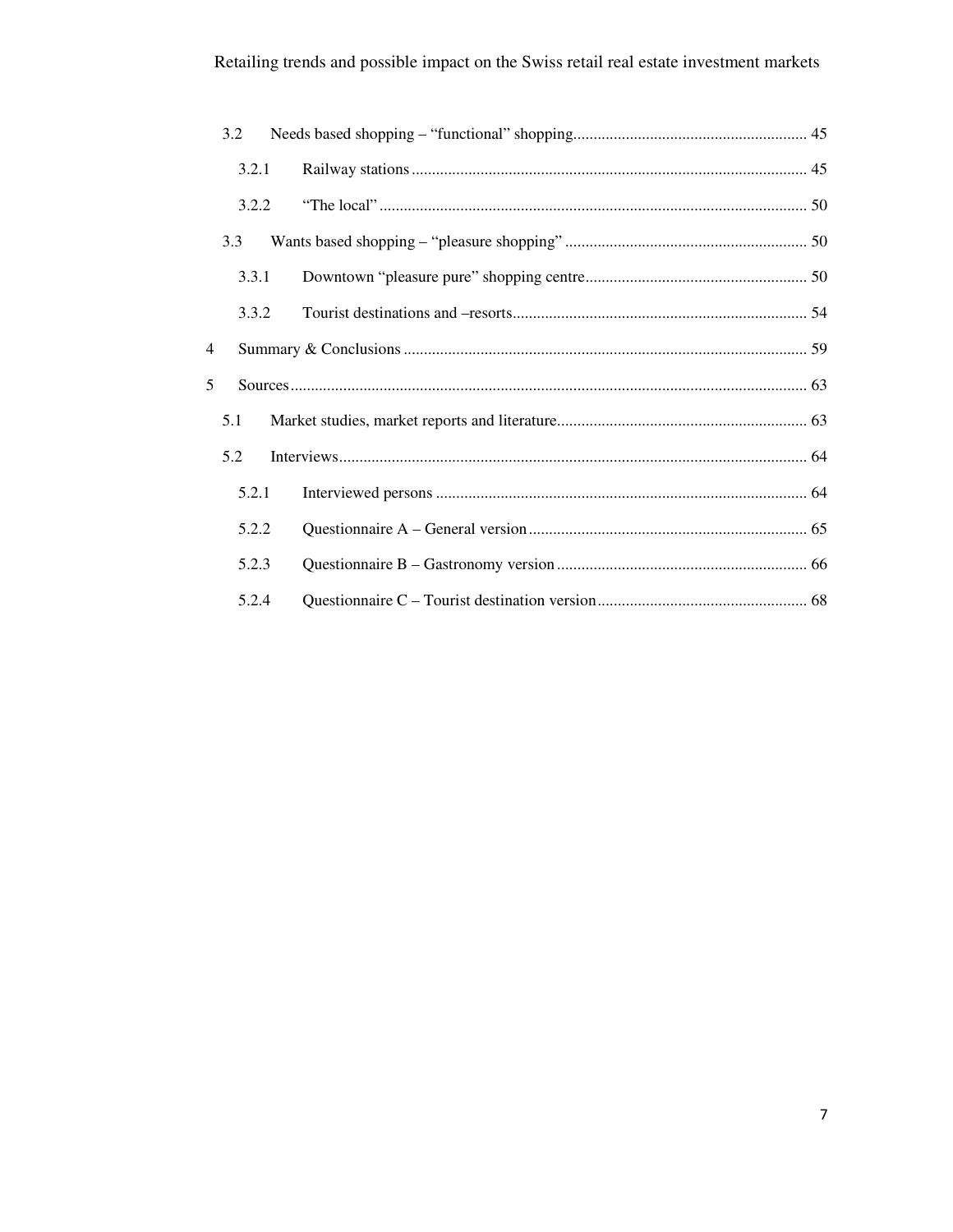3.2 Needs based shopping – “functional” shopping ... 45

3.2.1 Railway stations ... 45

3.2.2 “The local” ... 50

3.3 Wants based shopping – “pleasure shopping” ... 50

3.3.1 Downtown “pleasure pure” shopping centre ... 50

3.3.2 Tourist destinations and –resorts ... 54

4 Summary & Conclusions ... 59

5 Sources ... 63

5.1 Market studies, market reports and literature ... 63

5.2 Interviews ... 64

5.2.1 Interviewed persons ... 64

5.2.2 Questionnaire A – General version ... 65

5.2.3 Questionnaire B – Gastronomy version ... 66

5.2.4 Questionnaire C – Tourist destination version ... 68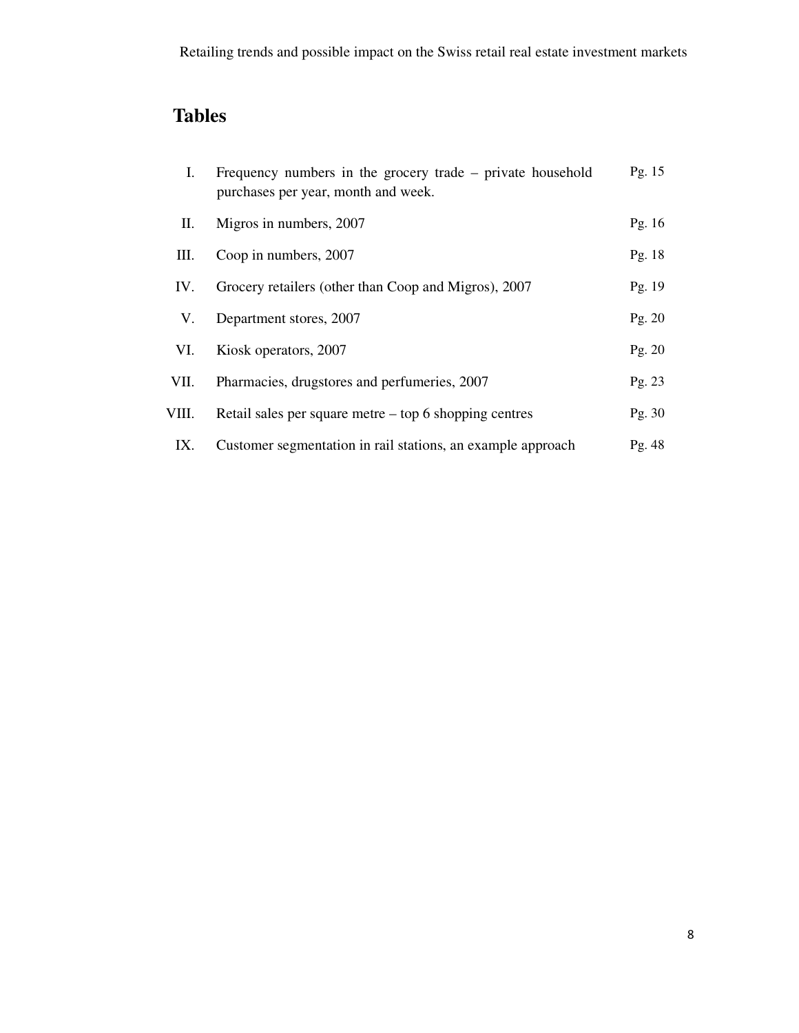# Tables

| | | |
|---|---|---|
| I. | Frequency numbers in the grocery trade – private household purchases per year, month and week. | Pg. 15 |
| II. | Migros in numbers, 2007 | Pg. 16 |
| III. | Coop in numbers, 2007 | Pg. 18 |
| IV. | Grocery retailers (other than Coop and Migros), 2007 | Pg. 19 |
| V. | Department stores, 2007 | Pg. 20 |
| VI. | Kiosk operators, 2007 | Pg. 20 |
| VII. | Pharmacies, drugstores and perfumeries, 2007 | Pg. 23 |
| VIII. | Retail sales per square metre – top 6 shopping centres | Pg. 30 |
| IX. | Customer segmentation in rail stations, an example approach | Pg. 48 |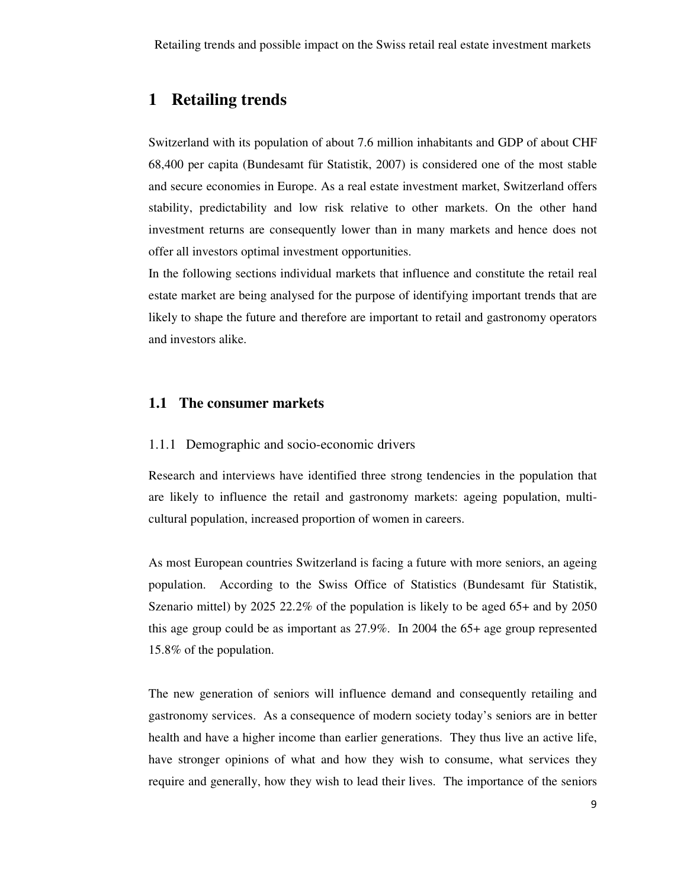# 1 Retailing trends

Switzerland with its population of about 7.6 million inhabitants and GDP of about CHF 68,400 per capita (Bundesamt für Statistik, 2007) is considered one of the most stable and secure economies in Europe. As a real estate investment market, Switzerland offers stability, predictability and low risk relative to other markets. On the other hand investment returns are consequently lower than in many markets and hence does not offer all investors optimal investment opportunities.

In the following sections individual markets that influence and constitute the retail real estate market are being analysed for the purpose of identifying important trends that are likely to shape the future and therefore are important to retail and gastronomy operators and investors alike.

## 1.1 The consumer markets

### 1.1.1 Demographic and socio-economic drivers

Research and interviews have identified three strong tendencies in the population that are likely to influence the retail and gastronomy markets: ageing population, multi-cultural population, increased proportion of women in careers.

As most European countries Switzerland is facing a future with more seniors, an ageing population. According to the Swiss Office of Statistics (Bundesamt für Statistik, Szenario mittel) by 2025 22.2% of the population is likely to be aged 65+ and by 2050 this age group could be as important as 27.9%. In 2004 the 65+ age group represented 15.8% of the population.

The new generation of seniors will influence demand and consequently retailing and gastronomy services. As a consequence of modern society today's seniors are in better health and have a higher income than earlier generations. They thus live an active life, have stronger opinions of what and how they wish to consume, what services they require and generally, how they wish to lead their lives. The importance of the seniors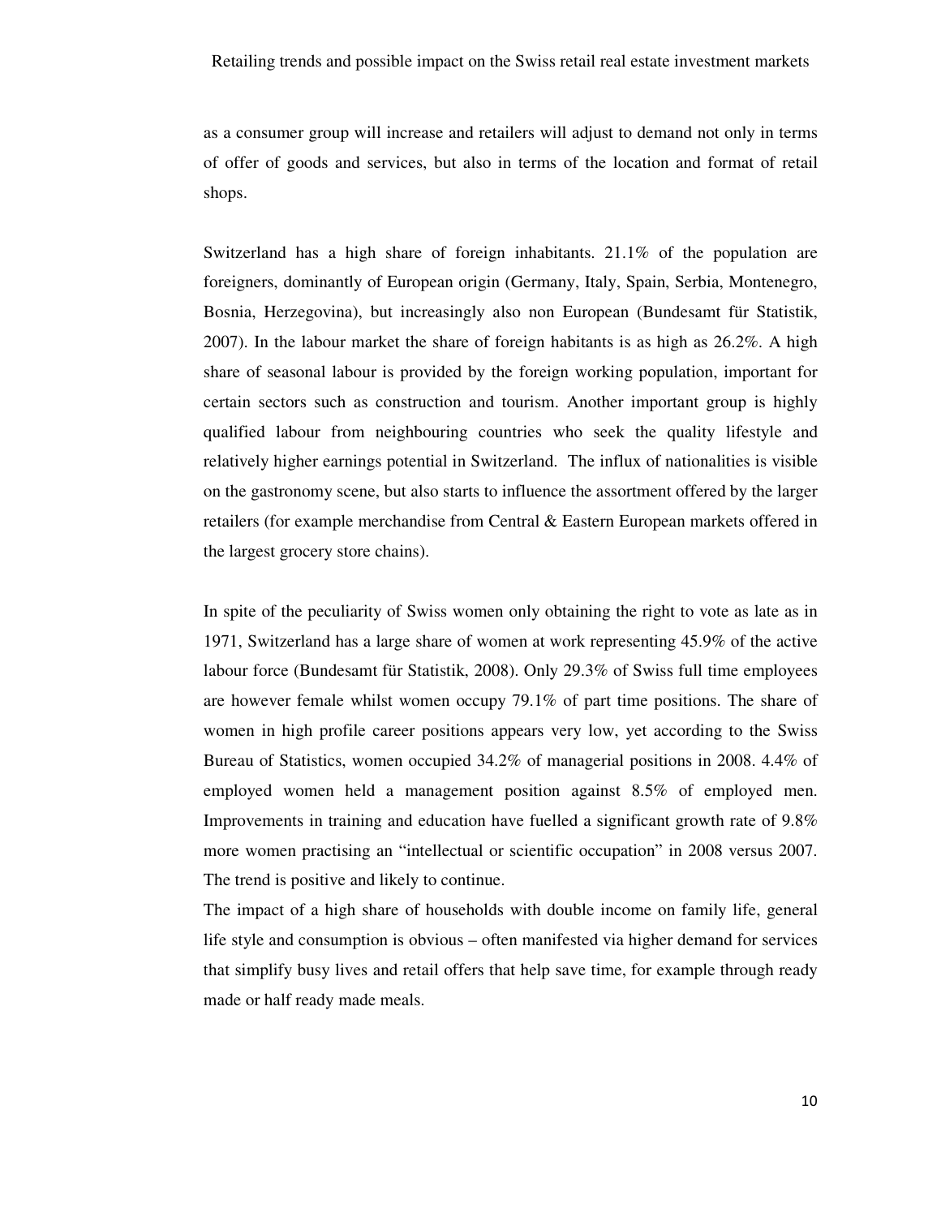as a consumer group will increase and retailers will adjust to demand not only in terms of offer of goods and services, but also in terms of the location and format of retail shops.

Switzerland has a high share of foreign inhabitants. 21.1% of the population are foreigners, dominantly of European origin (Germany, Italy, Spain, Serbia, Montenegro, Bosnia, Herzegovina), but increasingly also non European (Bundesamt für Statistik, 2007). In the labour market the share of foreign habitants is as high as 26.2%. A high share of seasonal labour is provided by the foreign working population, important for certain sectors such as construction and tourism. Another important group is highly qualified labour from neighbouring countries who seek the quality lifestyle and relatively higher earnings potential in Switzerland. The influx of nationalities is visible on the gastronomy scene, but also starts to influence the assortment offered by the larger retailers (for example merchandise from Central & Eastern European markets offered in the largest grocery store chains).

In spite of the peculiarity of Swiss women only obtaining the right to vote as late as in 1971, Switzerland has a large share of women at work representing 45.9% of the active labour force (Bundesamt für Statistik, 2008). Only 29.3% of Swiss full time employees are however female whilst women occupy 79.1% of part time positions. The share of women in high profile career positions appears very low, yet according to the Swiss Bureau of Statistics, women occupied 34.2% of managerial positions in 2008. 4.4% of employed women held a management position against 8.5% of employed men. Improvements in training and education have fuelled a significant growth rate of 9.8% more women practising an "intellectual or scientific occupation" in 2008 versus 2007. The trend is positive and likely to continue.

The impact of a high share of households with double income on family life, general life style and consumption is obvious – often manifested via higher demand for services that simplify busy lives and retail offers that help save time, for example through ready made or half ready made meals.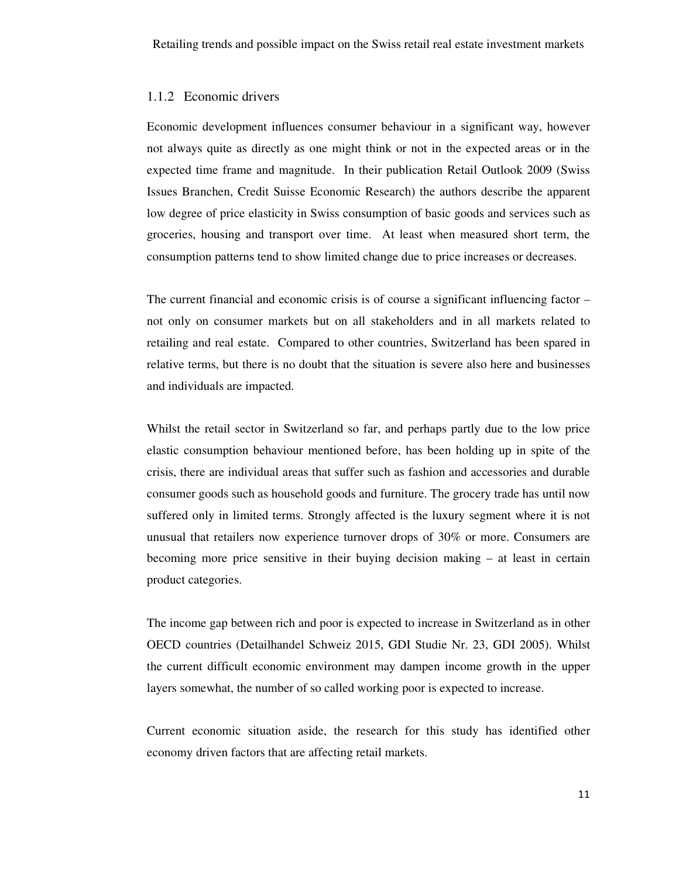### 1.1.2 Economic drivers

Economic development influences consumer behaviour in a significant way, however not always quite as directly as one might think or not in the expected areas or in the expected time frame and magnitude. In their publication Retail Outlook 2009 (Swiss Issues Branchen, Credit Suisse Economic Research) the authors describe the apparent low degree of price elasticity in Swiss consumption of basic goods and services such as groceries, housing and transport over time. At least when measured short term, the consumption patterns tend to show limited change due to price increases or decreases.

The current financial and economic crisis is of course a significant influencing factor – not only on consumer markets but on all stakeholders and in all markets related to retailing and real estate. Compared to other countries, Switzerland has been spared in relative terms, but there is no doubt that the situation is severe also here and businesses and individuals are impacted.

Whilst the retail sector in Switzerland so far, and perhaps partly due to the low price elastic consumption behaviour mentioned before, has been holding up in spite of the crisis, there are individual areas that suffer such as fashion and accessories and durable consumer goods such as household goods and furniture. The grocery trade has until now suffered only in limited terms. Strongly affected is the luxury segment where it is not unusual that retailers now experience turnover drops of 30% or more. Consumers are becoming more price sensitive in their buying decision making – at least in certain product categories.

The income gap between rich and poor is expected to increase in Switzerland as in other OECD countries (Detailhandel Schweiz 2015, GDI Studie Nr. 23, GDI 2005). Whilst the current difficult economic environment may dampen income growth in the upper layers somewhat, the number of so called working poor is expected to increase.

Current economic situation aside, the research for this study has identified other economy driven factors that are affecting retail markets.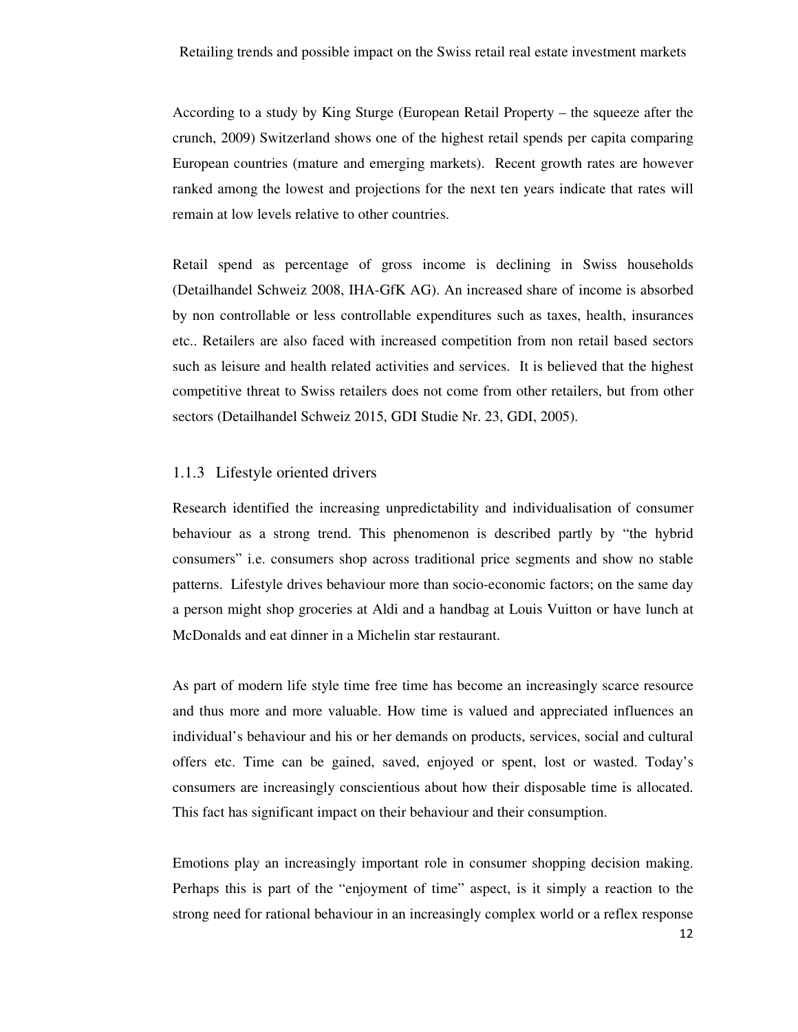According to a study by King Sturge (European Retail Property – the squeeze after the crunch, 2009) Switzerland shows one of the highest retail spends per capita comparing European countries (mature and emerging markets). Recent growth rates are however ranked among the lowest and projections for the next ten years indicate that rates will remain at low levels relative to other countries.

Retail spend as percentage of gross income is declining in Swiss households (Detailhandel Schweiz 2008, IHA-GfK AG). An increased share of income is absorbed by non controllable or less controllable expenditures such as taxes, health, insurances etc.. Retailers are also faced with increased competition from non retail based sectors such as leisure and health related activities and services. It is believed that the highest competitive threat to Swiss retailers does not come from other retailers, but from other sectors (Detailhandel Schweiz 2015, GDI Studie Nr. 23, GDI, 2005).

### 1.1.3 Lifestyle oriented drivers

Research identified the increasing unpredictability and individualisation of consumer behaviour as a strong trend. This phenomenon is described partly by "the hybrid consumers" i.e. consumers shop across traditional price segments and show no stable patterns. Lifestyle drives behaviour more than socio-economic factors; on the same day a person might shop groceries at Aldi and a handbag at Louis Vuitton or have lunch at McDonalds and eat dinner in a Michelin star restaurant.

As part of modern life style time free time has become an increasingly scarce resource and thus more and more valuable. How time is valued and appreciated influences an individual's behaviour and his or her demands on products, services, social and cultural offers etc. Time can be gained, saved, enjoyed or spent, lost or wasted. Today's consumers are increasingly conscientious about how their disposable time is allocated. This fact has significant impact on their behaviour and their consumption.

Emotions play an increasingly important role in consumer shopping decision making. Perhaps this is part of the "enjoyment of time" aspect, is it simply a reaction to the strong need for rational behaviour in an increasingly complex world or a reflex response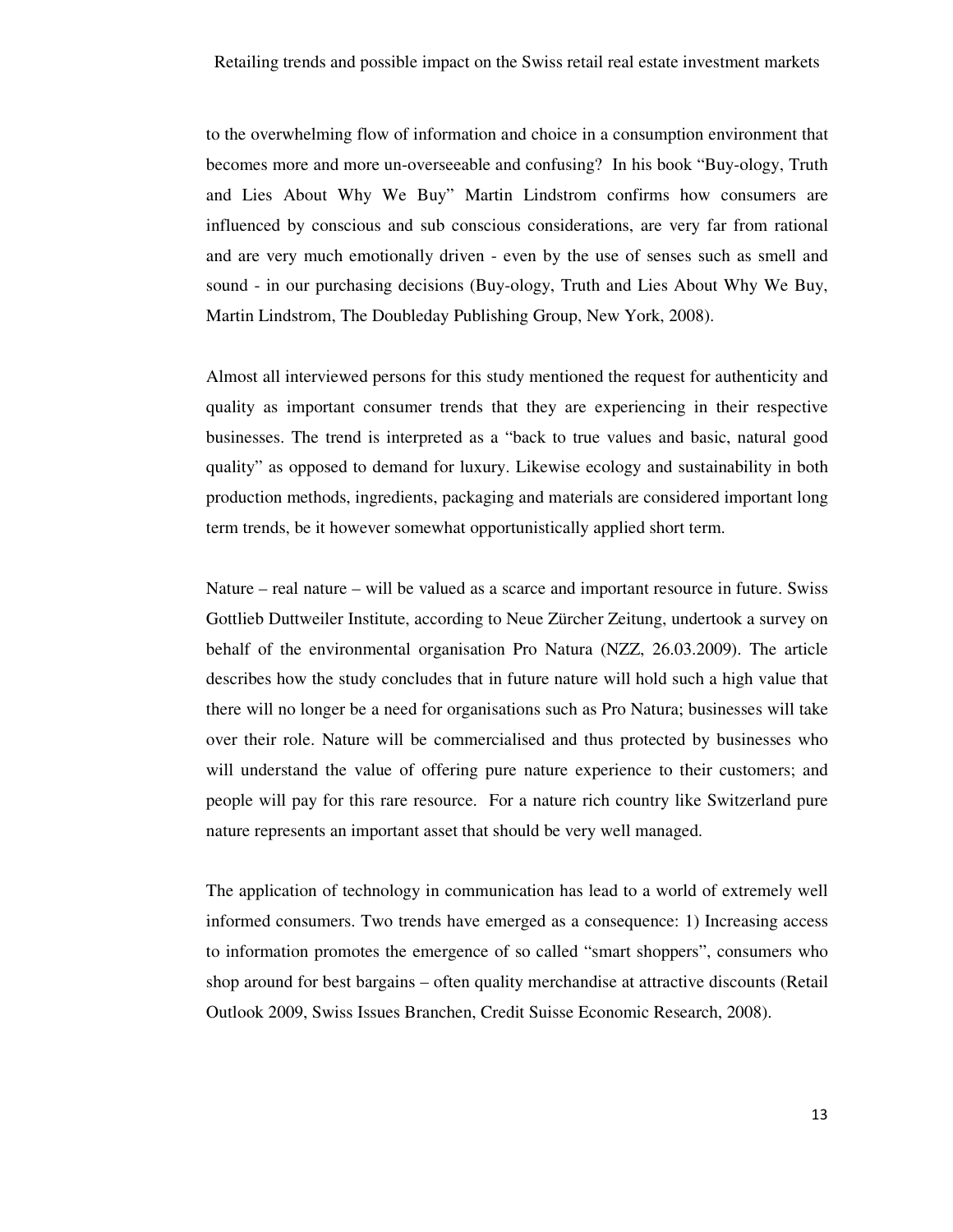to the overwhelming flow of information and choice in a consumption environment that becomes more and more un-overseeable and confusing? In his book "Buy-ology, Truth and Lies About Why We Buy" Martin Lindstrom confirms how consumers are influenced by conscious and sub conscious considerations, are very far from rational and are very much emotionally driven - even by the use of senses such as smell and sound - in our purchasing decisions (Buy-ology, Truth and Lies About Why We Buy, Martin Lindstrom, The Doubleday Publishing Group, New York, 2008).

Almost all interviewed persons for this study mentioned the request for authenticity and quality as important consumer trends that they are experiencing in their respective businesses. The trend is interpreted as a "back to true values and basic, natural good quality" as opposed to demand for luxury. Likewise ecology and sustainability in both production methods, ingredients, packaging and materials are considered important long term trends, be it however somewhat opportunistically applied short term.

Nature – real nature – will be valued as a scarce and important resource in future. Swiss Gottlieb Duttweiler Institute, according to Neue Zürcher Zeitung, undertook a survey on behalf of the environmental organisation Pro Natura (NZZ, 26.03.2009). The article describes how the study concludes that in future nature will hold such a high value that there will no longer be a need for organisations such as Pro Natura; businesses will take over their role. Nature will be commercialised and thus protected by businesses who will understand the value of offering pure nature experience to their customers; and people will pay for this rare resource. For a nature rich country like Switzerland pure nature represents an important asset that should be very well managed.

The application of technology in communication has lead to a world of extremely well informed consumers. Two trends have emerged as a consequence: 1) Increasing access to information promotes the emergence of so called "smart shoppers", consumers who shop around for best bargains – often quality merchandise at attractive discounts (Retail Outlook 2009, Swiss Issues Branchen, Credit Suisse Economic Research, 2008).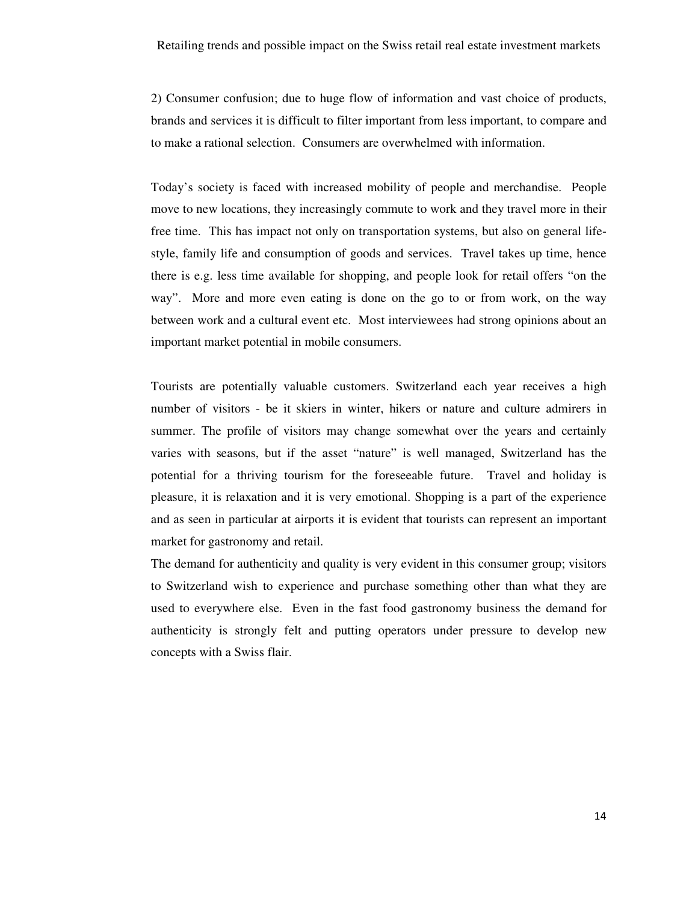2) Consumer confusion; due to huge flow of information and vast choice of products, brands and services it is difficult to filter important from less important, to compare and to make a rational selection. Consumers are overwhelmed with information.

Today's society is faced with increased mobility of people and merchandise. People move to new locations, they increasingly commute to work and they travel more in their free time. This has impact not only on transportation systems, but also on general life-style, family life and consumption of goods and services. Travel takes up time, hence there is e.g. less time available for shopping, and people look for retail offers "on the way". More and more even eating is done on the go to or from work, on the way between work and a cultural event etc. Most interviewees had strong opinions about an important market potential in mobile consumers.

Tourists are potentially valuable customers. Switzerland each year receives a high number of visitors - be it skiers in winter, hikers or nature and culture admirers in summer. The profile of visitors may change somewhat over the years and certainly varies with seasons, but if the asset "nature" is well managed, Switzerland has the potential for a thriving tourism for the foreseeable future. Travel and holiday is pleasure, it is relaxation and it is very emotional. Shopping is a part of the experience and as seen in particular at airports it is evident that tourists can represent an important market for gastronomy and retail.

The demand for authenticity and quality is very evident in this consumer group; visitors to Switzerland wish to experience and purchase something other than what they are used to everywhere else. Even in the fast food gastronomy business the demand for authenticity is strongly felt and putting operators under pressure to develop new concepts with a Swiss flair.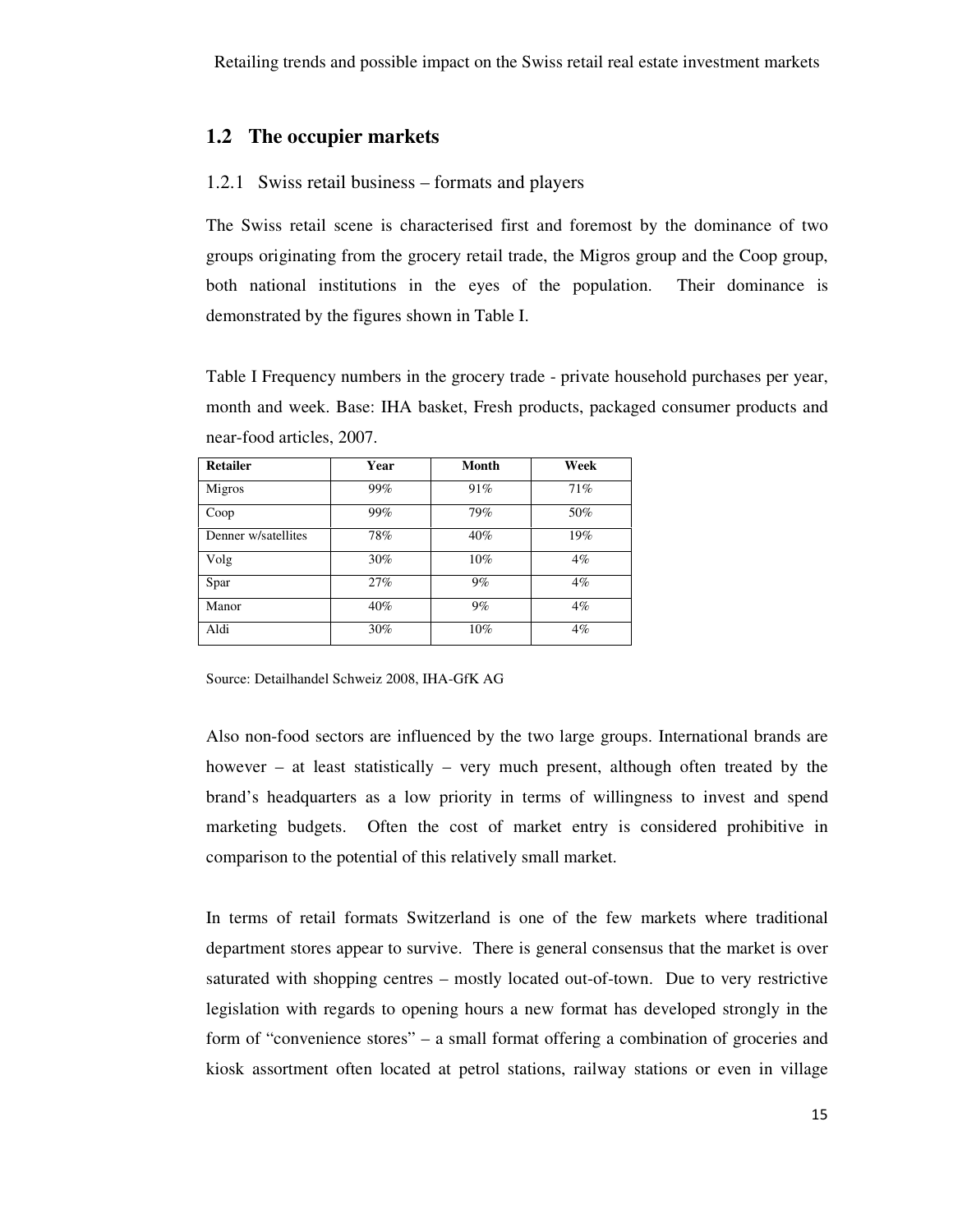## 1.2 The occupier markets

### 1.2.1 Swiss retail business – formats and players

The Swiss retail scene is characterised first and foremost by the dominance of two groups originating from the grocery retail trade, the Migros group and the Coop group, both national institutions in the eyes of the population. Their dominance is demonstrated by the figures shown in Table I.

Table I Frequency numbers in the grocery trade - private household purchases per year, month and week. Base: IHA basket, Fresh products, packaged consumer products and near-food articles, 2007.

| **Retailer** | **Year** | **Month** | **Week** |
|---|---|---|---|
| Migros | 99% | 91% | 71% |
| Coop | 99% | 79% | 50% |
| Denner w/satellites | 78% | 40% | 19% |
| Volg | 30% | 10% | 4% |
| Spar | 27% | 9% | 4% |
| Manor | 40% | 9% | 4% |
| Aldi | 30% | 10% | 4% |

Source: Detailhandel Schweiz 2008, IHA-GfK AG

Also non-food sectors are influenced by the two large groups. International brands are however – at least statistically – very much present, although often treated by the brand's headquarters as a low priority in terms of willingness to invest and spend marketing budgets. Often the cost of market entry is considered prohibitive in comparison to the potential of this relatively small market.

In terms of retail formats Switzerland is one of the few markets where traditional department stores appear to survive. There is general consensus that the market is over saturated with shopping centres – mostly located out-of-town. Due to very restrictive legislation with regards to opening hours a new format has developed strongly in the form of "convenience stores" – a small format offering a combination of groceries and kiosk assortment often located at petrol stations, railway stations or even in village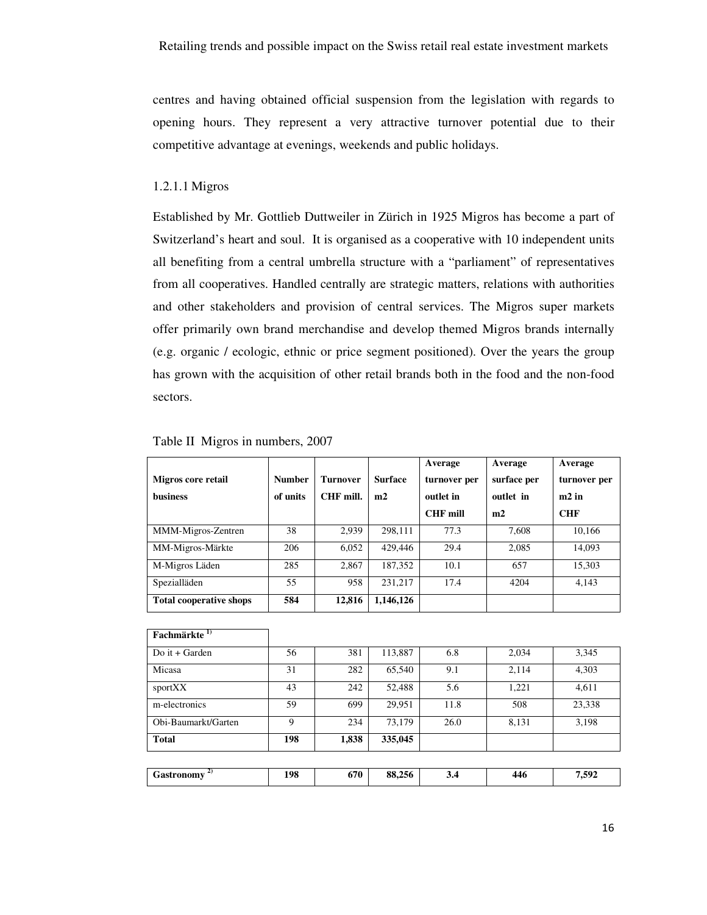centres and having obtained official suspension from the legislation with regards to opening hours. They represent a very attractive turnover potential due to their competitive advantage at evenings, weekends and public holidays.

#### 1.2.1.1 Migros

Established by Mr. Gottlieb Duttweiler in Zürich in 1925 Migros has become a part of Switzerland's heart and soul. It is organised as a cooperative with 10 independent units all benefiting from a central umbrella structure with a "parliament" of representatives from all cooperatives. Handled centrally are strategic matters, relations with authorities and other stakeholders and provision of central services. The Migros super markets offer primarily own brand merchandise and develop themed Migros brands internally (e.g. organic / ecologic, ethnic or price segment positioned). Over the years the group has grown with the acquisition of other retail brands both in the food and the non-food sectors.

Table II Migros in numbers, 2007

| **Migros core retail business** | **Number of units** | **Turnover CHF mill.** | **Surface m2** | **Average turnover per outlet in CHF mill** | **Average surface per outlet in m2** | **Average turnover per m2 in CHF** |
|---|---|---|---|---|---|---|
| MMM-Migros-Zentren | 38 | 2,939 | 298,111 | 77.3 | 7,608 | 10,166 |
| MM-Migros-Märkte | 206 | 6,052 | 429,446 | 29.4 | 2,085 | 14,093 |
| M-Migros Läden | 285 | 2,867 | 187,352 | 10.1 | 657 | 15,303 |
| Spezialläden | 55 | 958 | 231,217 | 17.4 | 4204 | 4,143 |
| **Total cooperative shops** | **584** | **12,816** | **1,146,126** | | | |
| **Fachmärkte [1)]** | | | | | | |
| Do it + Garden | 56 | 381 | 113,887 | 6.8 | 2,034 | 3,345 |
| Micasa | 31 | 282 | 65,540 | 9.1 | 2,114 | 4,303 |
| sportXX | 43 | 242 | 52,488 | 5.6 | 1,221 | 4,611 |
| m-electronics | 59 | 699 | 29,951 | 11.8 | 508 | 23,338 |
| Obi-Baumarkt/Garten | 9 | 234 | 73,179 | 26.0 | 8,131 | 3,198 |
| **Total** | **198** | **1,838** | **335,045** | | | |
| **Gastronomy [2)]** | **198** | **670** | **88,256** | **3.4** | **446** | **7,592** |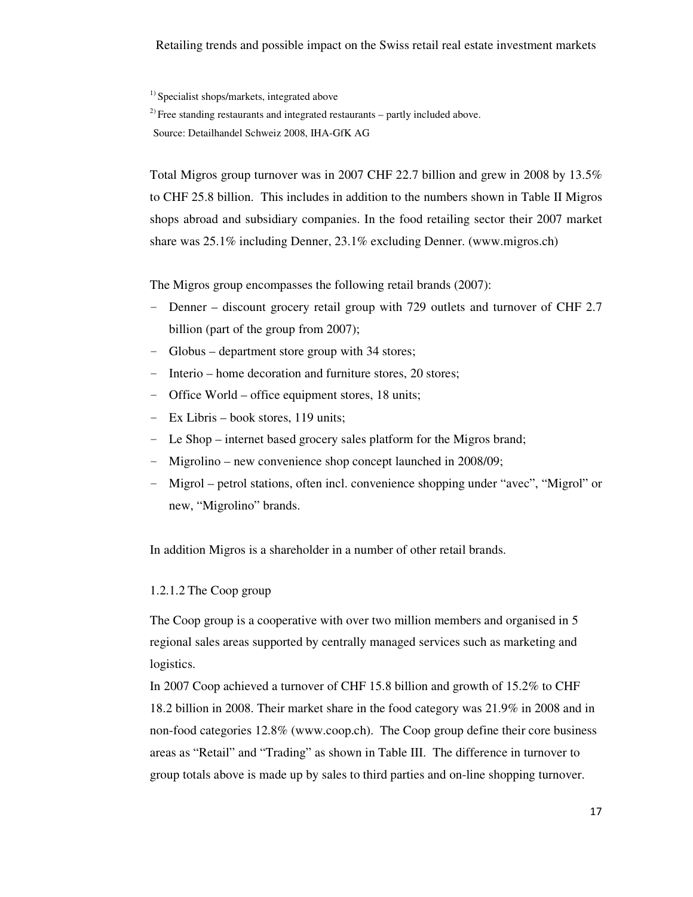[1] Specialist shops/markets, integrated above

[2] Free standing restaurants and integrated restaurants – partly included above.

Source: Detailhandel Schweiz 2008, IHA-GfK AG

Total Migros group turnover was in 2007 CHF 22.7 billion and grew in 2008 by 13.5% to CHF 25.8 billion. This includes in addition to the numbers shown in Table II Migros shops abroad and subsidiary companies. In the food retailing sector their 2007 market share was 25.1% including Denner, 23.1% excluding Denner. (www.migros.ch)

The Migros group encompasses the following retail brands (2007):

- Denner – discount grocery retail group with 729 outlets and turnover of CHF 2.7 billion (part of the group from 2007);
- Globus – department store group with 34 stores;
- Interio – home decoration and furniture stores, 20 stores;
- Office World – office equipment stores, 18 units;
- Ex Libris – book stores, 119 units;
- Le Shop – internet based grocery sales platform for the Migros brand;
- Migrolino – new convenience shop concept launched in 2008/09;
- Migrol – petrol stations, often incl. convenience shopping under "avec", "Migrol" or new, "Migrolino" brands.

In addition Migros is a shareholder in a number of other retail brands.

#### 1.2.1.2 The Coop group

The Coop group is a cooperative with over two million members and organised in 5 regional sales areas supported by centrally managed services such as marketing and logistics.

In 2007 Coop achieved a turnover of CHF 15.8 billion and growth of 15.2% to CHF 18.2 billion in 2008. Their market share in the food category was 21.9% in 2008 and in non-food categories 12.8% (www.coop.ch). The Coop group define their core business areas as "Retail" and "Trading" as shown in Table III. The difference in turnover to group totals above is made up by sales to third parties and on-line shopping turnover.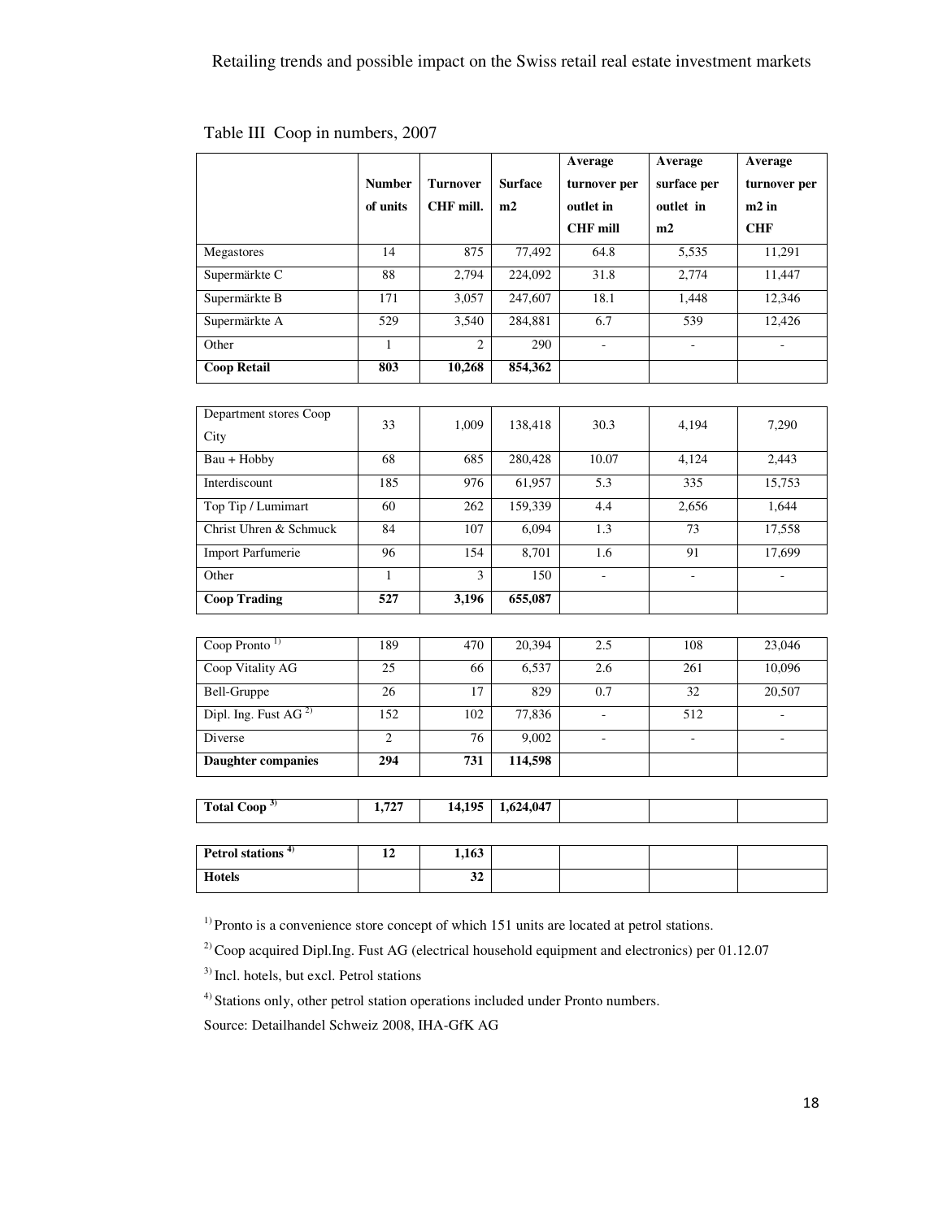Table III Coop in numbers, 2007

| | Number of units | Turnover CHF mill. | Surface m2 | Average turnover per outlet in CHF mill | Average surface per outlet in m2 | Average turnover per m2 in CHF |
|---|---|---|---|---|---|---|
| Megastores | 14 | 875 | 77,492 | 64.8 | 5,535 | 11,291 |
| Supermärkte C | 88 | 2,794 | 224,092 | 31.8 | 2,774 | 11,447 |
| Supermärkte B | 171 | 3,057 | 247,607 | 18.1 | 1,448 | 12,346 |
| Supermärkte A | 529 | 3,540 | 284,881 | 6.7 | 539 | 12,426 |
| Other | 1 | 2 | 290 | - | - | - |
| **Coop Retail** | **803** | **10,268** | **854,362** | | | |
| Department stores Coop City | 33 | 1,009 | 138,418 | 30.3 | 4,194 | 7,290 |
| Bau + Hobby | 68 | 685 | 280,428 | 10.07 | 4,124 | 2,443 |
| Interdiscount | 185 | 976 | 61,957 | 5.3 | 335 | 15,753 |
| Top Tip / Lumimart | 60 | 262 | 159,339 | 4.4 | 2,656 | 1,644 |
| Christ Uhren & Schmuck | 84 | 107 | 6,094 | 1.3 | 73 | 17,558 |
| Import Parfumerie | 96 | 154 | 8,701 | 1.6 | 91 | 17,699 |
| Other | 1 | 3 | 150 | - | - | - |
| **Coop Trading** | **527** | **3,196** | **655,087** | | | |
| Coop Pronto [1] | 189 | 470 | 20,394 | 2.5 | 108 | 23,046 |
| Coop Vitality AG | 25 | 66 | 6,537 | 2.6 | 261 | 10,096 |
| Bell-Gruppe | 26 | 17 | 829 | 0.7 | 32 | 20,507 |
| Dipl. Ing. Fust AG [2] | 152 | 102 | 77,836 | - | 512 | - |
| Diverse | 2 | 76 | 9,002 | - | - | - |
| **Daughter companies** | **294** | **731** | **114,598** | | | |
| **Total Coop [3]** | **1,727** | **14,195** | **1,624,047** | | | |
| **Petrol stations [4]** | **12** | **1,163** | | | | |
| **Hotels** | | **32** | | | | |

[1] Pronto is a convenience store concept of which 151 units are located at petrol stations.

[2] Coop acquired Dipl.Ing. Fust AG (electrical household equipment and electronics) per 01.12.07

[3] Incl. hotels, but excl. Petrol stations

[4] Stations only, other petrol station operations included under Pronto numbers.

Source: Detailhandel Schweiz 2008, IHA-GfK AG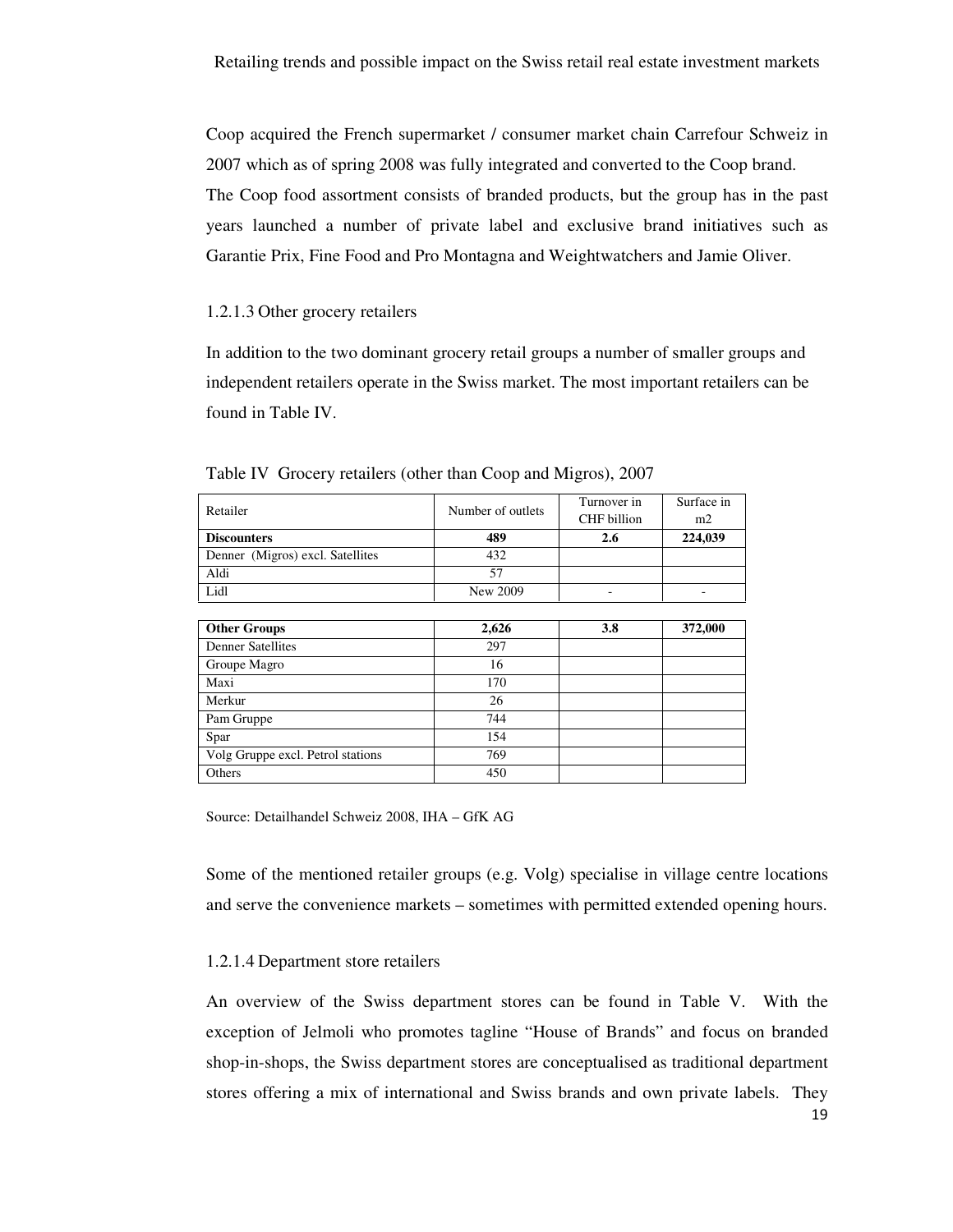Coop acquired the French supermarket / consumer market chain Carrefour Schweiz in 2007 which as of spring 2008 was fully integrated and converted to the Coop brand. The Coop food assortment consists of branded products, but the group has in the past years launched a number of private label and exclusive brand initiatives such as Garantie Prix, Fine Food and Pro Montagna and Weightwatchers and Jamie Oliver.

#### 1.2.1.3 Other grocery retailers

In addition to the two dominant grocery retail groups a number of smaller groups and independent retailers operate in the Swiss market. The most important retailers can be found in Table IV.

Table IV Grocery retailers (other than Coop and Migros), 2007

| Retailer | Number of outlets | Turnover in CHF billion | Surface in m2 |
|---|---|---|---|
| **Discounters** | **489** | **2.6** | **224,039** |
| Denner (Migros) excl. Satellites | 432 | | |
| Aldi | 57 | | |
| Lidl | New 2009 | - | - |
| **Other Groups** | **2,626** | **3.8** | **372,000** |
| Denner Satellites | 297 | | |
| Groupe Magro | 16 | | |
| Maxi | 170 | | |
| Merkur | 26 | | |
| Pam Gruppe | 744 | | |
| Spar | 154 | | |
| Volg Gruppe excl. Petrol stations | 769 | | |
| Others | 450 | | |

Source: Detailhandel Schweiz 2008, IHA – GfK AG

Some of the mentioned retailer groups (e.g. Volg) specialise in village centre locations and serve the convenience markets – sometimes with permitted extended opening hours.

#### 1.2.1.4 Department store retailers

An overview of the Swiss department stores can be found in Table V. With the exception of Jelmoli who promotes tagline "House of Brands" and focus on branded shop-in-shops, the Swiss department stores are conceptualised as traditional department stores offering a mix of international and Swiss brands and own private labels. They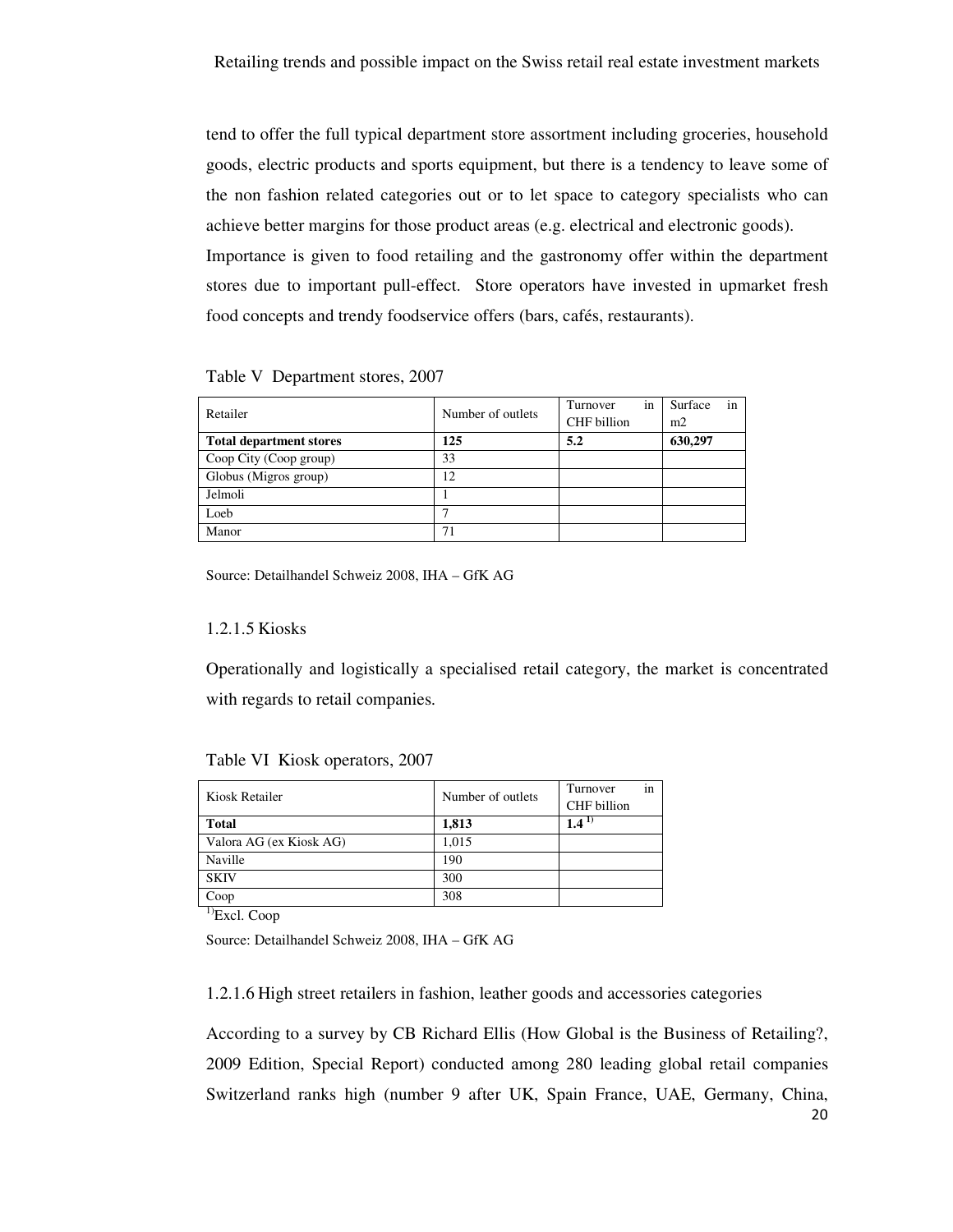tend to offer the full typical department store assortment including groceries, household goods, electric products and sports equipment, but there is a tendency to leave some of the non fashion related categories out or to let space to category specialists who can achieve better margins for those product areas (e.g. electrical and electronic goods).

Importance is given to food retailing and the gastronomy offer within the department stores due to important pull-effect. Store operators have invested in upmarket fresh food concepts and trendy foodservice offers (bars, cafés, restaurants).

Table V Department stores, 2007

| Retailer | Number of outlets | Turnover in CHF billion | Surface in m2 |
|---|---|---|---|
| **Total department stores** | **125** | **5.2** | **630,297** |
| Coop City (Coop group) | 33 | | |
| Globus (Migros group) | 12 | | |
| Jelmoli | 1 | | |
| Loeb | 7 | | |
| Manor | 71 | | |

Source: Detailhandel Schweiz 2008, IHA – GfK AG

### 1.2.1.5 Kiosks

Operationally and logistically a specialised retail category, the market is concentrated with regards to retail companies.

Table VI Kiosk operators, 2007

| Kiosk Retailer | Number of outlets | Turnover in CHF billion |
|---|---|---|
| **Total** | **1,813** | **1.4** [1)] |
| Valora AG (ex Kiosk AG) | 1,015 | |
| Naville | 190 | |
| SKIV | 300 | |
| Coop | 308 | |

[1)] Excl. Coop

Source: Detailhandel Schweiz 2008, IHA – GfK AG

### 1.2.1.6 High street retailers in fashion, leather goods and accessories categories

According to a survey by CB Richard Ellis (How Global is the Business of Retailing?, 2009 Edition, Special Report) conducted among 280 leading global retail companies Switzerland ranks high (number 9 after UK, Spain France, UAE, Germany, China,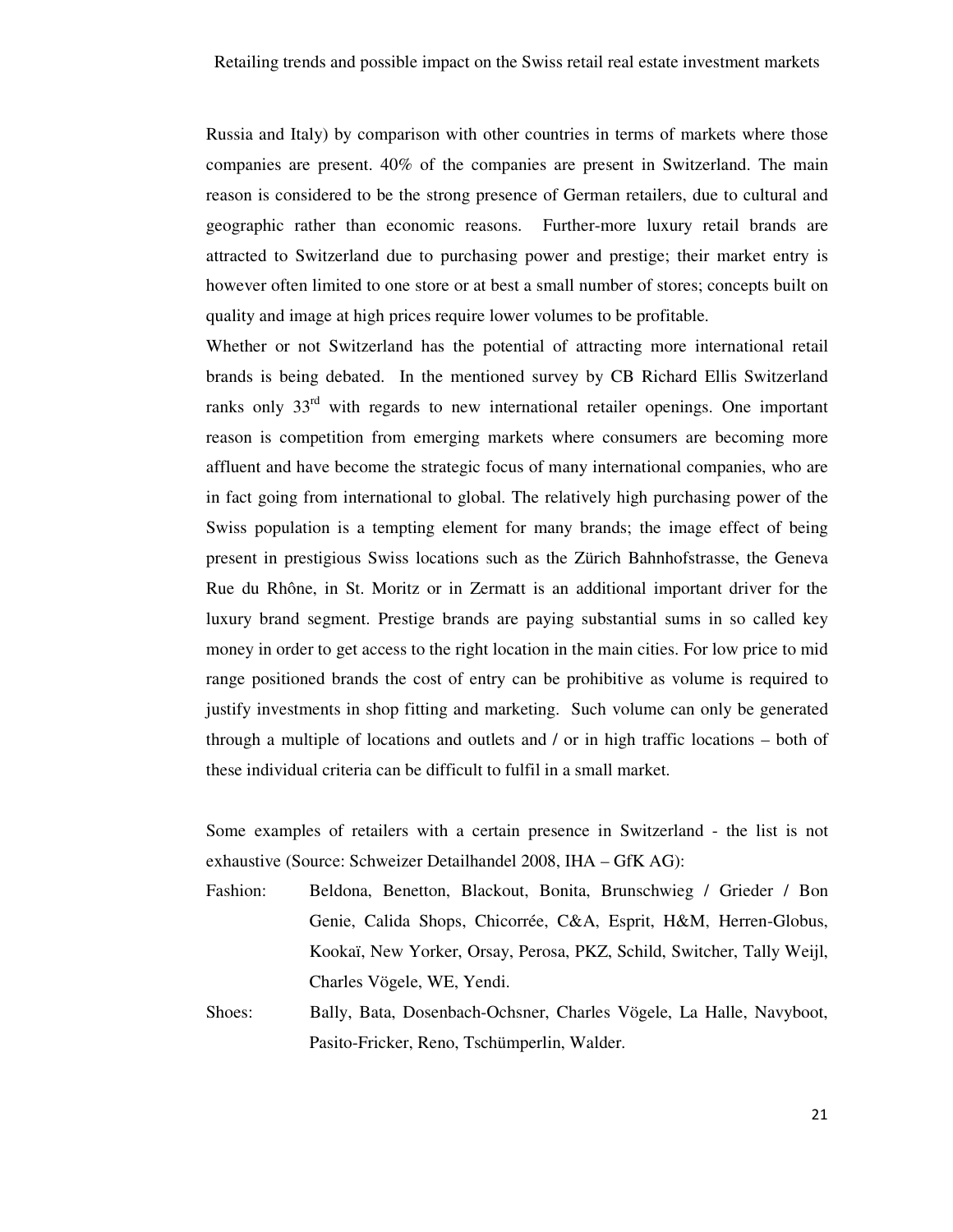Russia and Italy) by comparison with other countries in terms of markets where those companies are present. 40% of the companies are present in Switzerland. The main reason is considered to be the strong presence of German retailers, due to cultural and geographic rather than economic reasons. Further-more luxury retail brands are attracted to Switzerland due to purchasing power and prestige; their market entry is however often limited to one store or at best a small number of stores; concepts built on quality and image at high prices require lower volumes to be profitable.

Whether or not Switzerland has the potential of attracting more international retail brands is being debated. In the mentioned survey by CB Richard Ellis Switzerland ranks only 33rd with regards to new international retailer openings. One important reason is competition from emerging markets where consumers are becoming more affluent and have become the strategic focus of many international companies, who are in fact going from international to global. The relatively high purchasing power of the Swiss population is a tempting element for many brands; the image effect of being present in prestigious Swiss locations such as the Zürich Bahnhofstrasse, the Geneva Rue du Rhône, in St. Moritz or in Zermatt is an additional important driver for the luxury brand segment. Prestige brands are paying substantial sums in so called key money in order to get access to the right location in the main cities. For low price to mid range positioned brands the cost of entry can be prohibitive as volume is required to justify investments in shop fitting and marketing. Such volume can only be generated through a multiple of locations and outlets and / or in high traffic locations – both of these individual criteria can be difficult to fulfil in a small market.

Some examples of retailers with a certain presence in Switzerland - the list is not exhaustive (Source: Schweizer Detailhandel 2008, IHA – GfK AG):

Fashion: Beldona, Benetton, Blackout, Bonita, Brunschwieg / Grieder / Bon Genie, Calida Shops, Chicorrée, C&A, Esprit, H&M, Herren-Globus, Kookaï, New Yorker, Orsay, Perosa, PKZ, Schild, Switcher, Tally Weijl, Charles Vögele, WE, Yendi.

Shoes: Bally, Bata, Dosenbach-Ochsner, Charles Vögele, La Halle, Navyboot, Pasito-Fricker, Reno, Tschümperlin, Walder.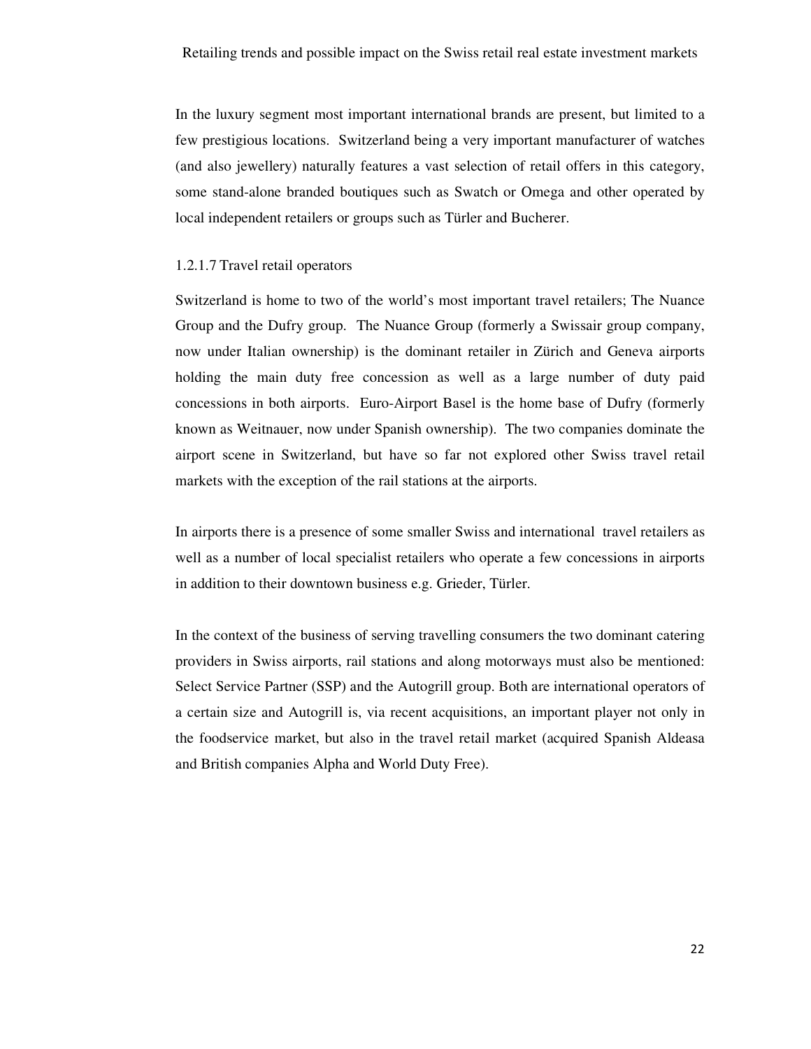In the luxury segment most important international brands are present, but limited to a few prestigious locations. Switzerland being a very important manufacturer of watches (and also jewellery) naturally features a vast selection of retail offers in this category, some stand-alone branded boutiques such as Swatch or Omega and other operated by local independent retailers or groups such as Türler and Bucherer.

#### 1.2.1.7 Travel retail operators

Switzerland is home to two of the world's most important travel retailers; The Nuance Group and the Dufry group. The Nuance Group (formerly a Swissair group company, now under Italian ownership) is the dominant retailer in Zürich and Geneva airports holding the main duty free concession as well as a large number of duty paid concessions in both airports. Euro-Airport Basel is the home base of Dufry (formerly known as Weitnauer, now under Spanish ownership). The two companies dominate the airport scene in Switzerland, but have so far not explored other Swiss travel retail markets with the exception of the rail stations at the airports.

In airports there is a presence of some smaller Swiss and international travel retailers as well as a number of local specialist retailers who operate a few concessions in airports in addition to their downtown business e.g. Grieder, Türler.

In the context of the business of serving travelling consumers the two dominant catering providers in Swiss airports, rail stations and along motorways must also be mentioned: Select Service Partner (SSP) and the Autogrill group. Both are international operators of a certain size and Autogrill is, via recent acquisitions, an important player not only in the foodservice market, but also in the travel retail market (acquired Spanish Aldeasa and British companies Alpha and World Duty Free).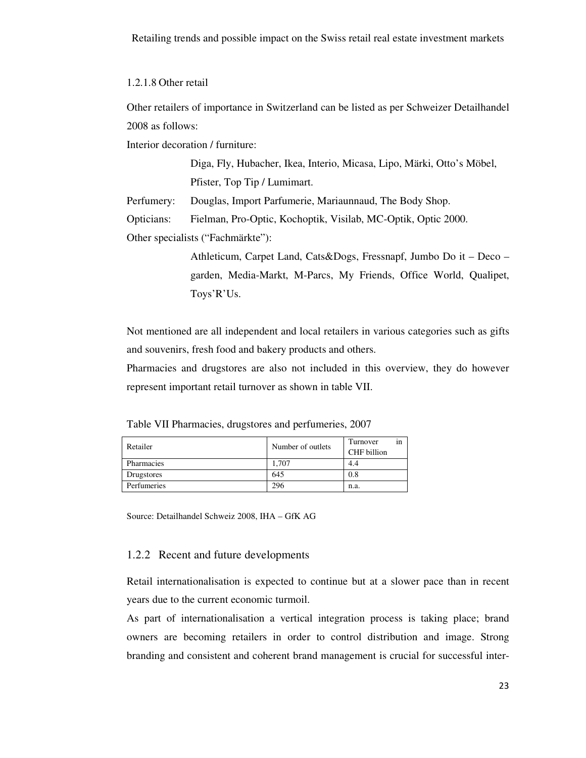#### 1.2.1.8 Other retail

Other retailers of importance in Switzerland can be listed as per Schweizer Detailhandel 2008 as follows:

Interior decoration / furniture:

Diga, Fly, Hubacher, Ikea, Interio, Micasa, Lipo, Märki, Otto's Möbel, Pfister, Top Tip / Lumimart.

Perfumery: Douglas, Import Parfumerie, Mariaunnaud, The Body Shop.

Opticians: Fielman, Pro-Optic, Kochoptik, Visilab, MC-Optik, Optic 2000.

Other specialists ("Fachmärkte"):

Athleticum, Carpet Land, Cats&Dogs, Fressnapf, Jumbo Do it – Deco – garden, Media-Markt, M-Parcs, My Friends, Office World, Qualipet, Toys'R'Us.

Not mentioned are all independent and local retailers in various categories such as gifts and souvenirs, fresh food and bakery products and others.

Pharmacies and drugstores are also not included in this overview, they do however represent important retail turnover as shown in table VII.

Table VII Pharmacies, drugstores and perfumeries, 2007

| Retailer | Number of outlets | Turnover in CHF billion |
|---|---|---|
| Pharmacies | 1,707 | 4.4 |
| Drugstores | 645 | 0.8 |
| Perfumeries | 296 | n.a. |

Source: Detailhandel Schweiz 2008, IHA – GfK AG

### 1.2.2 Recent and future developments

Retail internationalisation is expected to continue but at a slower pace than in recent years due to the current economic turmoil.

As part of internationalisation a vertical integration process is taking place; brand owners are becoming retailers in order to control distribution and image. Strong branding and consistent and coherent brand management is crucial for successful inter-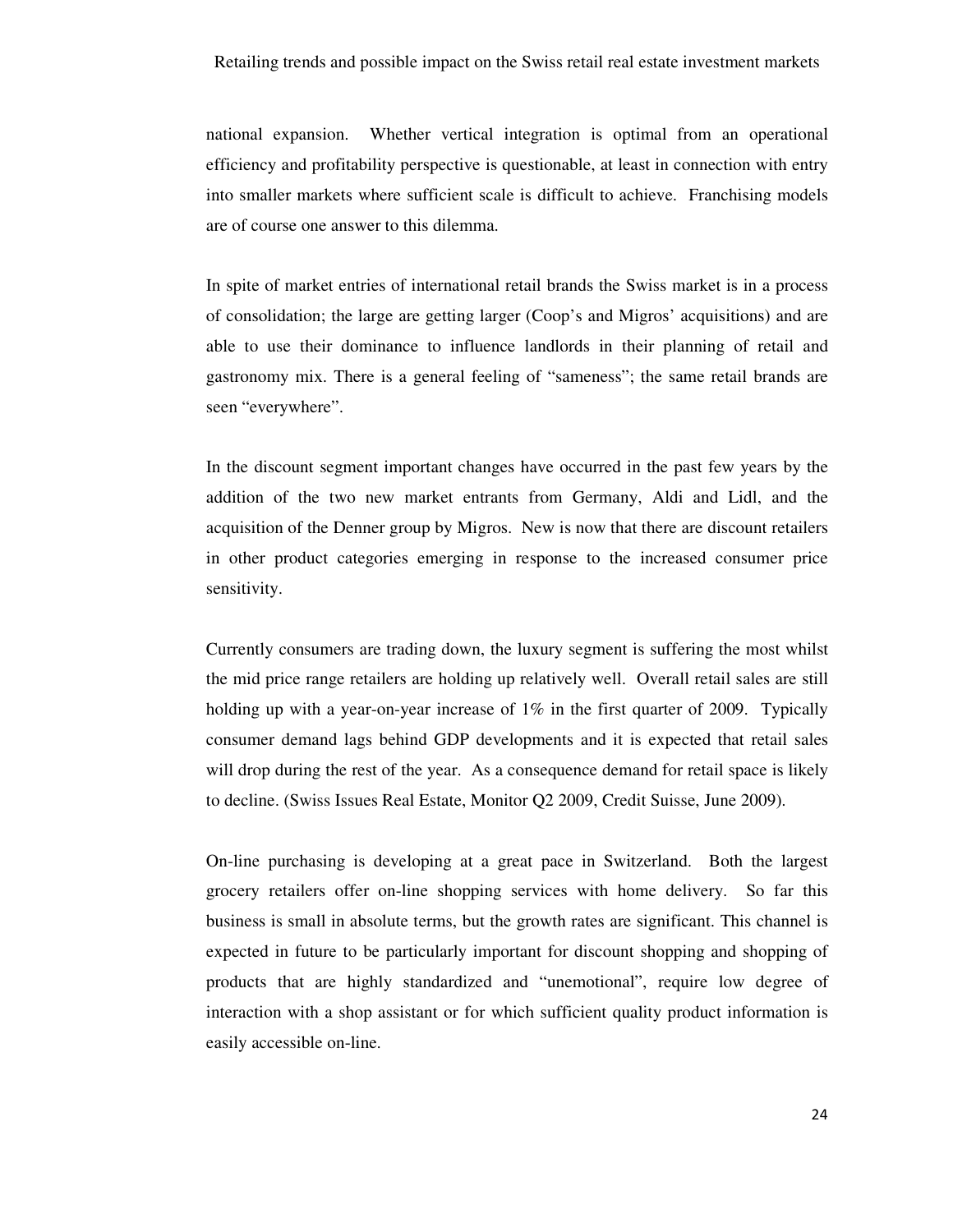national expansion. Whether vertical integration is optimal from an operational efficiency and profitability perspective is questionable, at least in connection with entry into smaller markets where sufficient scale is difficult to achieve. Franchising models are of course one answer to this dilemma.

In spite of market entries of international retail brands the Swiss market is in a process of consolidation; the large are getting larger (Coop's and Migros' acquisitions) and are able to use their dominance to influence landlords in their planning of retail and gastronomy mix. There is a general feeling of "sameness"; the same retail brands are seen "everywhere".

In the discount segment important changes have occurred in the past few years by the addition of the two new market entrants from Germany, Aldi and Lidl, and the acquisition of the Denner group by Migros. New is now that there are discount retailers in other product categories emerging in response to the increased consumer price sensitivity.

Currently consumers are trading down, the luxury segment is suffering the most whilst the mid price range retailers are holding up relatively well. Overall retail sales are still holding up with a year-on-year increase of 1% in the first quarter of 2009. Typically consumer demand lags behind GDP developments and it is expected that retail sales will drop during the rest of the year. As a consequence demand for retail space is likely to decline. (Swiss Issues Real Estate, Monitor Q2 2009, Credit Suisse, June 2009).

On-line purchasing is developing at a great pace in Switzerland. Both the largest grocery retailers offer on-line shopping services with home delivery. So far this business is small in absolute terms, but the growth rates are significant. This channel is expected in future to be particularly important for discount shopping and shopping of products that are highly standardized and "unemotional", require low degree of interaction with a shop assistant or for which sufficient quality product information is easily accessible on-line.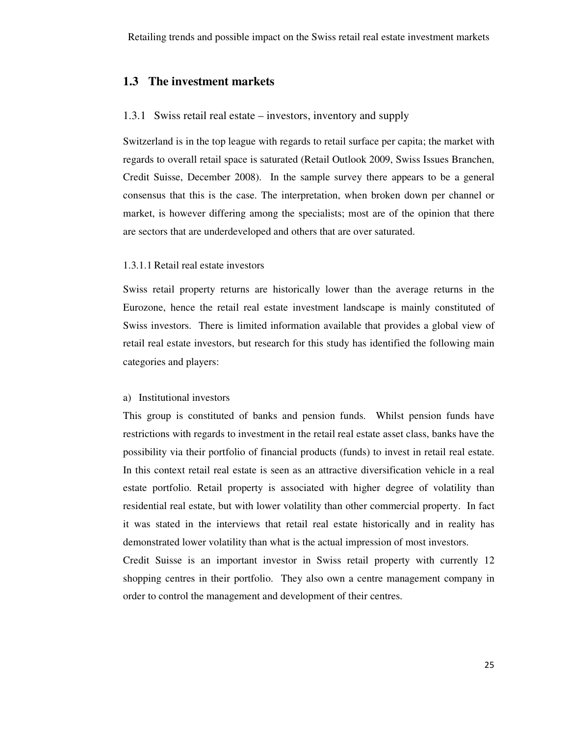## 1.3 The investment markets

### 1.3.1 Swiss retail real estate – investors, inventory and supply

Switzerland is in the top league with regards to retail surface per capita; the market with regards to overall retail space is saturated (Retail Outlook 2009, Swiss Issues Branchen, Credit Suisse, December 2008). In the sample survey there appears to be a general consensus that this is the case. The interpretation, when broken down per channel or market, is however differing among the specialists; most are of the opinion that there are sectors that are underdeveloped and others that are over saturated.

#### 1.3.1.1 Retail real estate investors

Swiss retail property returns are historically lower than the average returns in the Eurozone, hence the retail real estate investment landscape is mainly constituted of Swiss investors. There is limited information available that provides a global view of retail real estate investors, but research for this study has identified the following main categories and players:

a) Institutional investors

This group is constituted of banks and pension funds. Whilst pension funds have restrictions with regards to investment in the retail real estate asset class, banks have the possibility via their portfolio of financial products (funds) to invest in retail real estate. In this context retail real estate is seen as an attractive diversification vehicle in a real estate portfolio. Retail property is associated with higher degree of volatility than residential real estate, but with lower volatility than other commercial property. In fact it was stated in the interviews that retail real estate historically and in reality has demonstrated lower volatility than what is the actual impression of most investors.

Credit Suisse is an important investor in Swiss retail property with currently 12 shopping centres in their portfolio. They also own a centre management company in order to control the management and development of their centres.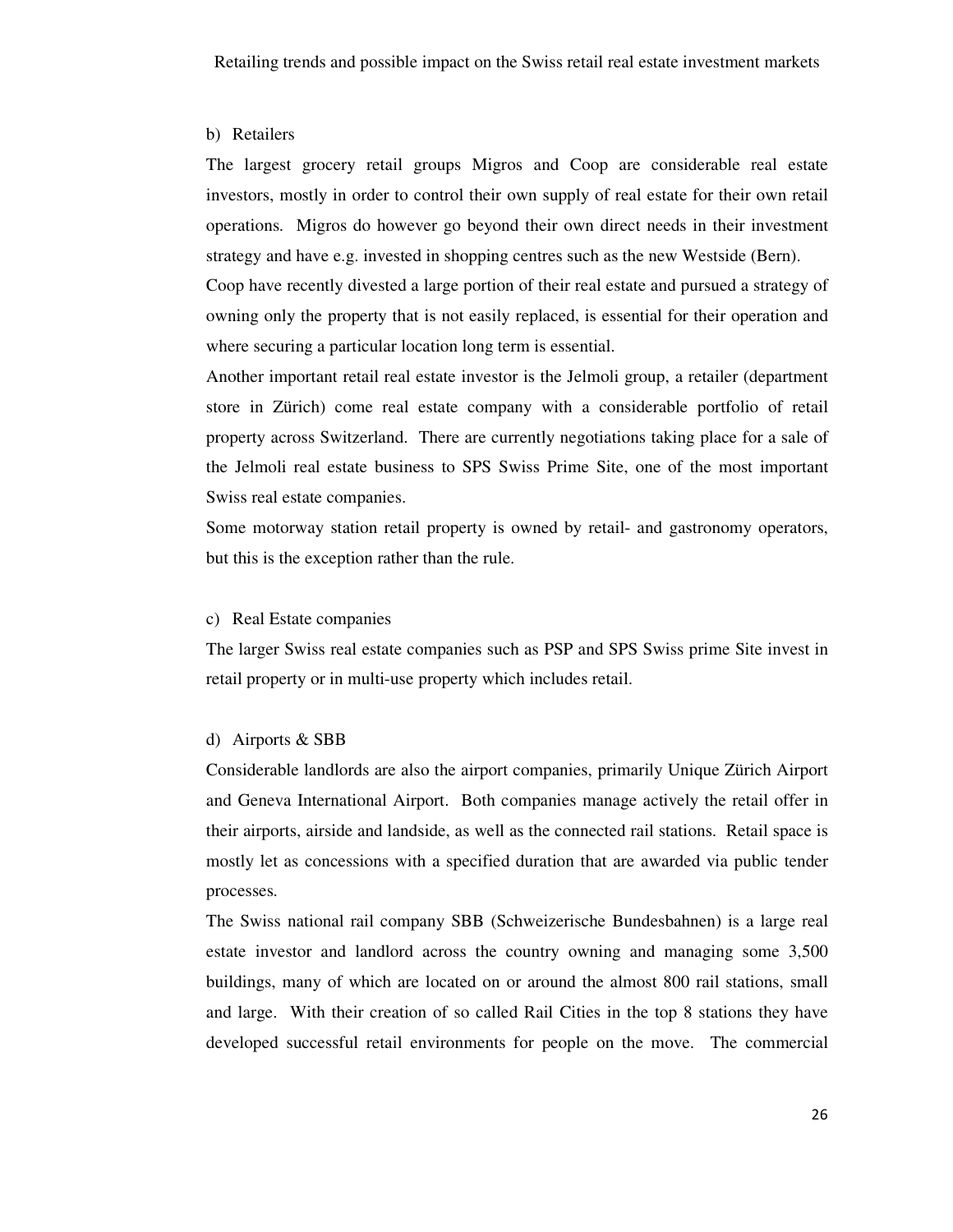b) Retailers

The largest grocery retail groups Migros and Coop are considerable real estate investors, mostly in order to control their own supply of real estate for their own retail operations. Migros do however go beyond their own direct needs in their investment strategy and have e.g. invested in shopping centres such as the new Westside (Bern).

Coop have recently divested a large portion of their real estate and pursued a strategy of owning only the property that is not easily replaced, is essential for their operation and where securing a particular location long term is essential.

Another important retail real estate investor is the Jelmoli group, a retailer (department store in Zürich) come real estate company with a considerable portfolio of retail property across Switzerland. There are currently negotiations taking place for a sale of the Jelmoli real estate business to SPS Swiss Prime Site, one of the most important Swiss real estate companies.

Some motorway station retail property is owned by retail- and gastronomy operators, but this is the exception rather than the rule.

c) Real Estate companies

The larger Swiss real estate companies such as PSP and SPS Swiss prime Site invest in retail property or in multi-use property which includes retail.

d) Airports & SBB

Considerable landlords are also the airport companies, primarily Unique Zürich Airport and Geneva International Airport. Both companies manage actively the retail offer in their airports, airside and landside, as well as the connected rail stations. Retail space is mostly let as concessions with a specified duration that are awarded via public tender processes.

The Swiss national rail company SBB (Schweizerische Bundesbahnen) is a large real estate investor and landlord across the country owning and managing some 3,500 buildings, many of which are located on or around the almost 800 rail stations, small and large. With their creation of so called Rail Cities in the top 8 stations they have developed successful retail environments for people on the move. The commercial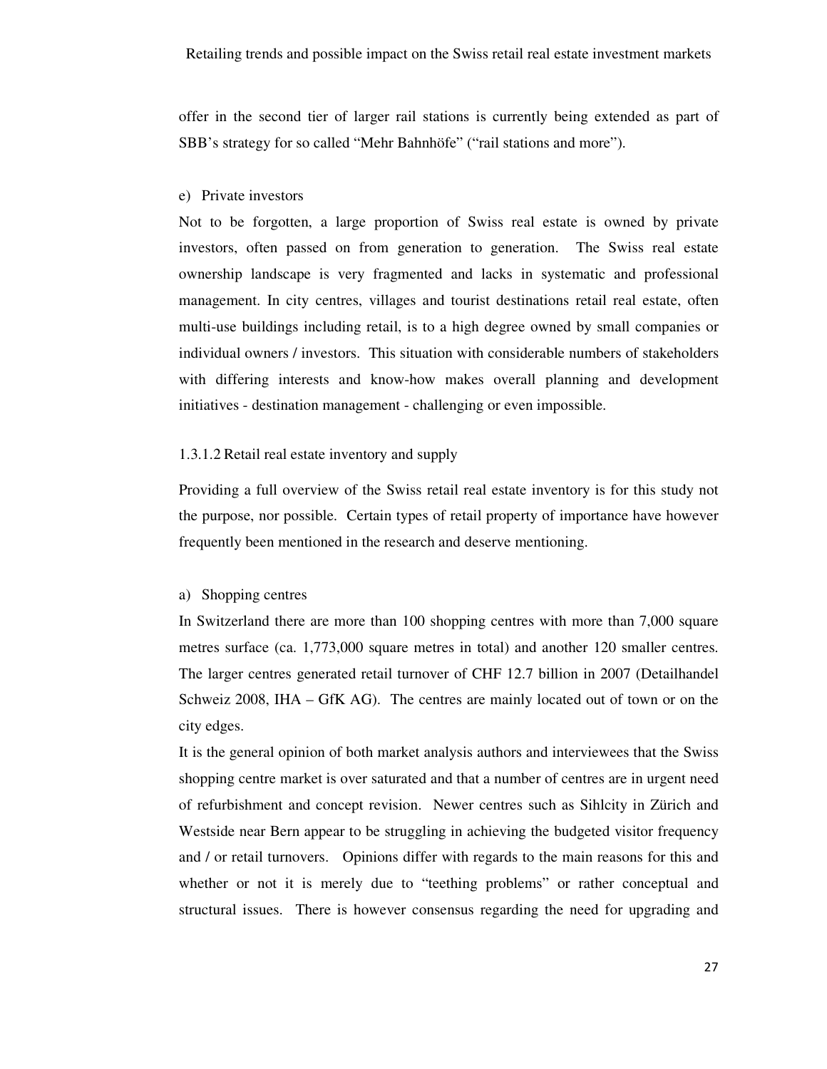offer in the second tier of larger rail stations is currently being extended as part of SBB's strategy for so called "Mehr Bahnhöfe" ("rail stations and more").

e) Private investors

Not to be forgotten, a large proportion of Swiss real estate is owned by private investors, often passed on from generation to generation. The Swiss real estate ownership landscape is very fragmented and lacks in systematic and professional management. In city centres, villages and tourist destinations retail real estate, often multi-use buildings including retail, is to a high degree owned by small companies or individual owners / investors. This situation with considerable numbers of stakeholders with differing interests and know-how makes overall planning and development initiatives - destination management - challenging or even impossible.

#### 1.3.1.2 Retail real estate inventory and supply

Providing a full overview of the Swiss retail real estate inventory is for this study not the purpose, nor possible. Certain types of retail property of importance have however frequently been mentioned in the research and deserve mentioning.

a) Shopping centres

In Switzerland there are more than 100 shopping centres with more than 7,000 square metres surface (ca. 1,773,000 square metres in total) and another 120 smaller centres. The larger centres generated retail turnover of CHF 12.7 billion in 2007 (Detailhandel Schweiz 2008, IHA – GfK AG). The centres are mainly located out of town or on the city edges.

It is the general opinion of both market analysis authors and interviewees that the Swiss shopping centre market is over saturated and that a number of centres are in urgent need of refurbishment and concept revision. Newer centres such as Sihlcity in Zürich and Westside near Bern appear to be struggling in achieving the budgeted visitor frequency and / or retail turnovers. Opinions differ with regards to the main reasons for this and whether or not it is merely due to "teething problems" or rather conceptual and structural issues. There is however consensus regarding the need for upgrading and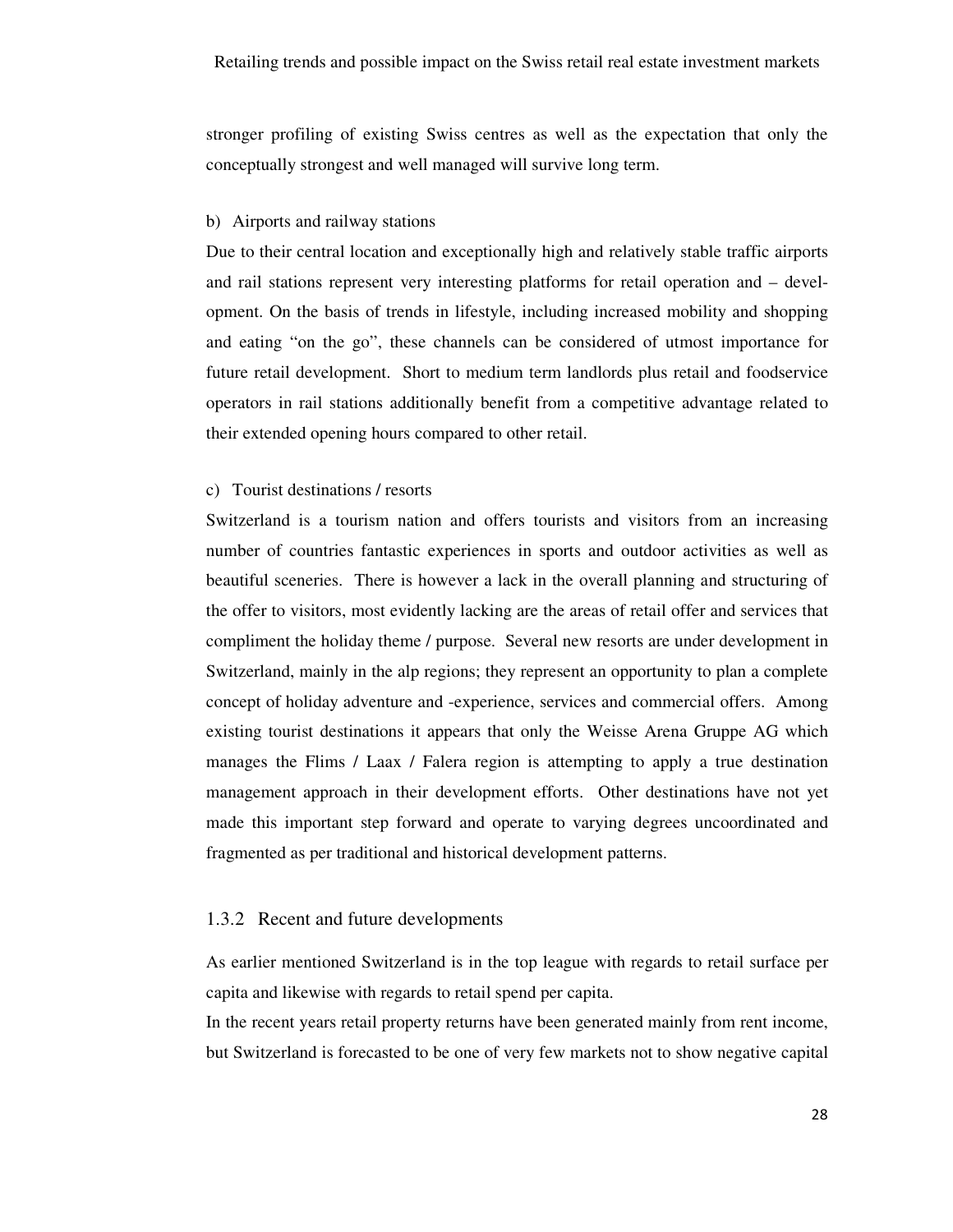stronger profiling of existing Swiss centres as well as the expectation that only the conceptually strongest and well managed will survive long term.

b) Airports and railway stations

Due to their central location and exceptionally high and relatively stable traffic airports and rail stations represent very interesting platforms for retail operation and – development. On the basis of trends in lifestyle, including increased mobility and shopping and eating "on the go", these channels can be considered of utmost importance for future retail development. Short to medium term landlords plus retail and foodservice operators in rail stations additionally benefit from a competitive advantage related to their extended opening hours compared to other retail.

c) Tourist destinations / resorts

Switzerland is a tourism nation and offers tourists and visitors from an increasing number of countries fantastic experiences in sports and outdoor activities as well as beautiful sceneries. There is however a lack in the overall planning and structuring of the offer to visitors, most evidently lacking are the areas of retail offer and services that compliment the holiday theme / purpose. Several new resorts are under development in Switzerland, mainly in the alp regions; they represent an opportunity to plan a complete concept of holiday adventure and -experience, services and commercial offers. Among existing tourist destinations it appears that only the Weisse Arena Gruppe AG which manages the Flims / Laax / Falera region is attempting to apply a true destination management approach in their development efforts. Other destinations have not yet made this important step forward and operate to varying degrees uncoordinated and fragmented as per traditional and historical development patterns.

### 1.3.2 Recent and future developments

As earlier mentioned Switzerland is in the top league with regards to retail surface per capita and likewise with regards to retail spend per capita.

In the recent years retail property returns have been generated mainly from rent income, but Switzerland is forecasted to be one of very few markets not to show negative capital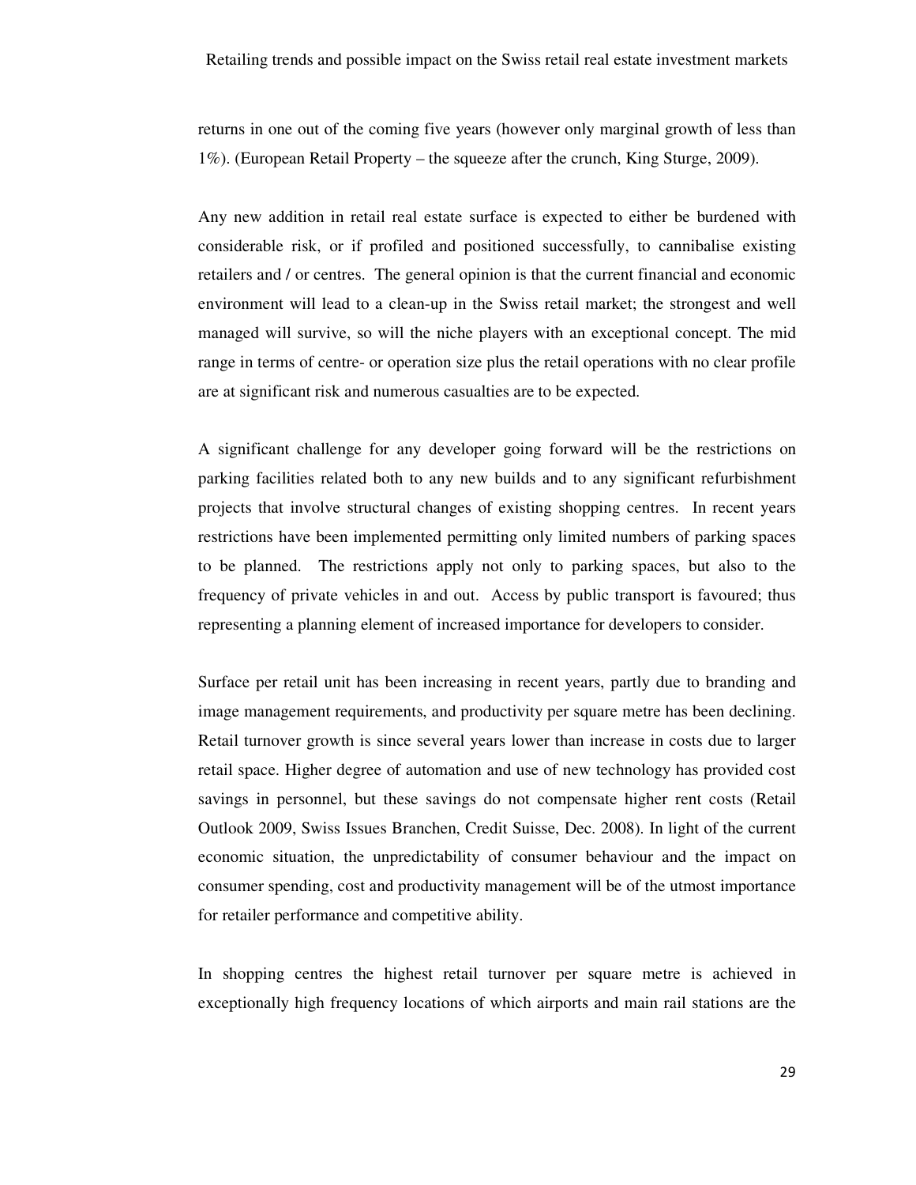returns in one out of the coming five years (however only marginal growth of less than 1%). (European Retail Property – the squeeze after the crunch, King Sturge, 2009).

Any new addition in retail real estate surface is expected to either be burdened with considerable risk, or if profiled and positioned successfully, to cannibalise existing retailers and / or centres. The general opinion is that the current financial and economic environment will lead to a clean-up in the Swiss retail market; the strongest and well managed will survive, so will the niche players with an exceptional concept. The mid range in terms of centre- or operation size plus the retail operations with no clear profile are at significant risk and numerous casualties are to be expected.

A significant challenge for any developer going forward will be the restrictions on parking facilities related both to any new builds and to any significant refurbishment projects that involve structural changes of existing shopping centres. In recent years restrictions have been implemented permitting only limited numbers of parking spaces to be planned. The restrictions apply not only to parking spaces, but also to the frequency of private vehicles in and out. Access by public transport is favoured; thus representing a planning element of increased importance for developers to consider.

Surface per retail unit has been increasing in recent years, partly due to branding and image management requirements, and productivity per square metre has been declining. Retail turnover growth is since several years lower than increase in costs due to larger retail space. Higher degree of automation and use of new technology has provided cost savings in personnel, but these savings do not compensate higher rent costs (Retail Outlook 2009, Swiss Issues Branchen, Credit Suisse, Dec. 2008). In light of the current economic situation, the unpredictability of consumer behaviour and the impact on consumer spending, cost and productivity management will be of the utmost importance for retailer performance and competitive ability.

In shopping centres the highest retail turnover per square metre is achieved in exceptionally high frequency locations of which airports and main rail stations are the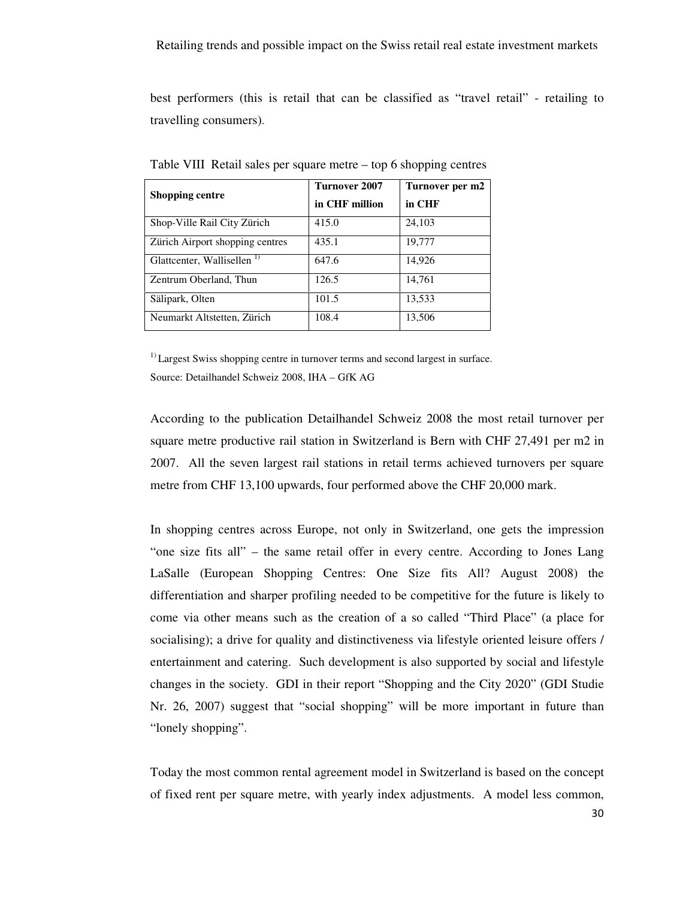best performers (this is retail that can be classified as "travel retail" - retailing to travelling consumers).

Table VIII Retail sales per square metre – top 6 shopping centres

| Shopping centre | Turnover 2007 in CHF million | Turnover per m2 in CHF |
|---|---|---|
| Shop-Ville Rail City Zürich | 415.0 | 24,103 |
| Zürich Airport shopping centres | 435.1 | 19,777 |
| Glattcenter, Wallisellen [1)] | 647.6 | 14,926 |
| Zentrum Oberland, Thun | 126.5 | 14,761 |
| Sälipark, Olten | 101.5 | 13,533 |
| Neumarkt Altstetten, Zürich | 108.4 | 13,506 |

[1)] Largest Swiss shopping centre in turnover terms and second largest in surface.
Source: Detailhandel Schweiz 2008, IHA – GfK AG

According to the publication Detailhandel Schweiz 2008 the most retail turnover per square metre productive rail station in Switzerland is Bern with CHF 27,491 per m2 in 2007. All the seven largest rail stations in retail terms achieved turnovers per square metre from CHF 13,100 upwards, four performed above the CHF 20,000 mark.

In shopping centres across Europe, not only in Switzerland, one gets the impression "one size fits all" – the same retail offer in every centre. According to Jones Lang LaSalle (European Shopping Centres: One Size fits All? August 2008) the differentiation and sharper profiling needed to be competitive for the future is likely to come via other means such as the creation of a so called "Third Place" (a place for socialising); a drive for quality and distinctiveness via lifestyle oriented leisure offers / entertainment and catering. Such development is also supported by social and lifestyle changes in the society. GDI in their report "Shopping and the City 2020" (GDI Studie Nr. 26, 2007) suggest that "social shopping" will be more important in future than "lonely shopping".

Today the most common rental agreement model in Switzerland is based on the concept of fixed rent per square metre, with yearly index adjustments. A model less common,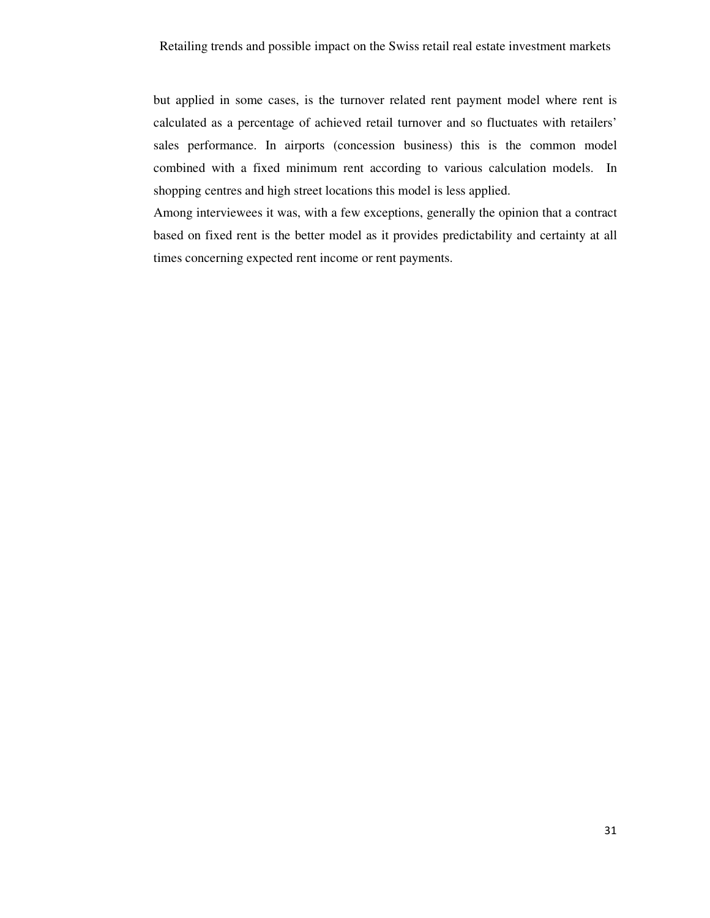but applied in some cases, is the turnover related rent payment model where rent is calculated as a percentage of achieved retail turnover and so fluctuates with retailers' sales performance. In airports (concession business) this is the common model combined with a fixed minimum rent according to various calculation models. In shopping centres and high street locations this model is less applied.

Among interviewees it was, with a few exceptions, generally the opinion that a contract based on fixed rent is the better model as it provides predictability and certainty at all times concerning expected rent income or rent payments.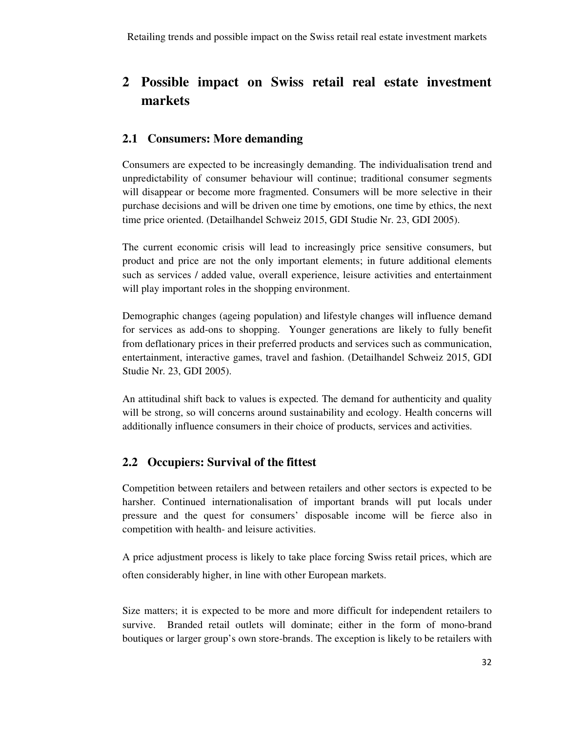# 2 Possible impact on Swiss retail real estate investment markets

## 2.1 Consumers: More demanding

Consumers are expected to be increasingly demanding. The individualisation trend and unpredictability of consumer behaviour will continue; traditional consumer segments will disappear or become more fragmented. Consumers will be more selective in their purchase decisions and will be driven one time by emotions, one time by ethics, the next time price oriented. (Detailhandel Schweiz 2015, GDI Studie Nr. 23, GDI 2005).

The current economic crisis will lead to increasingly price sensitive consumers, but product and price are not the only important elements; in future additional elements such as services / added value, overall experience, leisure activities and entertainment will play important roles in the shopping environment.

Demographic changes (ageing population) and lifestyle changes will influence demand for services as add-ons to shopping. Younger generations are likely to fully benefit from deflationary prices in their preferred products and services such as communication, entertainment, interactive games, travel and fashion. (Detailhandel Schweiz 2015, GDI Studie Nr. 23, GDI 2005).

An attitudinal shift back to values is expected. The demand for authenticity and quality will be strong, so will concerns around sustainability and ecology. Health concerns will additionally influence consumers in their choice of products, services and activities.

## 2.2 Occupiers: Survival of the fittest

Competition between retailers and between retailers and other sectors is expected to be harsher. Continued internationalisation of important brands will put locals under pressure and the quest for consumers' disposable income will be fierce also in competition with health- and leisure activities.

A price adjustment process is likely to take place forcing Swiss retail prices, which are often considerably higher, in line with other European markets.

Size matters; it is expected to be more and more difficult for independent retailers to survive. Branded retail outlets will dominate; either in the form of mono-brand boutiques or larger group's own store-brands. The exception is likely to be retailers with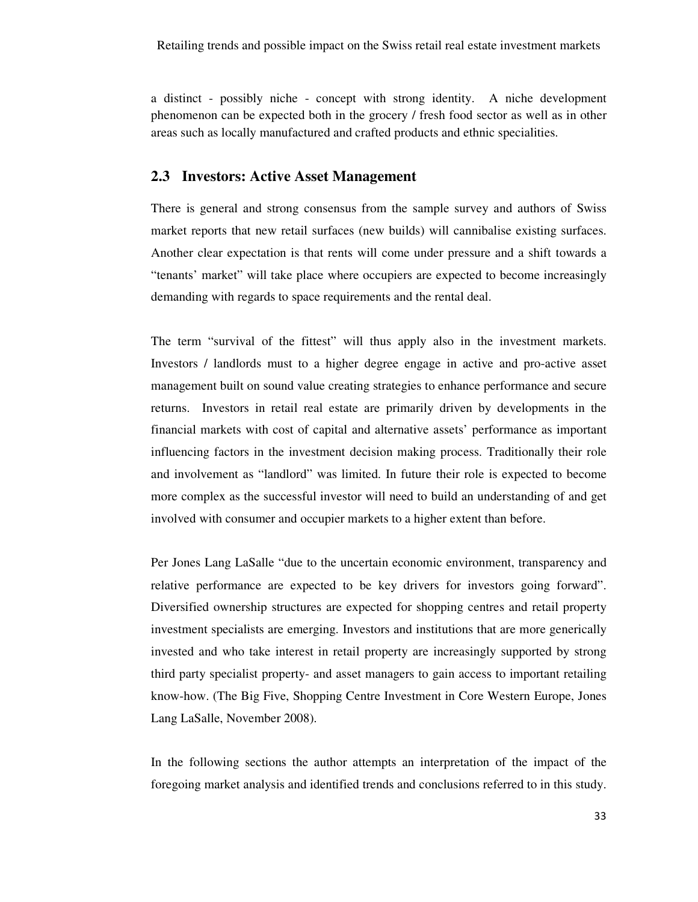a distinct - possibly niche - concept with strong identity. A niche development phenomenon can be expected both in the grocery / fresh food sector as well as in other areas such as locally manufactured and crafted products and ethnic specialities.

## 2.3 Investors: Active Asset Management

There is general and strong consensus from the sample survey and authors of Swiss market reports that new retail surfaces (new builds) will cannibalise existing surfaces. Another clear expectation is that rents will come under pressure and a shift towards a "tenants' market" will take place where occupiers are expected to become increasingly demanding with regards to space requirements and the rental deal.

The term "survival of the fittest" will thus apply also in the investment markets. Investors / landlords must to a higher degree engage in active and pro-active asset management built on sound value creating strategies to enhance performance and secure returns. Investors in retail real estate are primarily driven by developments in the financial markets with cost of capital and alternative assets' performance as important influencing factors in the investment decision making process. Traditionally their role and involvement as "landlord" was limited. In future their role is expected to become more complex as the successful investor will need to build an understanding of and get involved with consumer and occupier markets to a higher extent than before.

Per Jones Lang LaSalle "due to the uncertain economic environment, transparency and relative performance are expected to be key drivers for investors going forward". Diversified ownership structures are expected for shopping centres and retail property investment specialists are emerging. Investors and institutions that are more generically invested and who take interest in retail property are increasingly supported by strong third party specialist property- and asset managers to gain access to important retailing know-how. (The Big Five, Shopping Centre Investment in Core Western Europe, Jones Lang LaSalle, November 2008).

In the following sections the author attempts an interpretation of the impact of the foregoing market analysis and identified trends and conclusions referred to in this study.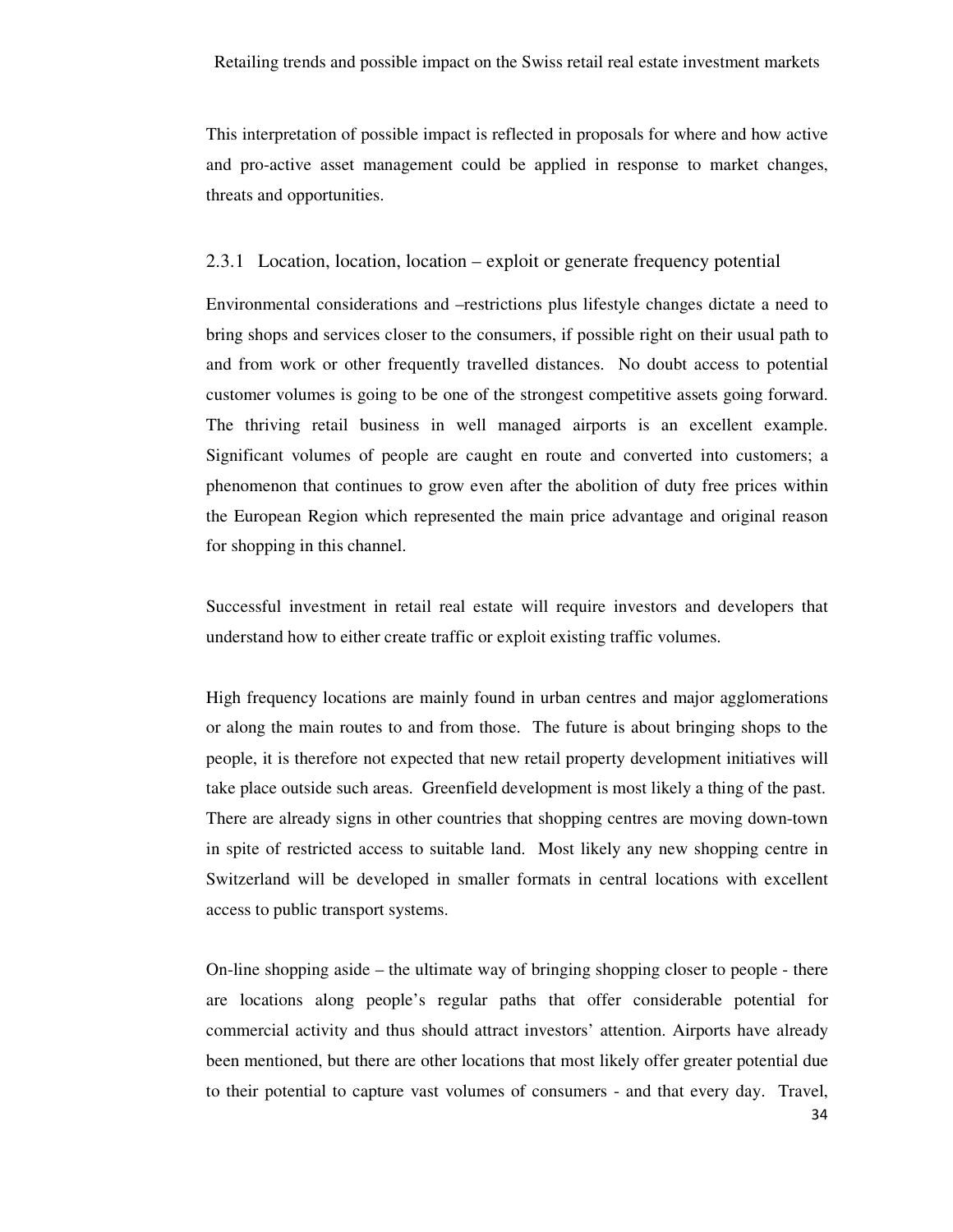This interpretation of possible impact is reflected in proposals for where and how active and pro-active asset management could be applied in response to market changes, threats and opportunities.

### 2.3.1 Location, location, location – exploit or generate frequency potential

Environmental considerations and –restrictions plus lifestyle changes dictate a need to bring shops and services closer to the consumers, if possible right on their usual path to and from work or other frequently travelled distances. No doubt access to potential customer volumes is going to be one of the strongest competitive assets going forward. The thriving retail business in well managed airports is an excellent example. Significant volumes of people are caught en route and converted into customers; a phenomenon that continues to grow even after the abolition of duty free prices within the European Region which represented the main price advantage and original reason for shopping in this channel.

Successful investment in retail real estate will require investors and developers that understand how to either create traffic or exploit existing traffic volumes.

High frequency locations are mainly found in urban centres and major agglomerations or along the main routes to and from those. The future is about bringing shops to the people, it is therefore not expected that new retail property development initiatives will take place outside such areas. Greenfield development is most likely a thing of the past. There are already signs in other countries that shopping centres are moving down-town in spite of restricted access to suitable land. Most likely any new shopping centre in Switzerland will be developed in smaller formats in central locations with excellent access to public transport systems.

On-line shopping aside – the ultimate way of bringing shopping closer to people - there are locations along people's regular paths that offer considerable potential for commercial activity and thus should attract investors' attention. Airports have already been mentioned, but there are other locations that most likely offer greater potential due to their potential to capture vast volumes of consumers - and that every day. Travel,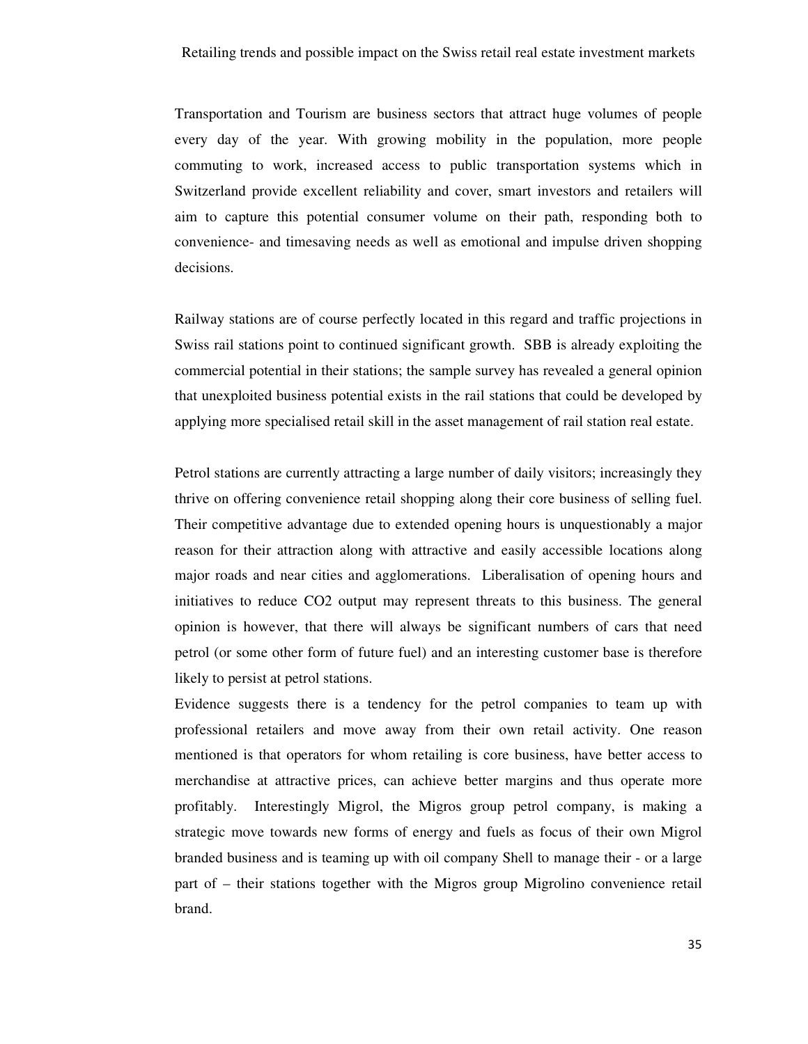Transportation and Tourism are business sectors that attract huge volumes of people every day of the year. With growing mobility in the population, more people commuting to work, increased access to public transportation systems which in Switzerland provide excellent reliability and cover, smart investors and retailers will aim to capture this potential consumer volume on their path, responding both to convenience- and timesaving needs as well as emotional and impulse driven shopping decisions.

Railway stations are of course perfectly located in this regard and traffic projections in Swiss rail stations point to continued significant growth. SBB is already exploiting the commercial potential in their stations; the sample survey has revealed a general opinion that unexploited business potential exists in the rail stations that could be developed by applying more specialised retail skill in the asset management of rail station real estate.

Petrol stations are currently attracting a large number of daily visitors; increasingly they thrive on offering convenience retail shopping along their core business of selling fuel. Their competitive advantage due to extended opening hours is unquestionably a major reason for their attraction along with attractive and easily accessible locations along major roads and near cities and agglomerations. Liberalisation of opening hours and initiatives to reduce $CO_2$ output may represent threats to this business. The general opinion is however, that there will always be significant numbers of cars that need petrol (or some other form of future fuel) and an interesting customer base is therefore likely to persist at petrol stations.

Evidence suggests there is a tendency for the petrol companies to team up with professional retailers and move away from their own retail activity. One reason mentioned is that operators for whom retailing is core business, have better access to merchandise at attractive prices, can achieve better margins and thus operate more profitably. Interestingly Migrol, the Migros group petrol company, is making a strategic move towards new forms of energy and fuels as focus of their own Migrol branded business and is teaming up with oil company Shell to manage their - or a large part of – their stations together with the Migros group Migrolino convenience retail brand.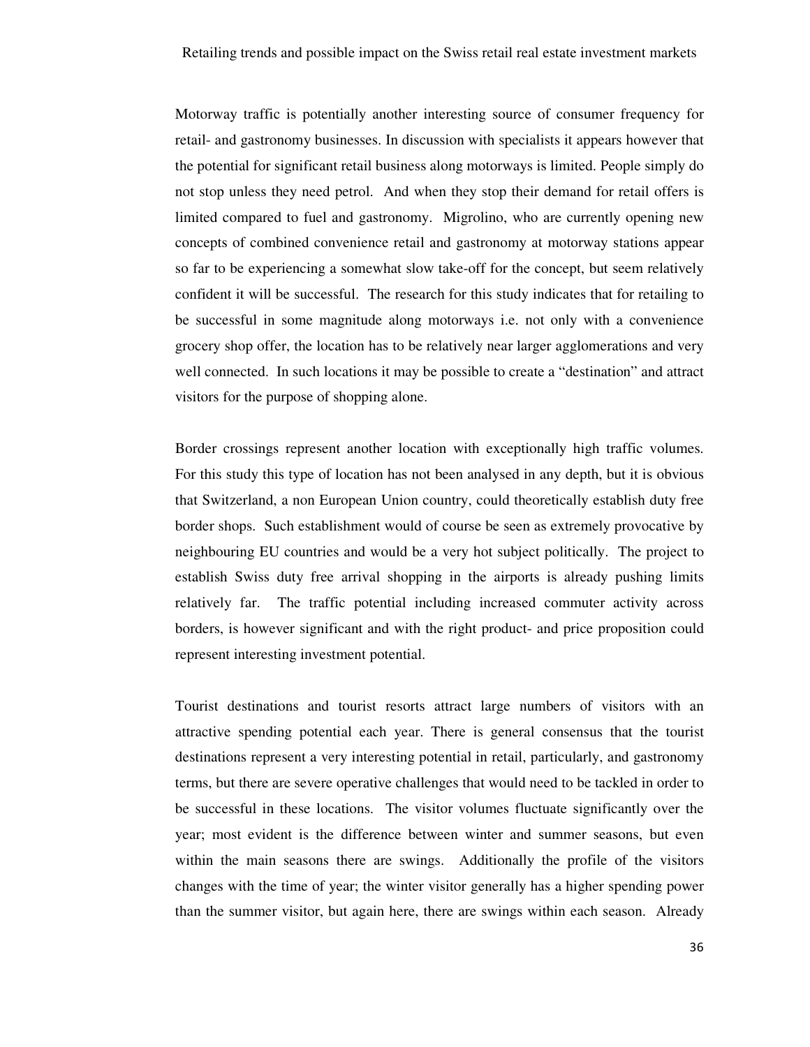Motorway traffic is potentially another interesting source of consumer frequency for retail- and gastronomy businesses. In discussion with specialists it appears however that the potential for significant retail business along motorways is limited. People simply do not stop unless they need petrol. And when they stop their demand for retail offers is limited compared to fuel and gastronomy. Migrolino, who are currently opening new concepts of combined convenience retail and gastronomy at motorway stations appear so far to be experiencing a somewhat slow take-off for the concept, but seem relatively confident it will be successful. The research for this study indicates that for retailing to be successful in some magnitude along motorways i.e. not only with a convenience grocery shop offer, the location has to be relatively near larger agglomerations and very well connected. In such locations it may be possible to create a "destination" and attract visitors for the purpose of shopping alone.

Border crossings represent another location with exceptionally high traffic volumes. For this study this type of location has not been analysed in any depth, but it is obvious that Switzerland, a non European Union country, could theoretically establish duty free border shops. Such establishment would of course be seen as extremely provocative by neighbouring EU countries and would be a very hot subject politically. The project to establish Swiss duty free arrival shopping in the airports is already pushing limits relatively far. The traffic potential including increased commuter activity across borders, is however significant and with the right product- and price proposition could represent interesting investment potential.

Tourist destinations and tourist resorts attract large numbers of visitors with an attractive spending potential each year. There is general consensus that the tourist destinations represent a very interesting potential in retail, particularly, and gastronomy terms, but there are severe operative challenges that would need to be tackled in order to be successful in these locations. The visitor volumes fluctuate significantly over the year; most evident is the difference between winter and summer seasons, but even within the main seasons there are swings. Additionally the profile of the visitors changes with the time of year; the winter visitor generally has a higher spending power than the summer visitor, but again here, there are swings within each season. Already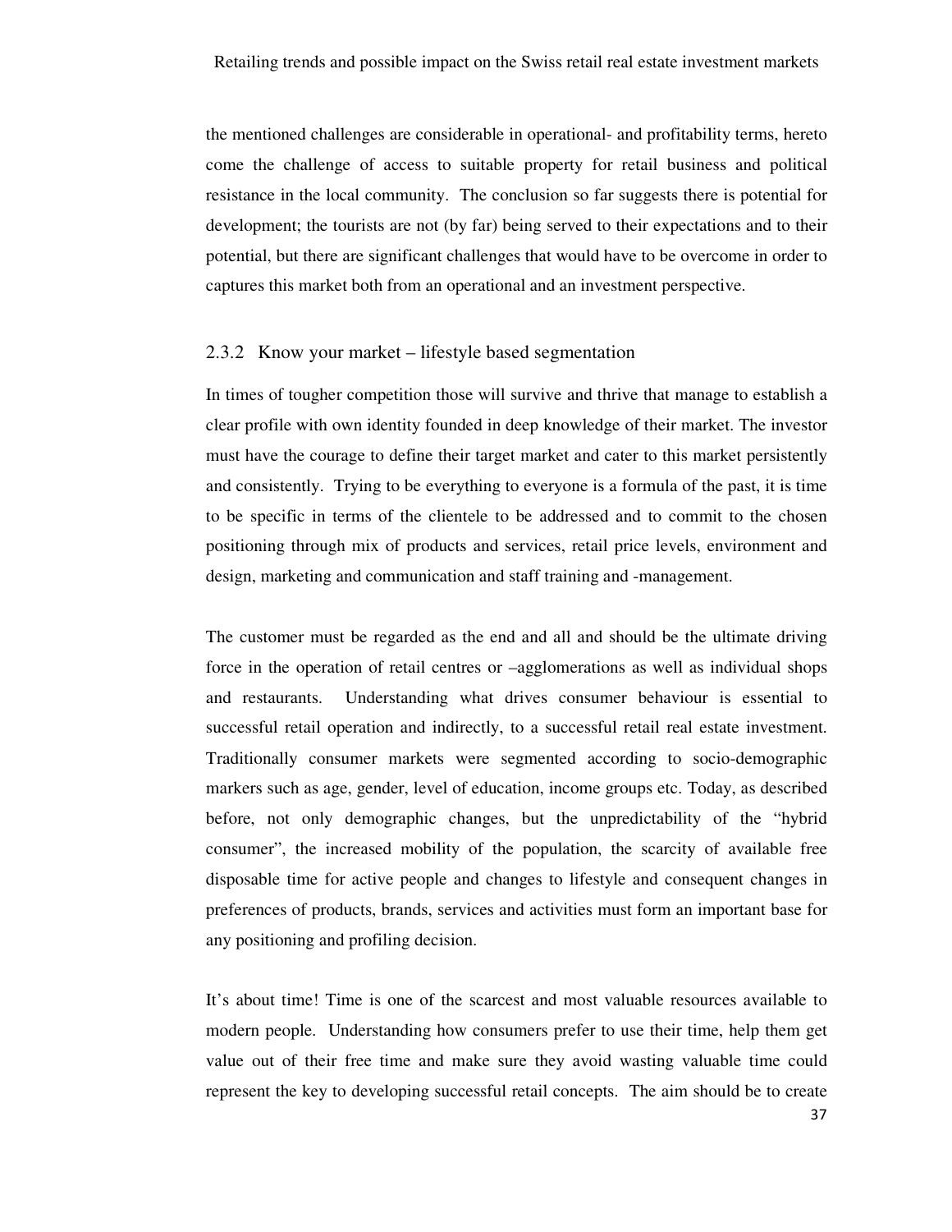the mentioned challenges are considerable in operational- and profitability terms, hereto come the challenge of access to suitable property for retail business and political resistance in the local community. The conclusion so far suggests there is potential for development; the tourists are not (by far) being served to their expectations and to their potential, but there are significant challenges that would have to be overcome in order to captures this market both from an operational and an investment perspective.

### 2.3.2 Know your market – lifestyle based segmentation

In times of tougher competition those will survive and thrive that manage to establish a clear profile with own identity founded in deep knowledge of their market. The investor must have the courage to define their target market and cater to this market persistently and consistently. Trying to be everything to everyone is a formula of the past, it is time to be specific in terms of the clientele to be addressed and to commit to the chosen positioning through mix of products and services, retail price levels, environment and design, marketing and communication and staff training and -management.

The customer must be regarded as the end and all and should be the ultimate driving force in the operation of retail centres or –agglomerations as well as individual shops and restaurants. Understanding what drives consumer behaviour is essential to successful retail operation and indirectly, to a successful retail real estate investment. Traditionally consumer markets were segmented according to socio-demographic markers such as age, gender, level of education, income groups etc. Today, as described before, not only demographic changes, but the unpredictability of the "hybrid consumer", the increased mobility of the population, the scarcity of available free disposable time for active people and changes to lifestyle and consequent changes in preferences of products, brands, services and activities must form an important base for any positioning and profiling decision.

It's about time! Time is one of the scarcest and most valuable resources available to modern people. Understanding how consumers prefer to use their time, help them get value out of their free time and make sure they avoid wasting valuable time could represent the key to developing successful retail concepts. The aim should be to create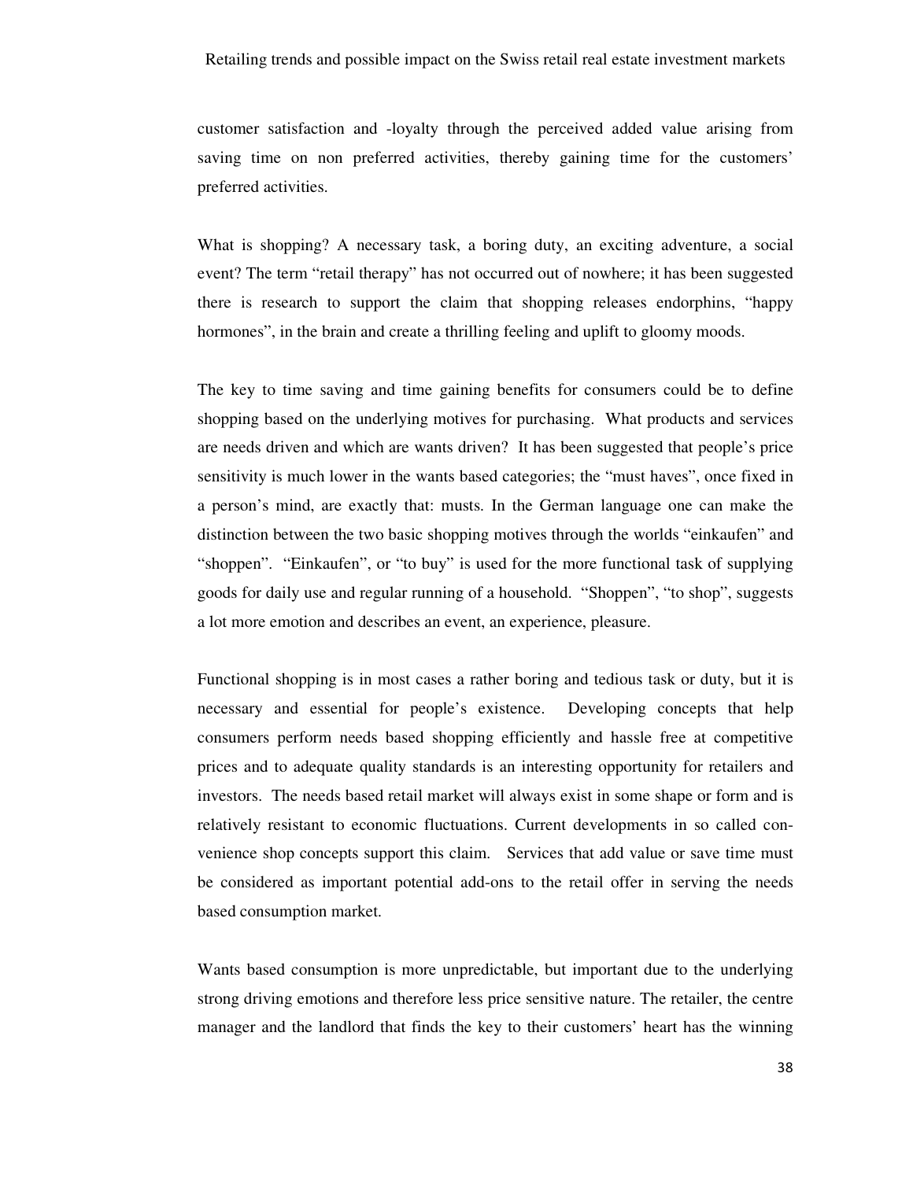customer satisfaction and -loyalty through the perceived added value arising from saving time on non preferred activities, thereby gaining time for the customers' preferred activities.

What is shopping? A necessary task, a boring duty, an exciting adventure, a social event? The term "retail therapy" has not occurred out of nowhere; it has been suggested there is research to support the claim that shopping releases endorphins, "happy hormones", in the brain and create a thrilling feeling and uplift to gloomy moods.

The key to time saving and time gaining benefits for consumers could be to define shopping based on the underlying motives for purchasing. What products and services are needs driven and which are wants driven? It has been suggested that people's price sensitivity is much lower in the wants based categories; the "must haves", once fixed in a person's mind, are exactly that: musts. In the German language one can make the distinction between the two basic shopping motives through the worlds "einkaufen" and "shoppen". "Einkaufen", or "to buy" is used for the more functional task of supplying goods for daily use and regular running of a household. "Shoppen", "to shop", suggests a lot more emotion and describes an event, an experience, pleasure.

Functional shopping is in most cases a rather boring and tedious task or duty, but it is necessary and essential for people's existence. Developing concepts that help consumers perform needs based shopping efficiently and hassle free at competitive prices and to adequate quality standards is an interesting opportunity for retailers and investors. The needs based retail market will always exist in some shape or form and is relatively resistant to economic fluctuations. Current developments in so called convenience shop concepts support this claim. Services that add value or save time must be considered as important potential add-ons to the retail offer in serving the needs based consumption market.

Wants based consumption is more unpredictable, but important due to the underlying strong driving emotions and therefore less price sensitive nature. The retailer, the centre manager and the landlord that finds the key to their customers' heart has the winning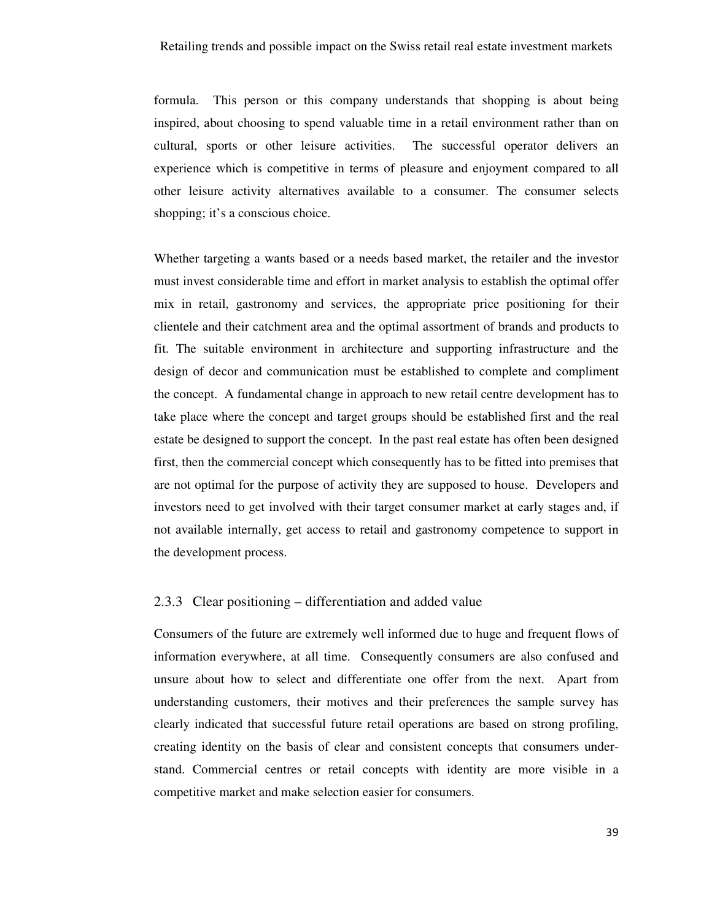formula. This person or this company understands that shopping is about being inspired, about choosing to spend valuable time in a retail environment rather than on cultural, sports or other leisure activities. The successful operator delivers an experience which is competitive in terms of pleasure and enjoyment compared to all other leisure activity alternatives available to a consumer. The consumer selects shopping; it's a conscious choice.

Whether targeting a wants based or a needs based market, the retailer and the investor must invest considerable time and effort in market analysis to establish the optimal offer mix in retail, gastronomy and services, the appropriate price positioning for their clientele and their catchment area and the optimal assortment of brands and products to fit. The suitable environment in architecture and supporting infrastructure and the design of decor and communication must be established to complete and compliment the concept. A fundamental change in approach to new retail centre development has to take place where the concept and target groups should be established first and the real estate be designed to support the concept. In the past real estate has often been designed first, then the commercial concept which consequently has to be fitted into premises that are not optimal for the purpose of activity they are supposed to house. Developers and investors need to get involved with their target consumer market at early stages and, if not available internally, get access to retail and gastronomy competence to support in the development process.

### 2.3.3 Clear positioning – differentiation and added value

Consumers of the future are extremely well informed due to huge and frequent flows of information everywhere, at all time. Consequently consumers are also confused and unsure about how to select and differentiate one offer from the next. Apart from understanding customers, their motives and their preferences the sample survey has clearly indicated that successful future retail operations are based on strong profiling, creating identity on the basis of clear and consistent concepts that consumers understand. Commercial centres or retail concepts with identity are more visible in a competitive market and make selection easier for consumers.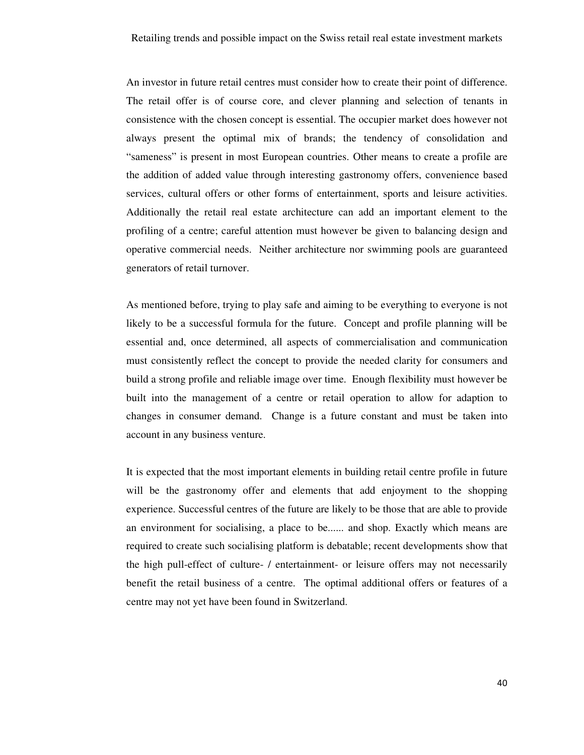An investor in future retail centres must consider how to create their point of difference. The retail offer is of course core, and clever planning and selection of tenants in consistence with the chosen concept is essential. The occupier market does however not always present the optimal mix of brands; the tendency of consolidation and "sameness" is present in most European countries. Other means to create a profile are the addition of added value through interesting gastronomy offers, convenience based services, cultural offers or other forms of entertainment, sports and leisure activities. Additionally the retail real estate architecture can add an important element to the profiling of a centre; careful attention must however be given to balancing design and operative commercial needs. Neither architecture nor swimming pools are guaranteed generators of retail turnover.

As mentioned before, trying to play safe and aiming to be everything to everyone is not likely to be a successful formula for the future. Concept and profile planning will be essential and, once determined, all aspects of commercialisation and communication must consistently reflect the concept to provide the needed clarity for consumers and build a strong profile and reliable image over time. Enough flexibility must however be built into the management of a centre or retail operation to allow for adaption to changes in consumer demand. Change is a future constant and must be taken into account in any business venture.

It is expected that the most important elements in building retail centre profile in future will be the gastronomy offer and elements that add enjoyment to the shopping experience. Successful centres of the future are likely to be those that are able to provide an environment for socialising, a place to be...... and shop. Exactly which means are required to create such socialising platform is debatable; recent developments show that the high pull-effect of culture- / entertainment- or leisure offers may not necessarily benefit the retail business of a centre. The optimal additional offers or features of a centre may not yet have been found in Switzerland.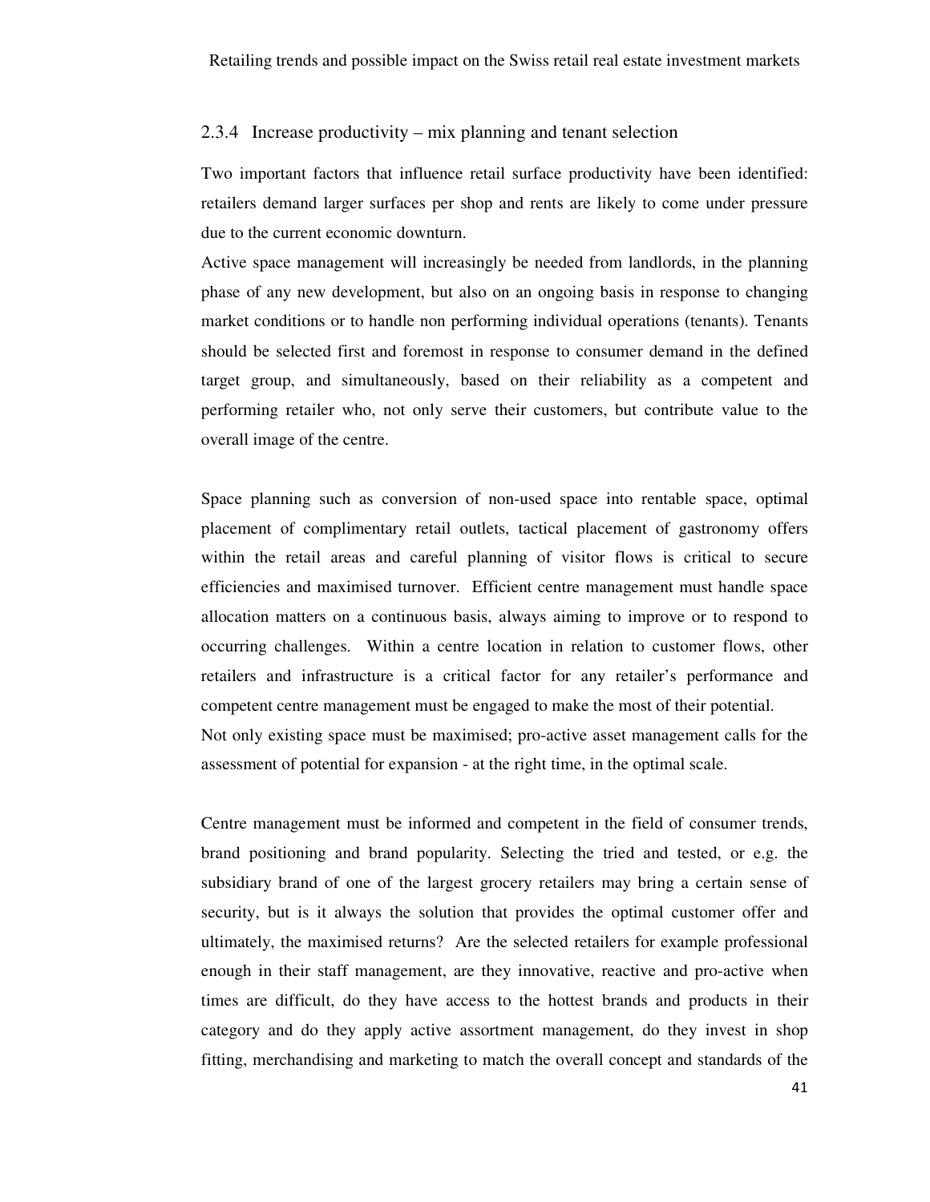### 2.3.4 Increase productivity – mix planning and tenant selection

Two important factors that influence retail surface productivity have been identified: retailers demand larger surfaces per shop and rents are likely to come under pressure due to the current economic downturn.

Active space management will increasingly be needed from landlords, in the planning phase of any new development, but also on an ongoing basis in response to changing market conditions or to handle non performing individual operations (tenants). Tenants should be selected first and foremost in response to consumer demand in the defined target group, and simultaneously, based on their reliability as a competent and performing retailer who, not only serve their customers, but contribute value to the overall image of the centre.

Space planning such as conversion of non-used space into rentable space, optimal placement of complimentary retail outlets, tactical placement of gastronomy offers within the retail areas and careful planning of visitor flows is critical to secure efficiencies and maximised turnover. Efficient centre management must handle space allocation matters on a continuous basis, always aiming to improve or to respond to occurring challenges. Within a centre location in relation to customer flows, other retailers and infrastructure is a critical factor for any retailer's performance and competent centre management must be engaged to make the most of their potential.

Not only existing space must be maximised; pro-active asset management calls for the assessment of potential for expansion - at the right time, in the optimal scale.

Centre management must be informed and competent in the field of consumer trends, brand positioning and brand popularity. Selecting the tried and tested, or e.g. the subsidiary brand of one of the largest grocery retailers may bring a certain sense of security, but is it always the solution that provides the optimal customer offer and ultimately, the maximised returns? Are the selected retailers for example professional enough in their staff management, are they innovative, reactive and pro-active when times are difficult, do they have access to the hottest brands and products in their category and do they apply active assortment management, do they invest in shop fitting, merchandising and marketing to match the overall concept and standards of the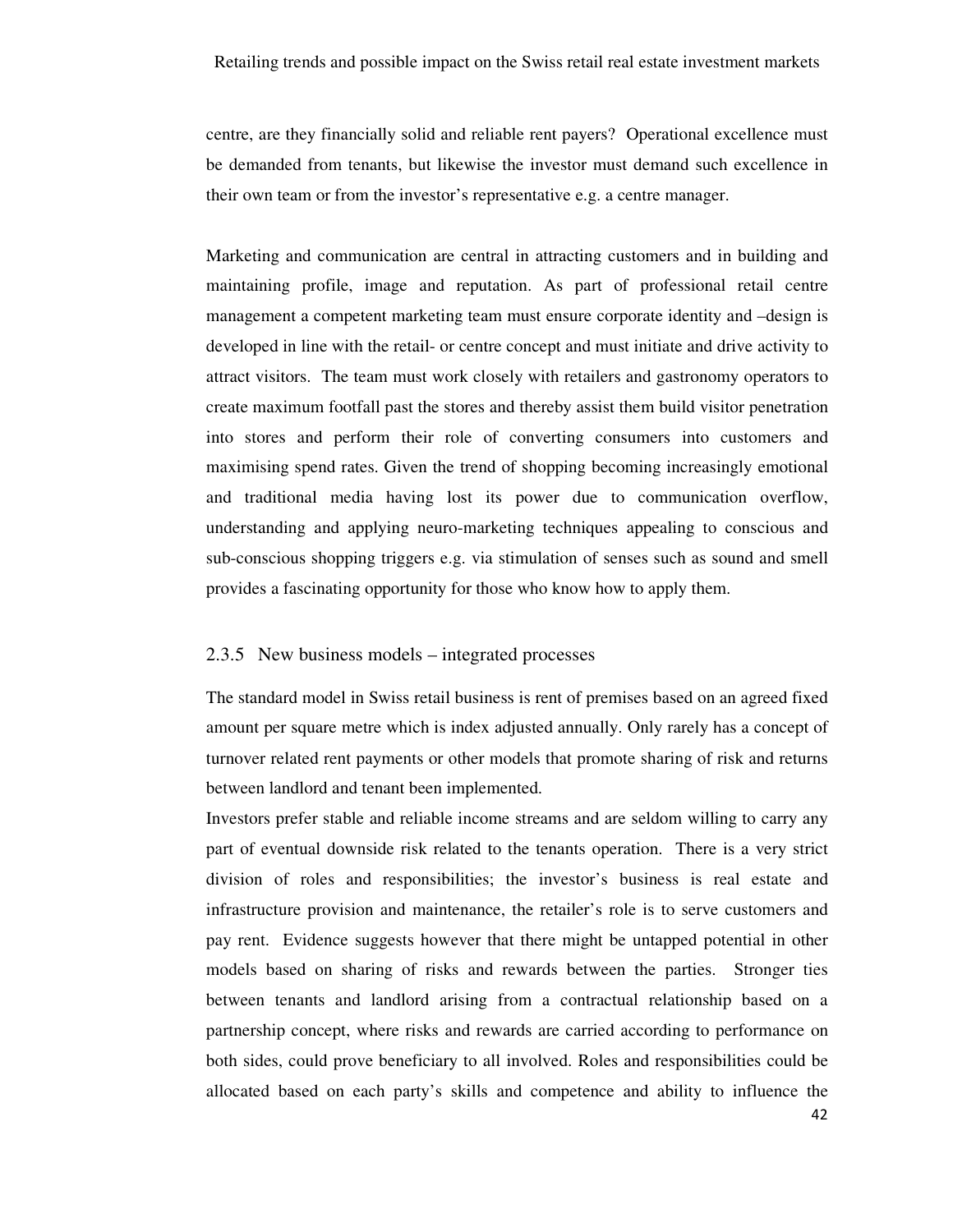centre, are they financially solid and reliable rent payers? Operational excellence must be demanded from tenants, but likewise the investor must demand such excellence in their own team or from the investor's representative e.g. a centre manager.

Marketing and communication are central in attracting customers and in building and maintaining profile, image and reputation. As part of professional retail centre management a competent marketing team must ensure corporate identity and –design is developed in line with the retail- or centre concept and must initiate and drive activity to attract visitors. The team must work closely with retailers and gastronomy operators to create maximum footfall past the stores and thereby assist them build visitor penetration into stores and perform their role of converting consumers into customers and maximising spend rates. Given the trend of shopping becoming increasingly emotional and traditional media having lost its power due to communication overflow, understanding and applying neuro-marketing techniques appealing to conscious and sub-conscious shopping triggers e.g. via stimulation of senses such as sound and smell provides a fascinating opportunity for those who know how to apply them.

### 2.3.5 New business models – integrated processes

The standard model in Swiss retail business is rent of premises based on an agreed fixed amount per square metre which is index adjusted annually. Only rarely has a concept of turnover related rent payments or other models that promote sharing of risk and returns between landlord and tenant been implemented.

Investors prefer stable and reliable income streams and are seldom willing to carry any part of eventual downside risk related to the tenants operation. There is a very strict division of roles and responsibilities; the investor's business is real estate and infrastructure provision and maintenance, the retailer's role is to serve customers and pay rent. Evidence suggests however that there might be untapped potential in other models based on sharing of risks and rewards between the parties. Stronger ties between tenants and landlord arising from a contractual relationship based on a partnership concept, where risks and rewards are carried according to performance on both sides, could prove beneficiary to all involved. Roles and responsibilities could be allocated based on each party's skills and competence and ability to influence the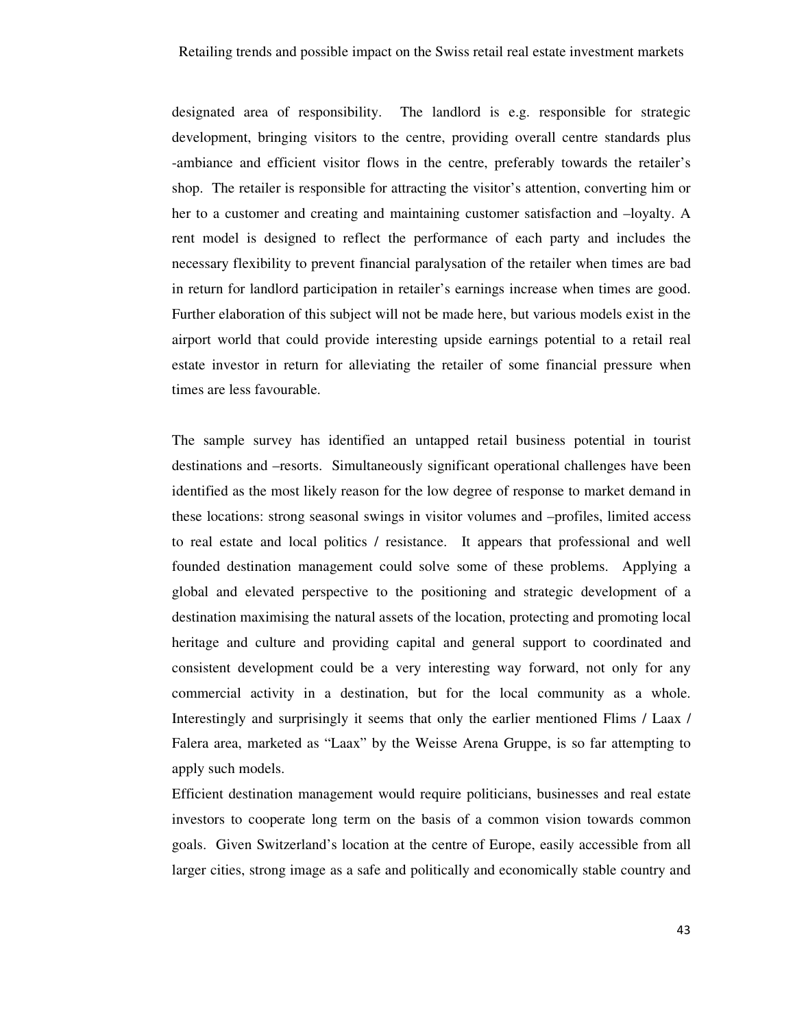designated area of responsibility. The landlord is e.g. responsible for strategic development, bringing visitors to the centre, providing overall centre standards plus -ambiance and efficient visitor flows in the centre, preferably towards the retailer's shop. The retailer is responsible for attracting the visitor's attention, converting him or her to a customer and creating and maintaining customer satisfaction and –loyalty. A rent model is designed to reflect the performance of each party and includes the necessary flexibility to prevent financial paralysation of the retailer when times are bad in return for landlord participation in retailer's earnings increase when times are good. Further elaboration of this subject will not be made here, but various models exist in the airport world that could provide interesting upside earnings potential to a retail real estate investor in return for alleviating the retailer of some financial pressure when times are less favourable.

The sample survey has identified an untapped retail business potential in tourist destinations and –resorts. Simultaneously significant operational challenges have been identified as the most likely reason for the low degree of response to market demand in these locations: strong seasonal swings in visitor volumes and –profiles, limited access to real estate and local politics / resistance. It appears that professional and well founded destination management could solve some of these problems. Applying a global and elevated perspective to the positioning and strategic development of a destination maximising the natural assets of the location, protecting and promoting local heritage and culture and providing capital and general support to coordinated and consistent development could be a very interesting way forward, not only for any commercial activity in a destination, but for the local community as a whole. Interestingly and surprisingly it seems that only the earlier mentioned Flims / Laax / Falera area, marketed as "Laax" by the Weisse Arena Gruppe, is so far attempting to apply such models.

Efficient destination management would require politicians, businesses and real estate investors to cooperate long term on the basis of a common vision towards common goals. Given Switzerland's location at the centre of Europe, easily accessible from all larger cities, strong image as a safe and politically and economically stable country and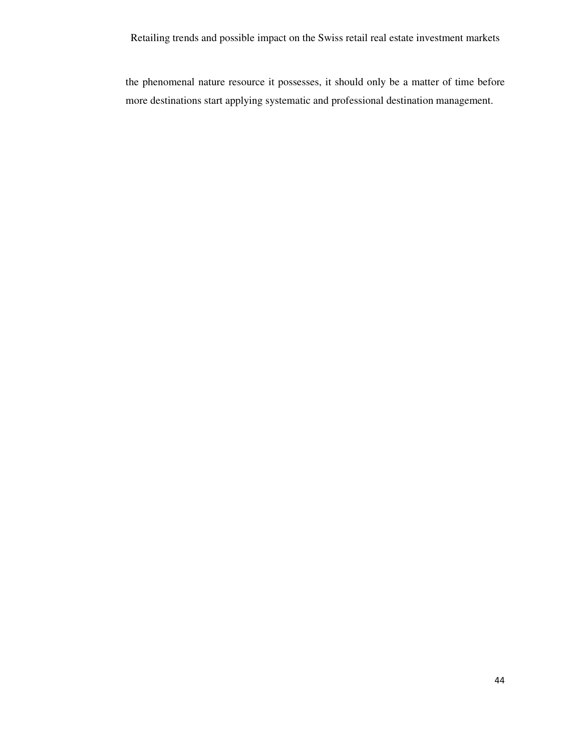the phenomenal nature resource it possesses, it should only be a matter of time before more destinations start applying systematic and professional destination management.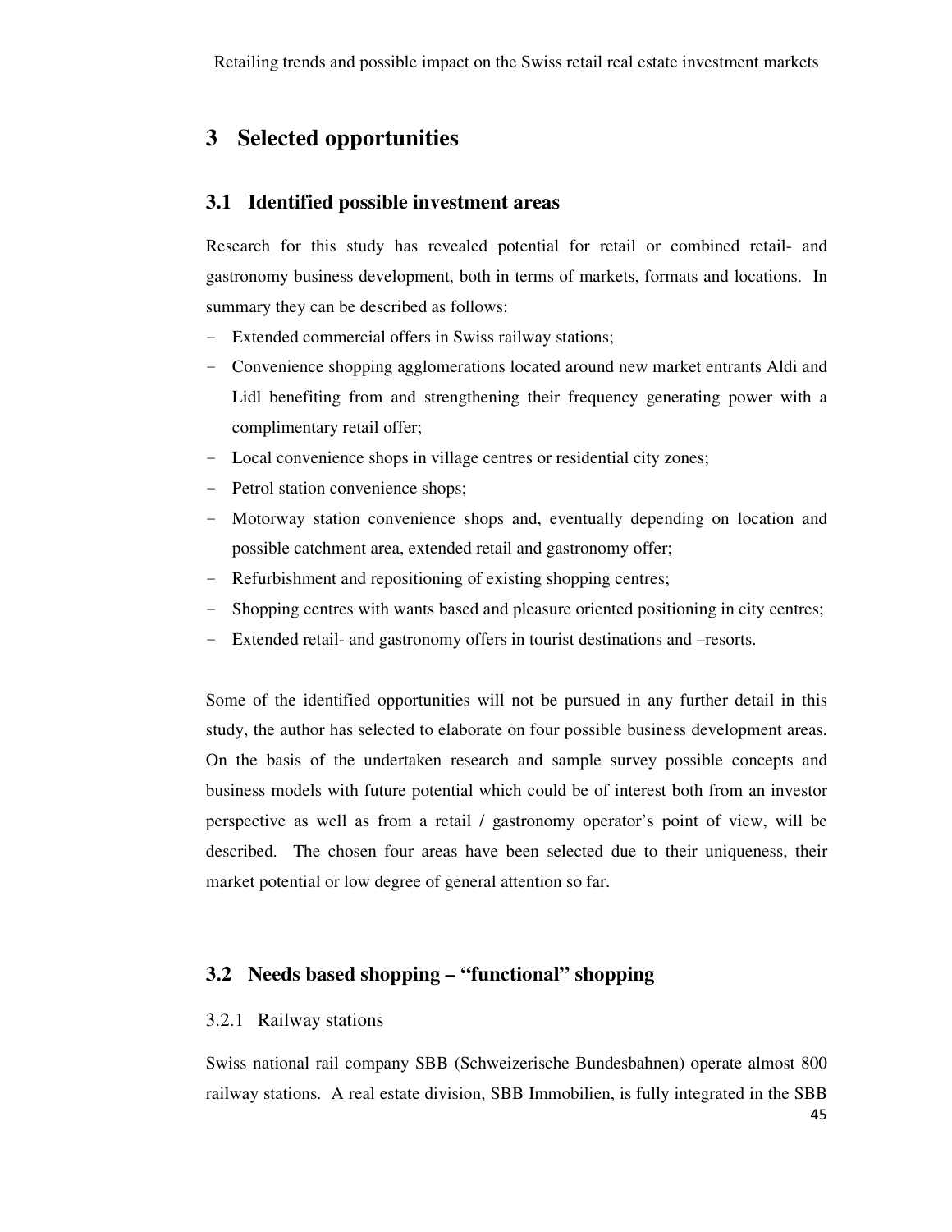# 3 Selected opportunities

## 3.1 Identified possible investment areas

Research for this study has revealed potential for retail or combined retail- and gastronomy business development, both in terms of markets, formats and locations. In summary they can be described as follows:

- Extended commercial offers in Swiss railway stations;
- Convenience shopping agglomerations located around new market entrants Aldi and Lidl benefiting from and strengthening their frequency generating power with a complimentary retail offer;
- Local convenience shops in village centres or residential city zones;
- Petrol station convenience shops;
- Motorway station convenience shops and, eventually depending on location and possible catchment area, extended retail and gastronomy offer;
- Refurbishment and repositioning of existing shopping centres;
- Shopping centres with wants based and pleasure oriented positioning in city centres;
- Extended retail- and gastronomy offers in tourist destinations and –resorts.

Some of the identified opportunities will not be pursued in any further detail in this study, the author has selected to elaborate on four possible business development areas. On the basis of the undertaken research and sample survey possible concepts and business models with future potential which could be of interest both from an investor perspective as well as from a retail / gastronomy operator's point of view, will be described. The chosen four areas have been selected due to their uniqueness, their market potential or low degree of general attention so far.

## 3.2 Needs based shopping – "functional" shopping

### 3.2.1 Railway stations

Swiss national rail company SBB (Schweizerische Bundesbahnen) operate almost 800 railway stations. A real estate division, SBB Immobilien, is fully integrated in the SBB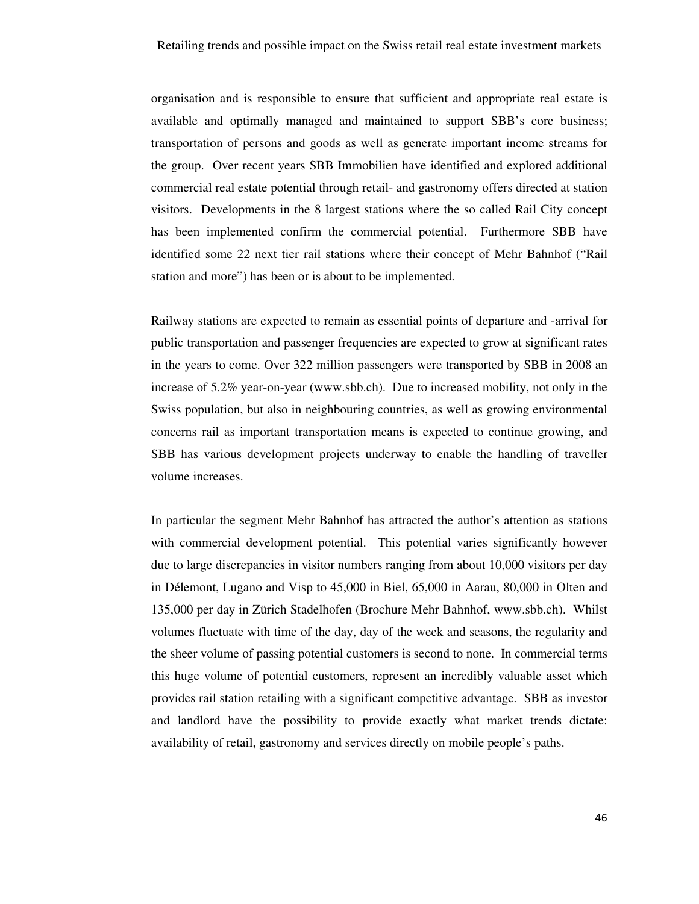organisation and is responsible to ensure that sufficient and appropriate real estate is available and optimally managed and maintained to support SBB's core business; transportation of persons and goods as well as generate important income streams for the group. Over recent years SBB Immobilien have identified and explored additional commercial real estate potential through retail- and gastronomy offers directed at station visitors. Developments in the 8 largest stations where the so called Rail City concept has been implemented confirm the commercial potential. Furthermore SBB have identified some 22 next tier rail stations where their concept of Mehr Bahnhof ("Rail station and more") has been or is about to be implemented.

Railway stations are expected to remain as essential points of departure and -arrival for public transportation and passenger frequencies are expected to grow at significant rates in the years to come. Over 322 million passengers were transported by SBB in 2008 an increase of 5.2% year-on-year (www.sbb.ch). Due to increased mobility, not only in the Swiss population, but also in neighbouring countries, as well as growing environmental concerns rail as important transportation means is expected to continue growing, and SBB has various development projects underway to enable the handling of traveller volume increases.

In particular the segment Mehr Bahnhof has attracted the author's attention as stations with commercial development potential. This potential varies significantly however due to large discrepancies in visitor numbers ranging from about 10,000 visitors per day in Délemont, Lugano and Visp to 45,000 in Biel, 65,000 in Aarau, 80,000 in Olten and 135,000 per day in Zürich Stadelhofen (Brochure Mehr Bahnhof, www.sbb.ch). Whilst volumes fluctuate with time of the day, day of the week and seasons, the regularity and the sheer volume of passing potential customers is second to none. In commercial terms this huge volume of potential customers, represent an incredibly valuable asset which provides rail station retailing with a significant competitive advantage. SBB as investor and landlord have the possibility to provide exactly what market trends dictate: availability of retail, gastronomy and services directly on mobile people's paths.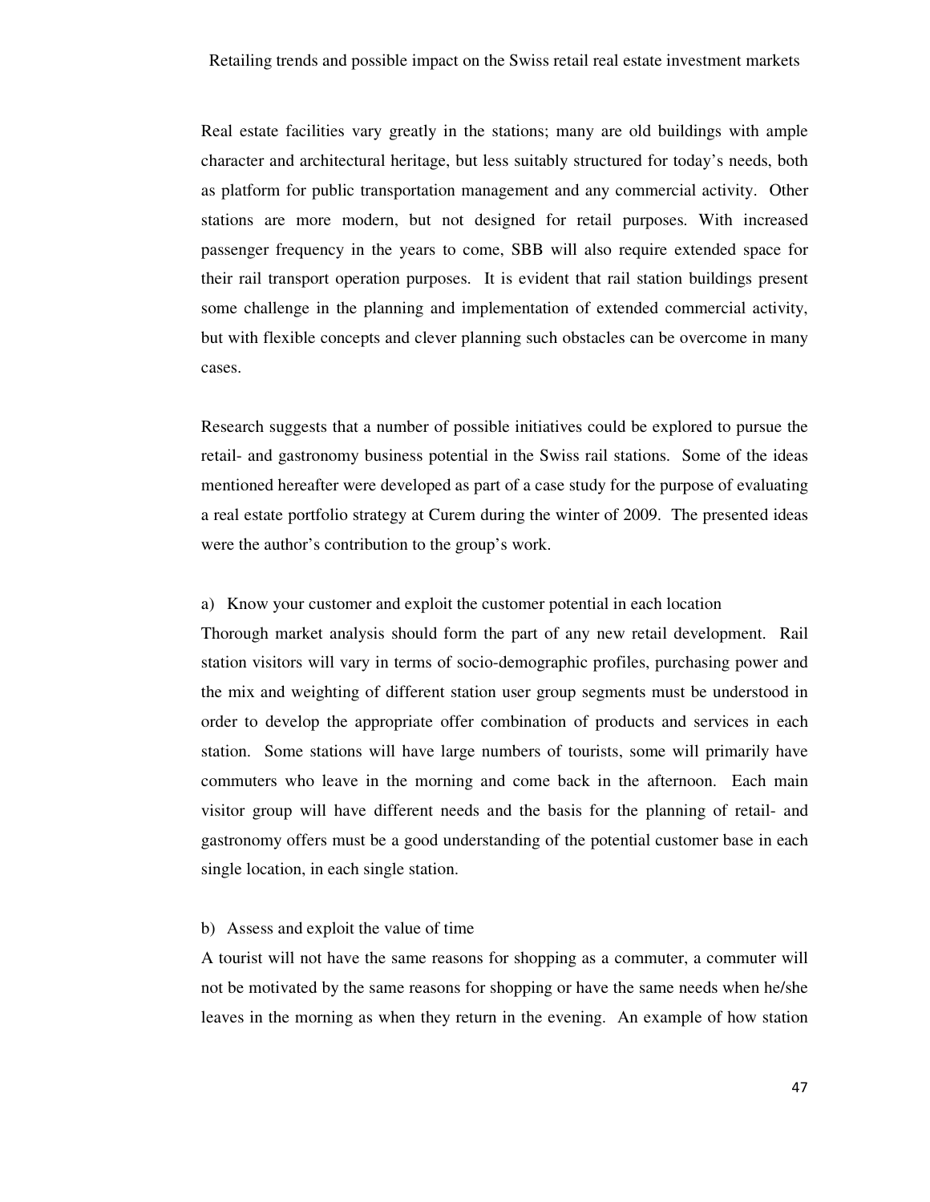Real estate facilities vary greatly in the stations; many are old buildings with ample character and architectural heritage, but less suitably structured for today's needs, both as platform for public transportation management and any commercial activity. Other stations are more modern, but not designed for retail purposes. With increased passenger frequency in the years to come, SBB will also require extended space for their rail transport operation purposes. It is evident that rail station buildings present some challenge in the planning and implementation of extended commercial activity, but with flexible concepts and clever planning such obstacles can be overcome in many cases.

Research suggests that a number of possible initiatives could be explored to pursue the retail- and gastronomy business potential in the Swiss rail stations. Some of the ideas mentioned hereafter were developed as part of a case study for the purpose of evaluating a real estate portfolio strategy at Curem during the winter of 2009. The presented ideas were the author's contribution to the group's work.

a) Know your customer and exploit the customer potential in each location

Thorough market analysis should form the part of any new retail development. Rail station visitors will vary in terms of socio-demographic profiles, purchasing power and the mix and weighting of different station user group segments must be understood in order to develop the appropriate offer combination of products and services in each station. Some stations will have large numbers of tourists, some will primarily have commuters who leave in the morning and come back in the afternoon. Each main visitor group will have different needs and the basis for the planning of retail- and gastronomy offers must be a good understanding of the potential customer base in each single location, in each single station.

b) Assess and exploit the value of time

A tourist will not have the same reasons for shopping as a commuter, a commuter will not be motivated by the same reasons for shopping or have the same needs when he/she leaves in the morning as when they return in the evening. An example of how station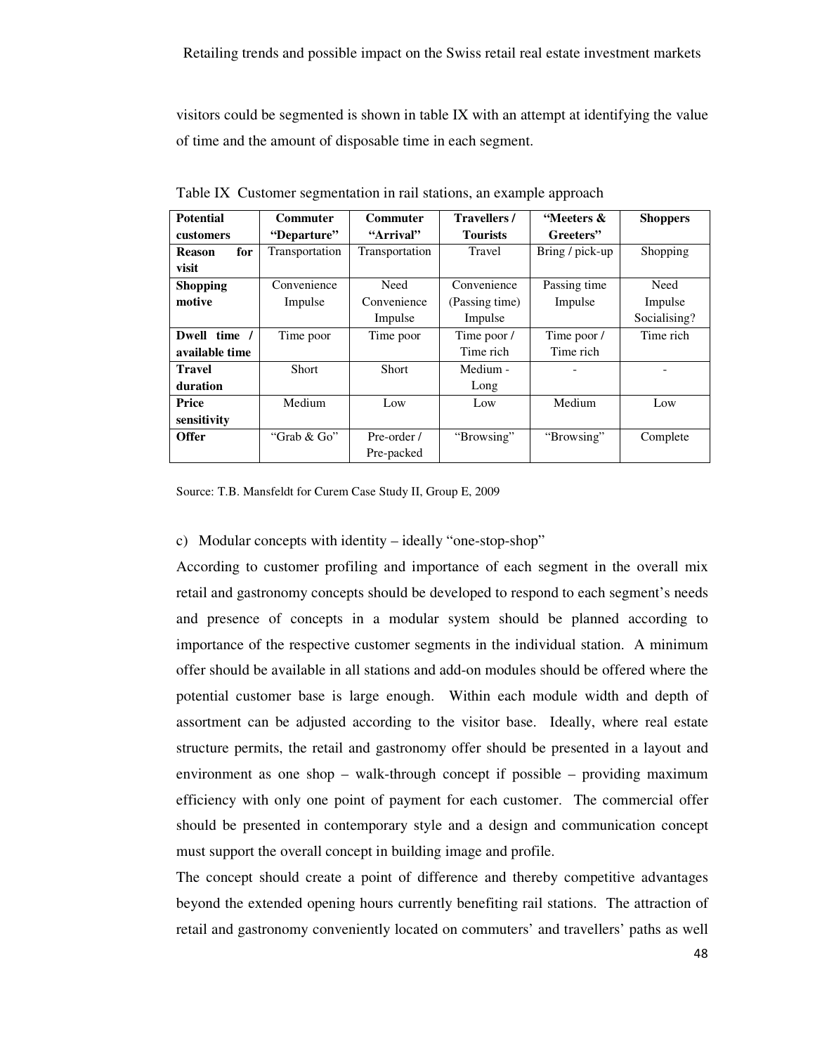visitors could be segmented is shown in table IX with an attempt at identifying the value of time and the amount of disposable time in each segment.

Table IX Customer segmentation in rail stations, an example approach

| Potential customers | Commuter "Departure" | Commuter "Arrival" | Travellers / Tourists | "Meeters & Greeters" | Shoppers |
|---|---|---|---|---|---|
| **Reason for visit** | Transportation | Transportation | Travel | Bring / pick-up | Shopping |
| **Shopping motive** | Convenience Impulse | Need Convenience Impulse | Convenience (Passing time) Impulse | Passing time Impulse | Need Impulse Socialising? |
| **Dwell time / available time** | Time poor | Time poor | Time poor / Time rich | Time poor / Time rich | Time rich |
| **Travel duration** | Short | Short | Medium - Long | - | - |
| **Price sensitivity** | Medium | Low | Low | Medium | Low |
| **Offer** | "Grab & Go" | Pre-order / Pre-packed | "Browsing" | "Browsing" | Complete |

Source: T.B. Mansfeldt for Curem Case Study II, Group E, 2009

c) Modular concepts with identity – ideally "one-stop-shop"

According to customer profiling and importance of each segment in the overall mix retail and gastronomy concepts should be developed to respond to each segment's needs and presence of concepts in a modular system should be planned according to importance of the respective customer segments in the individual station. A minimum offer should be available in all stations and add-on modules should be offered where the potential customer base is large enough. Within each module width and depth of assortment can be adjusted according to the visitor base. Ideally, where real estate structure permits, the retail and gastronomy offer should be presented in a layout and environment as one shop – walk-through concept if possible – providing maximum efficiency with only one point of payment for each customer. The commercial offer should be presented in contemporary style and a design and communication concept must support the overall concept in building image and profile.

The concept should create a point of difference and thereby competitive advantages beyond the extended opening hours currently benefiting rail stations. The attraction of retail and gastronomy conveniently located on commuters' and travellers' paths as well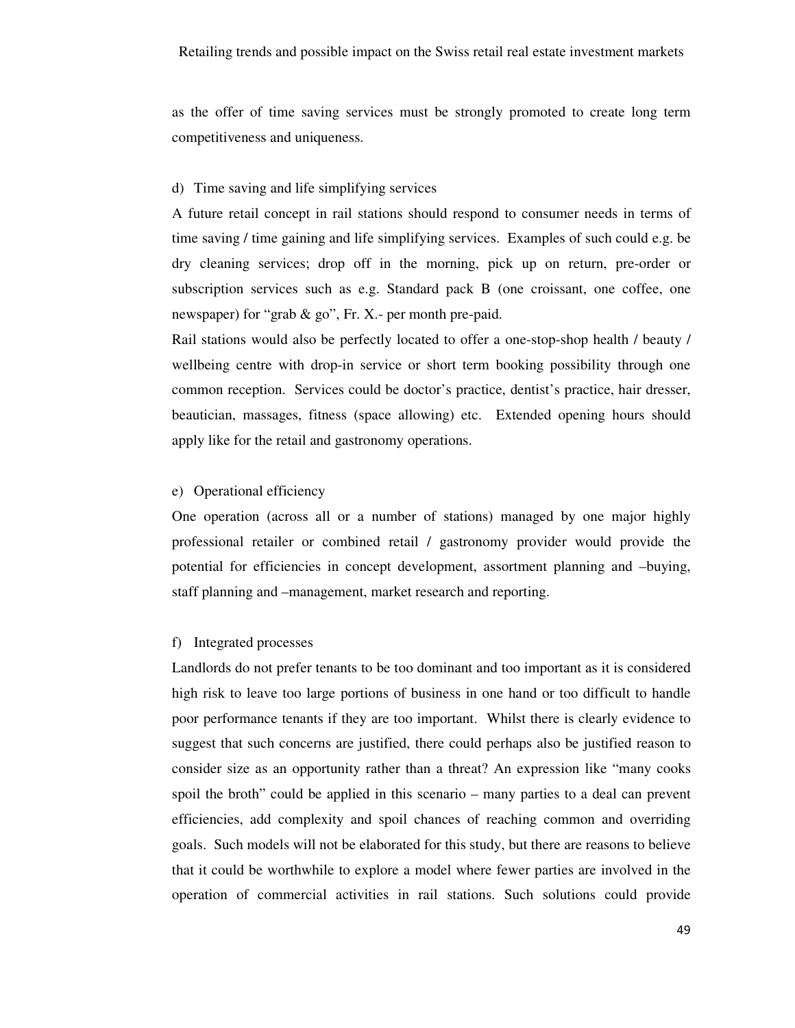as the offer of time saving services must be strongly promoted to create long term competitiveness and uniqueness.

d) Time saving and life simplifying services

A future retail concept in rail stations should respond to consumer needs in terms of time saving / time gaining and life simplifying services. Examples of such could e.g. be dry cleaning services; drop off in the morning, pick up on return, pre-order or subscription services such as e.g. Standard pack B (one croissant, one coffee, one newspaper) for "grab & go", Fr. X.- per month pre-paid.

Rail stations would also be perfectly located to offer a one-stop-shop health / beauty / wellbeing centre with drop-in service or short term booking possibility through one common reception. Services could be doctor's practice, dentist's practice, hair dresser, beautician, massages, fitness (space allowing) etc. Extended opening hours should apply like for the retail and gastronomy operations.

e) Operational efficiency

One operation (across all or a number of stations) managed by one major highly professional retailer or combined retail / gastronomy provider would provide the potential for efficiencies in concept development, assortment planning and –buying, staff planning and –management, market research and reporting.

f) Integrated processes

Landlords do not prefer tenants to be too dominant and too important as it is considered high risk to leave too large portions of business in one hand or too difficult to handle poor performance tenants if they are too important. Whilst there is clearly evidence to suggest that such concerns are justified, there could perhaps also be justified reason to consider size as an opportunity rather than a threat? An expression like "many cooks spoil the broth" could be applied in this scenario – many parties to a deal can prevent efficiencies, add complexity and spoil chances of reaching common and overriding goals. Such models will not be elaborated for this study, but there are reasons to believe that it could be worthwhile to explore a model where fewer parties are involved in the operation of commercial activities in rail stations. Such solutions could provide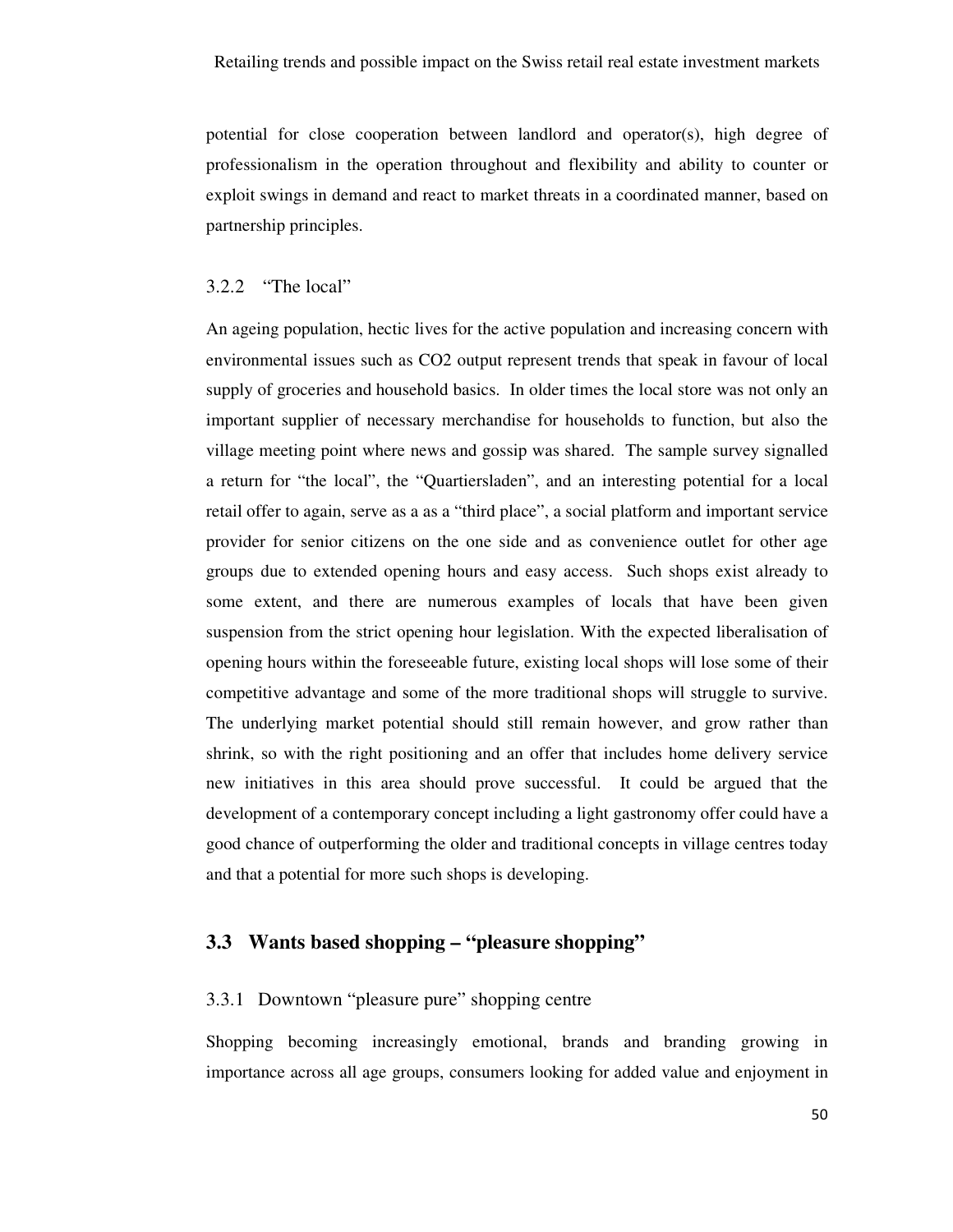potential for close cooperation between landlord and operator(s), high degree of professionalism in the operation throughout and flexibility and ability to counter or exploit swings in demand and react to market threats in a coordinated manner, based on partnership principles.

### 3.2.2 "The local"

An ageing population, hectic lives for the active population and increasing concern with environmental issues such as $CO_2$ output represent trends that speak in favour of local supply of groceries and household basics. In older times the local store was not only an important supplier of necessary merchandise for households to function, but also the village meeting point where news and gossip was shared. The sample survey signalled a return for "the local", the "Quartiersladen", and an interesting potential for a local retail offer to again, serve as a as a "third place", a social platform and important service provider for senior citizens on the one side and as convenience outlet for other age groups due to extended opening hours and easy access. Such shops exist already to some extent, and there are numerous examples of locals that have been given suspension from the strict opening hour legislation. With the expected liberalisation of opening hours within the foreseeable future, existing local shops will lose some of their competitive advantage and some of the more traditional shops will struggle to survive. The underlying market potential should still remain however, and grow rather than shrink, so with the right positioning and an offer that includes home delivery service new initiatives in this area should prove successful. It could be argued that the development of a contemporary concept including a light gastronomy offer could have a good chance of outperforming the older and traditional concepts in village centres today and that a potential for more such shops is developing.

## 3.3 Wants based shopping – "pleasure shopping"

### 3.3.1 Downtown "pleasure pure" shopping centre

Shopping becoming increasingly emotional, brands and branding growing in importance across all age groups, consumers looking for added value and enjoyment in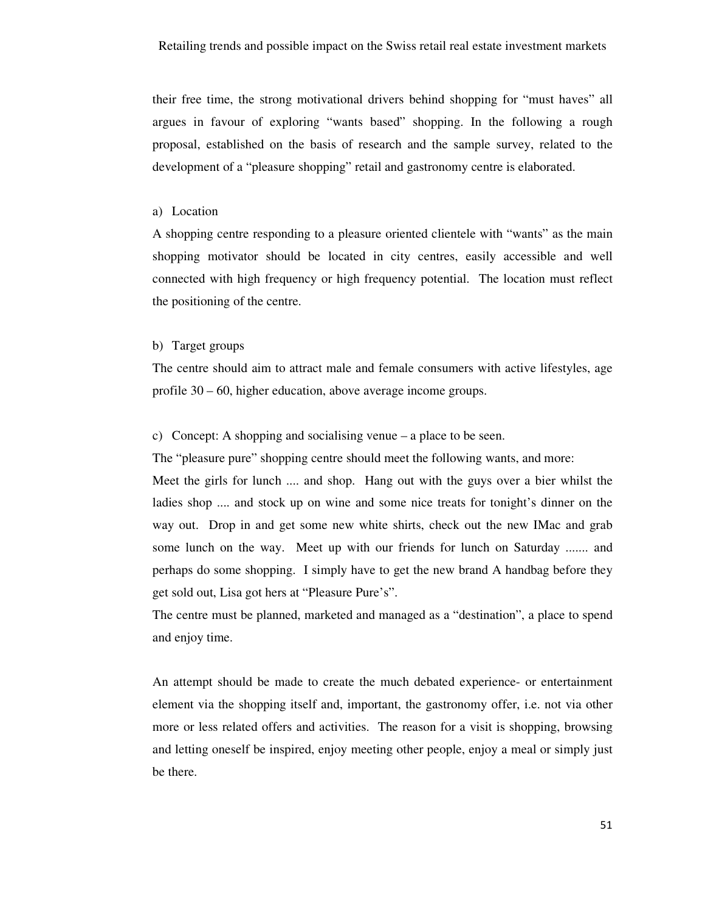their free time, the strong motivational drivers behind shopping for "must haves" all argues in favour of exploring "wants based" shopping. In the following a rough proposal, established on the basis of research and the sample survey, related to the development of a "pleasure shopping" retail and gastronomy centre is elaborated.

a) Location

A shopping centre responding to a pleasure oriented clientele with "wants" as the main shopping motivator should be located in city centres, easily accessible and well connected with high frequency or high frequency potential. The location must reflect the positioning of the centre.

b) Target groups

The centre should aim to attract male and female consumers with active lifestyles, age profile 30 – 60, higher education, above average income groups.

c) Concept: A shopping and socialising venue – a place to be seen.

The "pleasure pure" shopping centre should meet the following wants, and more:

Meet the girls for lunch .... and shop. Hang out with the guys over a bier whilst the ladies shop .... and stock up on wine and some nice treats for tonight's dinner on the way out. Drop in and get some new white shirts, check out the new IMac and grab some lunch on the way. Meet up with our friends for lunch on Saturday ....... and perhaps do some shopping. I simply have to get the new brand A handbag before they get sold out, Lisa got hers at "Pleasure Pure's".

The centre must be planned, marketed and managed as a "destination", a place to spend and enjoy time.

An attempt should be made to create the much debated experience- or entertainment element via the shopping itself and, important, the gastronomy offer, i.e. not via other more or less related offers and activities. The reason for a visit is shopping, browsing and letting oneself be inspired, enjoy meeting other people, enjoy a meal or simply just be there.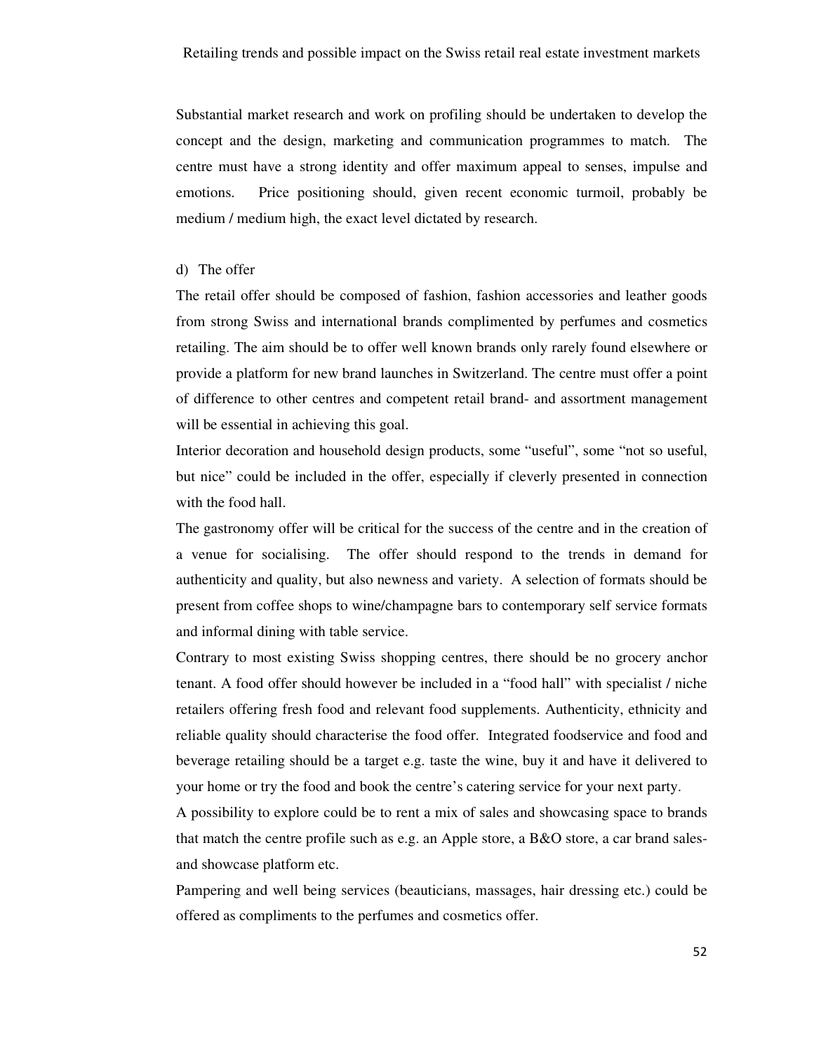Substantial market research and work on profiling should be undertaken to develop the concept and the design, marketing and communication programmes to match. The centre must have a strong identity and offer maximum appeal to senses, impulse and emotions. Price positioning should, given recent economic turmoil, probably be medium / medium high, the exact level dictated by research.

d) The offer

The retail offer should be composed of fashion, fashion accessories and leather goods from strong Swiss and international brands complimented by perfumes and cosmetics retailing. The aim should be to offer well known brands only rarely found elsewhere or provide a platform for new brand launches in Switzerland. The centre must offer a point of difference to other centres and competent retail brand- and assortment management will be essential in achieving this goal.

Interior decoration and household design products, some "useful", some "not so useful, but nice" could be included in the offer, especially if cleverly presented in connection with the food hall.

The gastronomy offer will be critical for the success of the centre and in the creation of a venue for socialising. The offer should respond to the trends in demand for authenticity and quality, but also newness and variety. A selection of formats should be present from coffee shops to wine/champagne bars to contemporary self service formats and informal dining with table service.

Contrary to most existing Swiss shopping centres, there should be no grocery anchor tenant. A food offer should however be included in a "food hall" with specialist / niche retailers offering fresh food and relevant food supplements. Authenticity, ethnicity and reliable quality should characterise the food offer. Integrated foodservice and food and beverage retailing should be a target e.g. taste the wine, buy it and have it delivered to your home or try the food and book the centre's catering service for your next party.

A possibility to explore could be to rent a mix of sales and showcasing space to brands that match the centre profile such as e.g. an Apple store, a B&O store, a car brand sales- and showcase platform etc.

Pampering and well being services (beauticians, massages, hair dressing etc.) could be offered as compliments to the perfumes and cosmetics offer.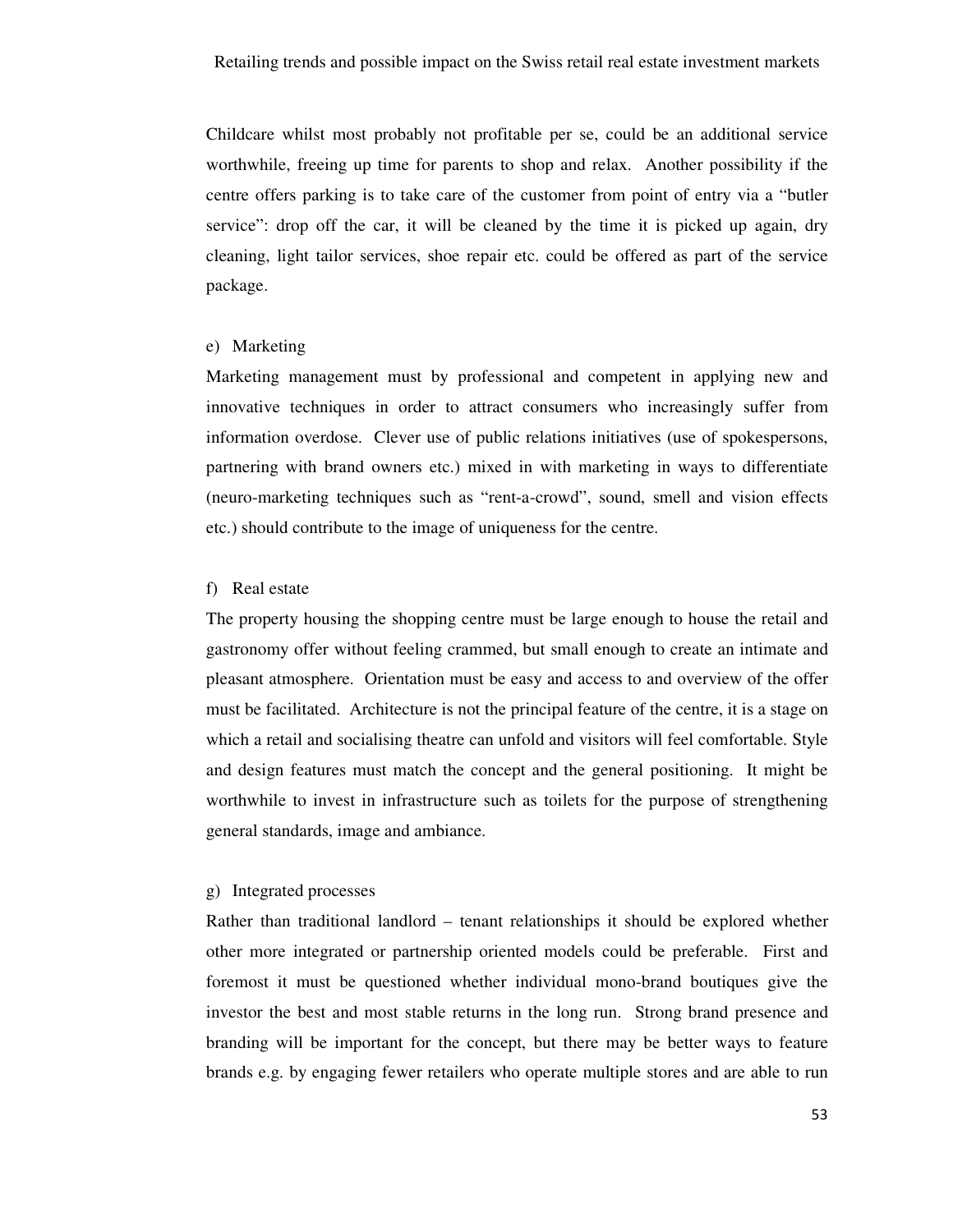Childcare whilst most probably not profitable per se, could be an additional service worthwhile, freeing up time for parents to shop and relax. Another possibility if the centre offers parking is to take care of the customer from point of entry via a "butler service": drop off the car, it will be cleaned by the time it is picked up again, dry cleaning, light tailor services, shoe repair etc. could be offered as part of the service package.

e) Marketing

Marketing management must by professional and competent in applying new and innovative techniques in order to attract consumers who increasingly suffer from information overdose. Clever use of public relations initiatives (use of spokespersons, partnering with brand owners etc.) mixed in with marketing in ways to differentiate (neuro-marketing techniques such as "rent-a-crowd", sound, smell and vision effects etc.) should contribute to the image of uniqueness for the centre.

f) Real estate

The property housing the shopping centre must be large enough to house the retail and gastronomy offer without feeling crammed, but small enough to create an intimate and pleasant atmosphere. Orientation must be easy and access to and overview of the offer must be facilitated. Architecture is not the principal feature of the centre, it is a stage on which a retail and socialising theatre can unfold and visitors will feel comfortable. Style and design features must match the concept and the general positioning. It might be worthwhile to invest in infrastructure such as toilets for the purpose of strengthening general standards, image and ambiance.

g) Integrated processes

Rather than traditional landlord – tenant relationships it should be explored whether other more integrated or partnership oriented models could be preferable. First and foremost it must be questioned whether individual mono-brand boutiques give the investor the best and most stable returns in the long run. Strong brand presence and branding will be important for the concept, but there may be better ways to feature brands e.g. by engaging fewer retailers who operate multiple stores and are able to run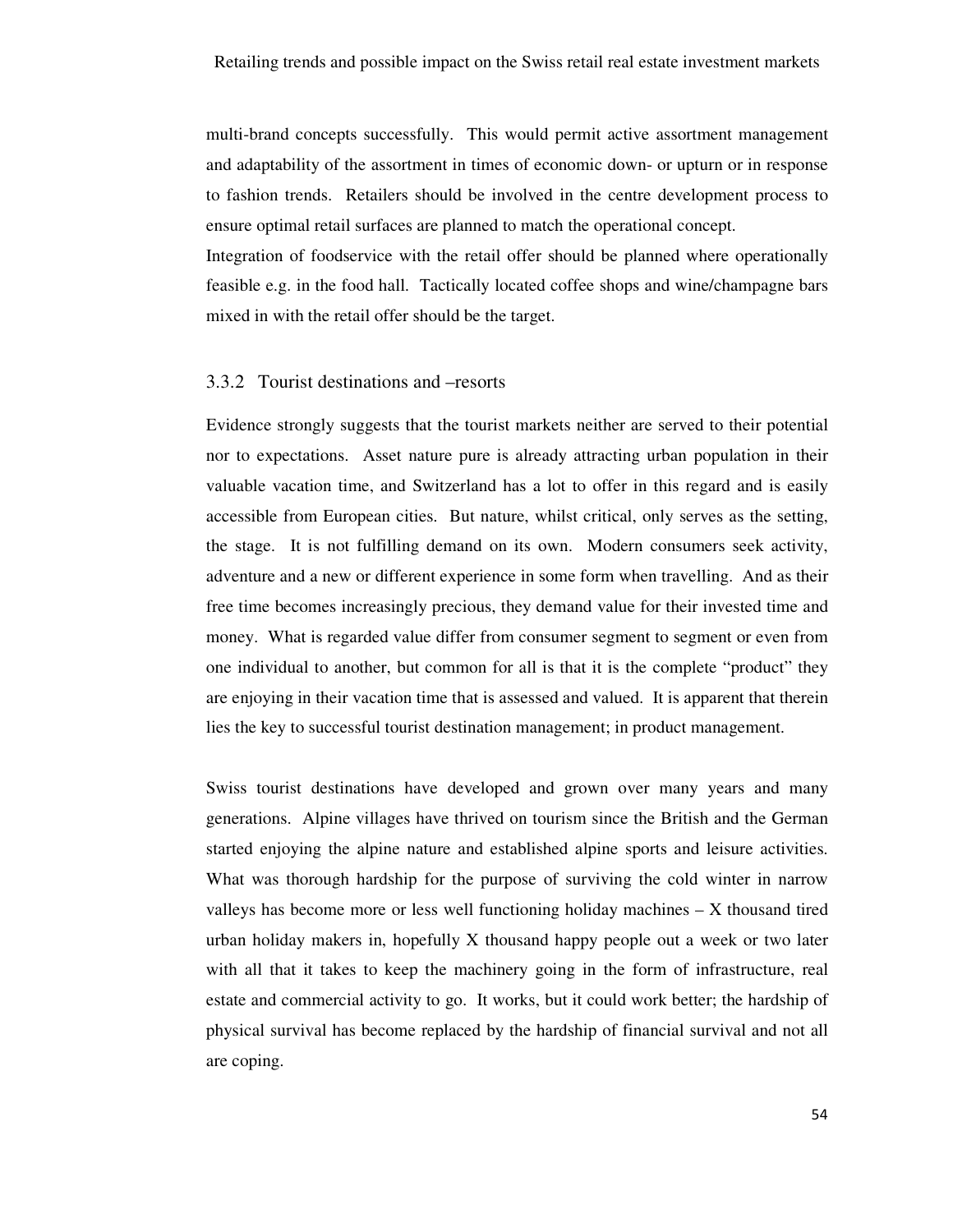multi-brand concepts successfully. This would permit active assortment management and adaptability of the assortment in times of economic down- or upturn or in response to fashion trends. Retailers should be involved in the centre development process to ensure optimal retail surfaces are planned to match the operational concept.
Integration of foodservice with the retail offer should be planned where operationally feasible e.g. in the food hall. Tactically located coffee shops and wine/champagne bars mixed in with the retail offer should be the target.

### 3.3.2 Tourist destinations and –resorts

Evidence strongly suggests that the tourist markets neither are served to their potential nor to expectations. Asset nature pure is already attracting urban population in their valuable vacation time, and Switzerland has a lot to offer in this regard and is easily accessible from European cities. But nature, whilst critical, only serves as the setting, the stage. It is not fulfilling demand on its own. Modern consumers seek activity, adventure and a new or different experience in some form when travelling. And as their free time becomes increasingly precious, they demand value for their invested time and money. What is regarded value differ from consumer segment to segment or even from one individual to another, but common for all is that it is the complete "product" they are enjoying in their vacation time that is assessed and valued. It is apparent that therein lies the key to successful tourist destination management; in product management.

Swiss tourist destinations have developed and grown over many years and many generations. Alpine villages have thrived on tourism since the British and the German started enjoying the alpine nature and established alpine sports and leisure activities. What was thorough hardship for the purpose of surviving the cold winter in narrow valleys has become more or less well functioning holiday machines – X thousand tired urban holiday makers in, hopefully X thousand happy people out a week or two later with all that it takes to keep the machinery going in the form of infrastructure, real estate and commercial activity to go. It works, but it could work better; the hardship of physical survival has become replaced by the hardship of financial survival and not all are coping.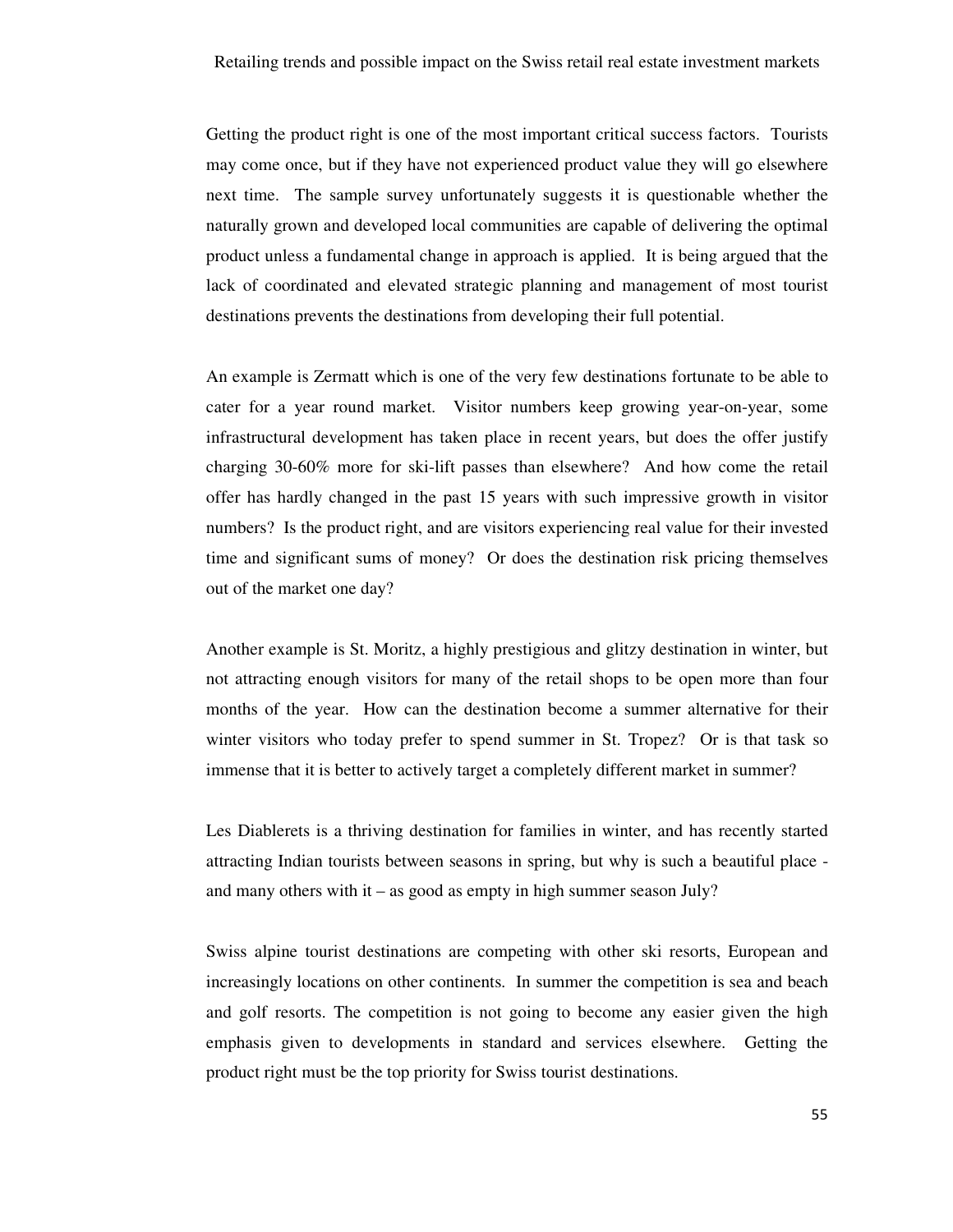Getting the product right is one of the most important critical success factors. Tourists may come once, but if they have not experienced product value they will go elsewhere next time. The sample survey unfortunately suggests it is questionable whether the naturally grown and developed local communities are capable of delivering the optimal product unless a fundamental change in approach is applied. It is being argued that the lack of coordinated and elevated strategic planning and management of most tourist destinations prevents the destinations from developing their full potential.

An example is Zermatt which is one of the very few destinations fortunate to be able to cater for a year round market. Visitor numbers keep growing year-on-year, some infrastructural development has taken place in recent years, but does the offer justify charging 30-60% more for ski-lift passes than elsewhere? And how come the retail offer has hardly changed in the past 15 years with such impressive growth in visitor numbers? Is the product right, and are visitors experiencing real value for their invested time and significant sums of money? Or does the destination risk pricing themselves out of the market one day?

Another example is St. Moritz, a highly prestigious and glitzy destination in winter, but not attracting enough visitors for many of the retail shops to be open more than four months of the year. How can the destination become a summer alternative for their winter visitors who today prefer to spend summer in St. Tropez? Or is that task so immense that it is better to actively target a completely different market in summer?

Les Diablerets is a thriving destination for families in winter, and has recently started attracting Indian tourists between seasons in spring, but why is such a beautiful place - and many others with it – as good as empty in high summer season July?

Swiss alpine tourist destinations are competing with other ski resorts, European and increasingly locations on other continents. In summer the competition is sea and beach and golf resorts. The competition is not going to become any easier given the high emphasis given to developments in standard and services elsewhere. Getting the product right must be the top priority for Swiss tourist destinations.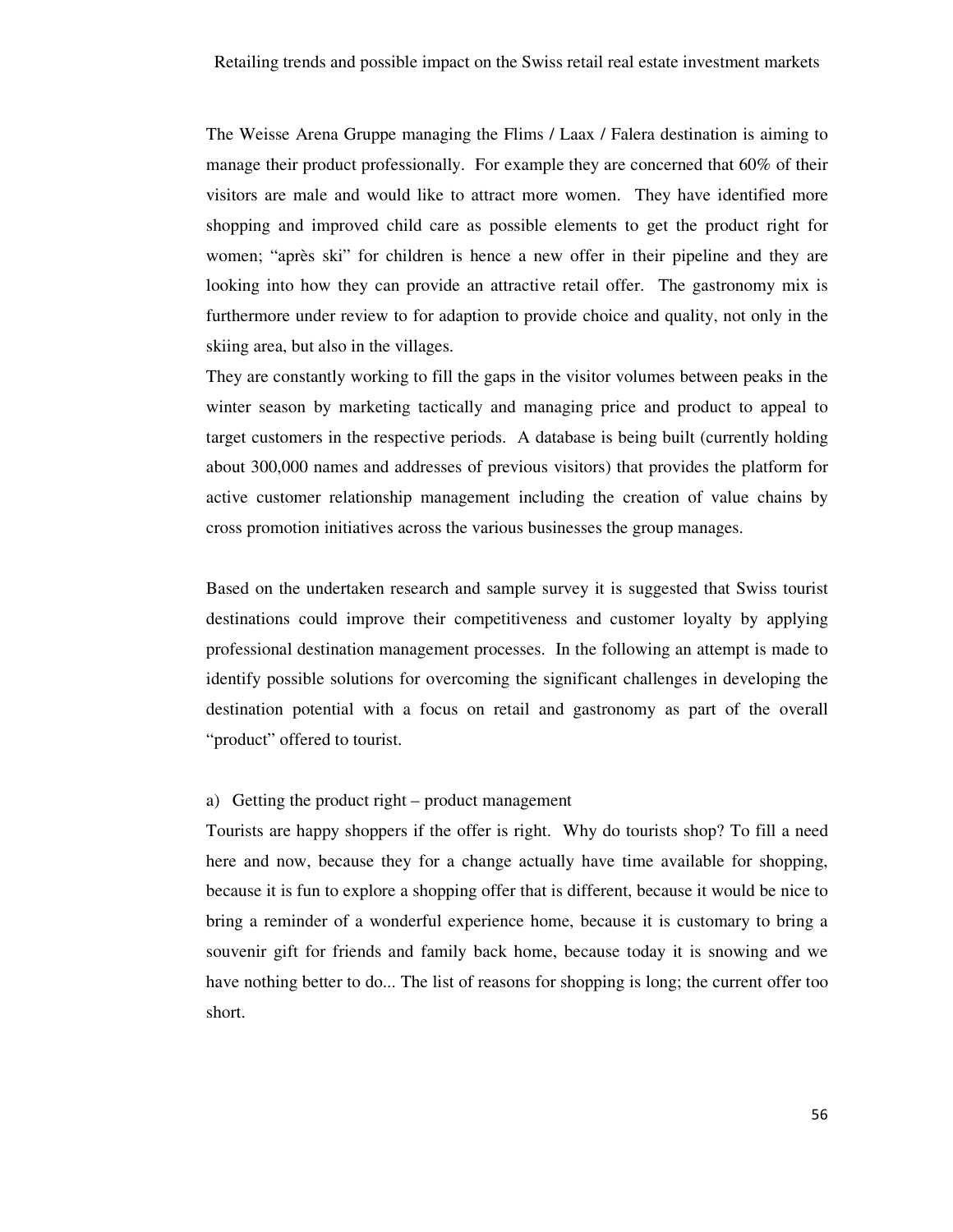The Weisse Arena Gruppe managing the Flims / Laax / Falera destination is aiming to manage their product professionally. For example they are concerned that 60% of their visitors are male and would like to attract more women. They have identified more shopping and improved child care as possible elements to get the product right for women; "après ski" for children is hence a new offer in their pipeline and they are looking into how they can provide an attractive retail offer. The gastronomy mix is furthermore under review to for adaption to provide choice and quality, not only in the skiing area, but also in the villages.

They are constantly working to fill the gaps in the visitor volumes between peaks in the winter season by marketing tactically and managing price and product to appeal to target customers in the respective periods. A database is being built (currently holding about 300,000 names and addresses of previous visitors) that provides the platform for active customer relationship management including the creation of value chains by cross promotion initiatives across the various businesses the group manages.

Based on the undertaken research and sample survey it is suggested that Swiss tourist destinations could improve their competitiveness and customer loyalty by applying professional destination management processes. In the following an attempt is made to identify possible solutions for overcoming the significant challenges in developing the destination potential with a focus on retail and gastronomy as part of the overall "product" offered to tourist.

a) Getting the product right – product management

Tourists are happy shoppers if the offer is right. Why do tourists shop? To fill a need here and now, because they for a change actually have time available for shopping, because it is fun to explore a shopping offer that is different, because it would be nice to bring a reminder of a wonderful experience home, because it is customary to bring a souvenir gift for friends and family back home, because today it is snowing and we have nothing better to do... The list of reasons for shopping is long; the current offer too short.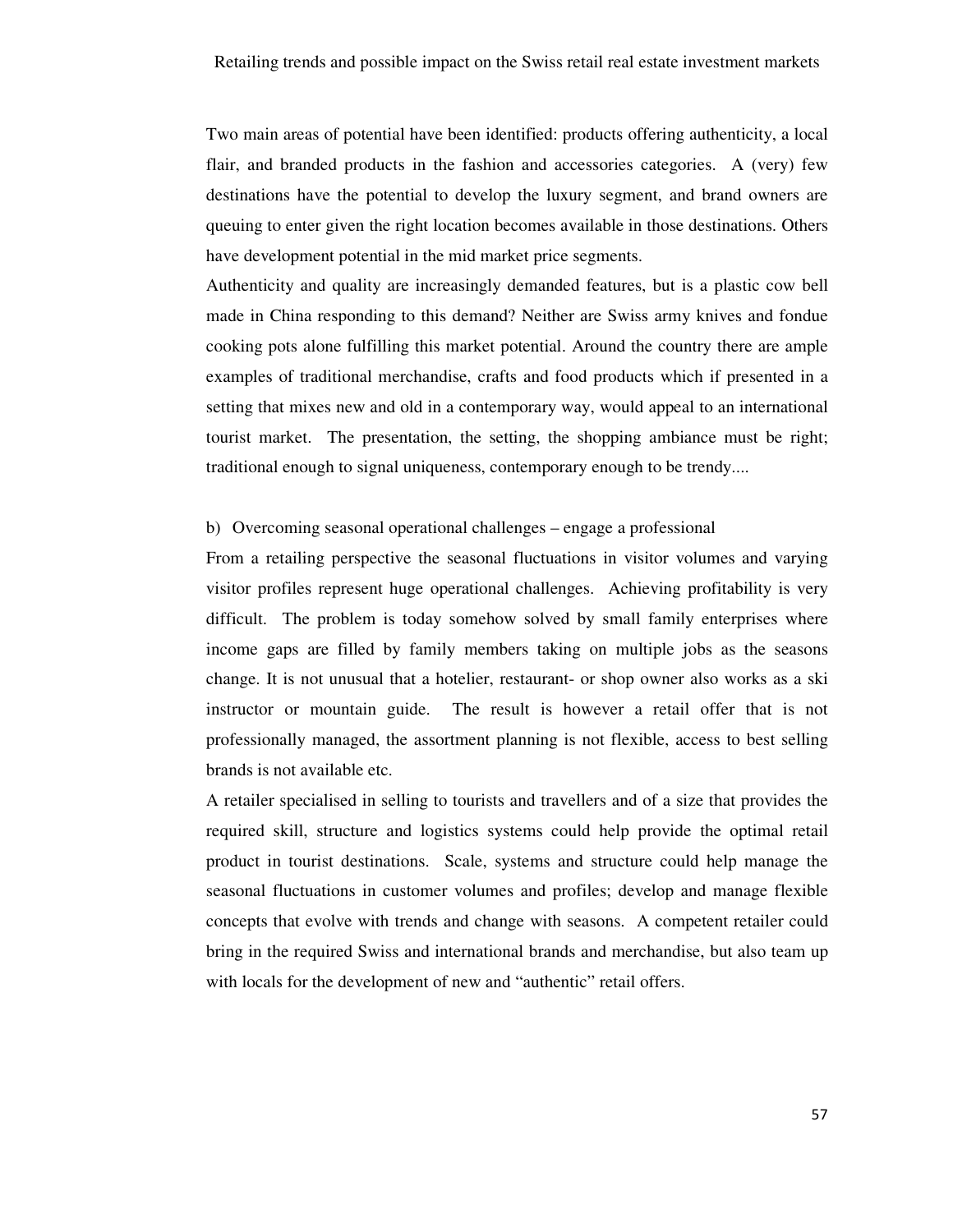Two main areas of potential have been identified: products offering authenticity, a local flair, and branded products in the fashion and accessories categories. A (very) few destinations have the potential to develop the luxury segment, and brand owners are queuing to enter given the right location becomes available in those destinations. Others have development potential in the mid market price segments.

Authenticity and quality are increasingly demanded features, but is a plastic cow bell made in China responding to this demand? Neither are Swiss army knives and fondue cooking pots alone fulfilling this market potential. Around the country there are ample examples of traditional merchandise, crafts and food products which if presented in a setting that mixes new and old in a contemporary way, would appeal to an international tourist market. The presentation, the setting, the shopping ambiance must be right; traditional enough to signal uniqueness, contemporary enough to be trendy....

b) Overcoming seasonal operational challenges – engage a professional

From a retailing perspective the seasonal fluctuations in visitor volumes and varying visitor profiles represent huge operational challenges. Achieving profitability is very difficult. The problem is today somehow solved by small family enterprises where income gaps are filled by family members taking on multiple jobs as the seasons change. It is not unusual that a hotelier, restaurant- or shop owner also works as a ski instructor or mountain guide. The result is however a retail offer that is not professionally managed, the assortment planning is not flexible, access to best selling brands is not available etc.

A retailer specialised in selling to tourists and travellers and of a size that provides the required skill, structure and logistics systems could help provide the optimal retail product in tourist destinations. Scale, systems and structure could help manage the seasonal fluctuations in customer volumes and profiles; develop and manage flexible concepts that evolve with trends and change with seasons. A competent retailer could bring in the required Swiss and international brands and merchandise, but also team up with locals for the development of new and "authentic" retail offers.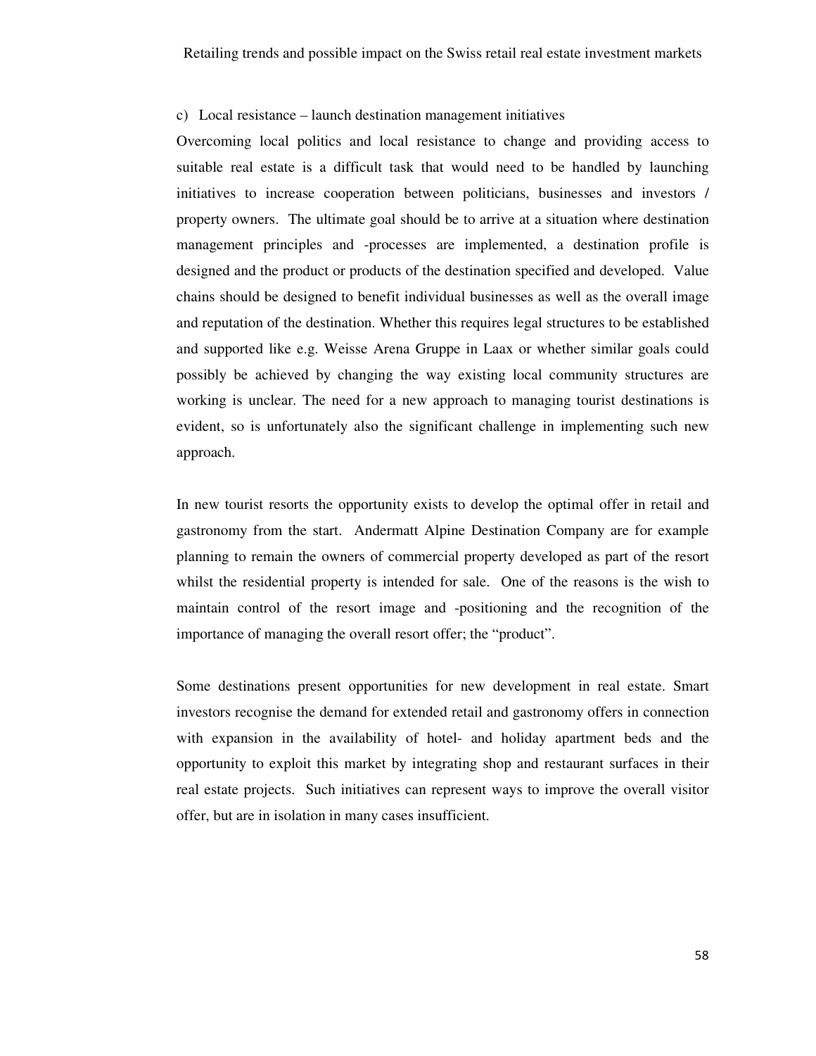c) Local resistance – launch destination management initiatives

Overcoming local politics and local resistance to change and providing access to suitable real estate is a difficult task that would need to be handled by launching initiatives to increase cooperation between politicians, businesses and investors / property owners. The ultimate goal should be to arrive at a situation where destination management principles and -processes are implemented, a destination profile is designed and the product or products of the destination specified and developed. Value chains should be designed to benefit individual businesses as well as the overall image and reputation of the destination. Whether this requires legal structures to be established and supported like e.g. Weisse Arena Gruppe in Laax or whether similar goals could possibly be achieved by changing the way existing local community structures are working is unclear. The need for a new approach to managing tourist destinations is evident, so is unfortunately also the significant challenge in implementing such new approach.

In new tourist resorts the opportunity exists to develop the optimal offer in retail and gastronomy from the start. Andermatt Alpine Destination Company are for example planning to remain the owners of commercial property developed as part of the resort whilst the residential property is intended for sale. One of the reasons is the wish to maintain control of the resort image and -positioning and the recognition of the importance of managing the overall resort offer; the "product".

Some destinations present opportunities for new development in real estate. Smart investors recognise the demand for extended retail and gastronomy offers in connection with expansion in the availability of hotel- and holiday apartment beds and the opportunity to exploit this market by integrating shop and restaurant surfaces in their real estate projects. Such initiatives can represent ways to improve the overall visitor offer, but are in isolation in many cases insufficient.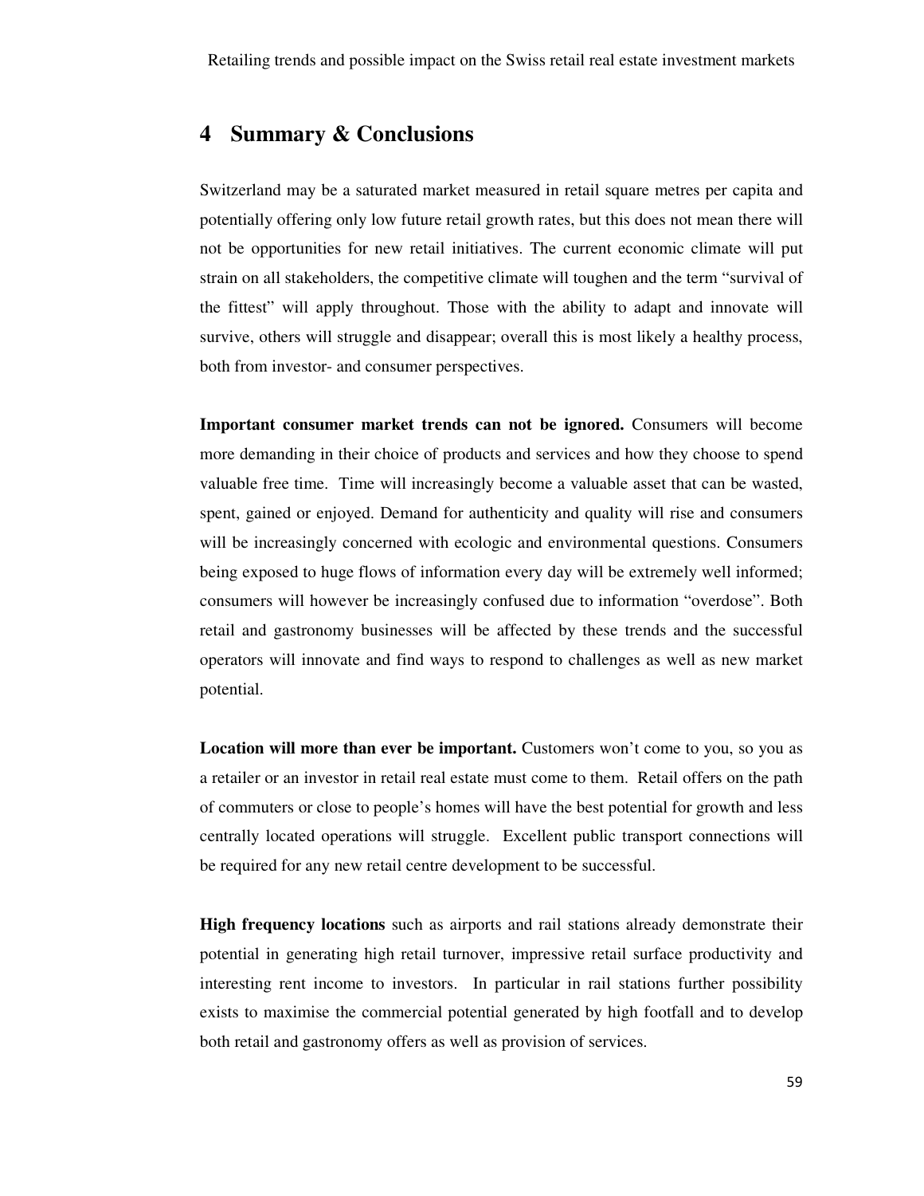# 4 Summary & Conclusions

Switzerland may be a saturated market measured in retail square metres per capita and potentially offering only low future retail growth rates, but this does not mean there will not be opportunities for new retail initiatives. The current economic climate will put strain on all stakeholders, the competitive climate will toughen and the term "survival of the fittest" will apply throughout. Those with the ability to adapt and innovate will survive, others will struggle and disappear; overall this is most likely a healthy process, both from investor- and consumer perspectives.

**Important consumer market trends can not be ignored.** Consumers will become more demanding in their choice of products and services and how they choose to spend valuable free time. Time will increasingly become a valuable asset that can be wasted, spent, gained or enjoyed. Demand for authenticity and quality will rise and consumers will be increasingly concerned with ecologic and environmental questions. Consumers being exposed to huge flows of information every day will be extremely well informed; consumers will however be increasingly confused due to information "overdose". Both retail and gastronomy businesses will be affected by these trends and the successful operators will innovate and find ways to respond to challenges as well as new market potential.

**Location will more than ever be important.** Customers won't come to you, so you as a retailer or an investor in retail real estate must come to them. Retail offers on the path of commuters or close to people's homes will have the best potential for growth and less centrally located operations will struggle. Excellent public transport connections will be required for any new retail centre development to be successful.

**High frequency locations** such as airports and rail stations already demonstrate their potential in generating high retail turnover, impressive retail surface productivity and interesting rent income to investors. In particular in rail stations further possibility exists to maximise the commercial potential generated by high footfall and to develop both retail and gastronomy offers as well as provision of services.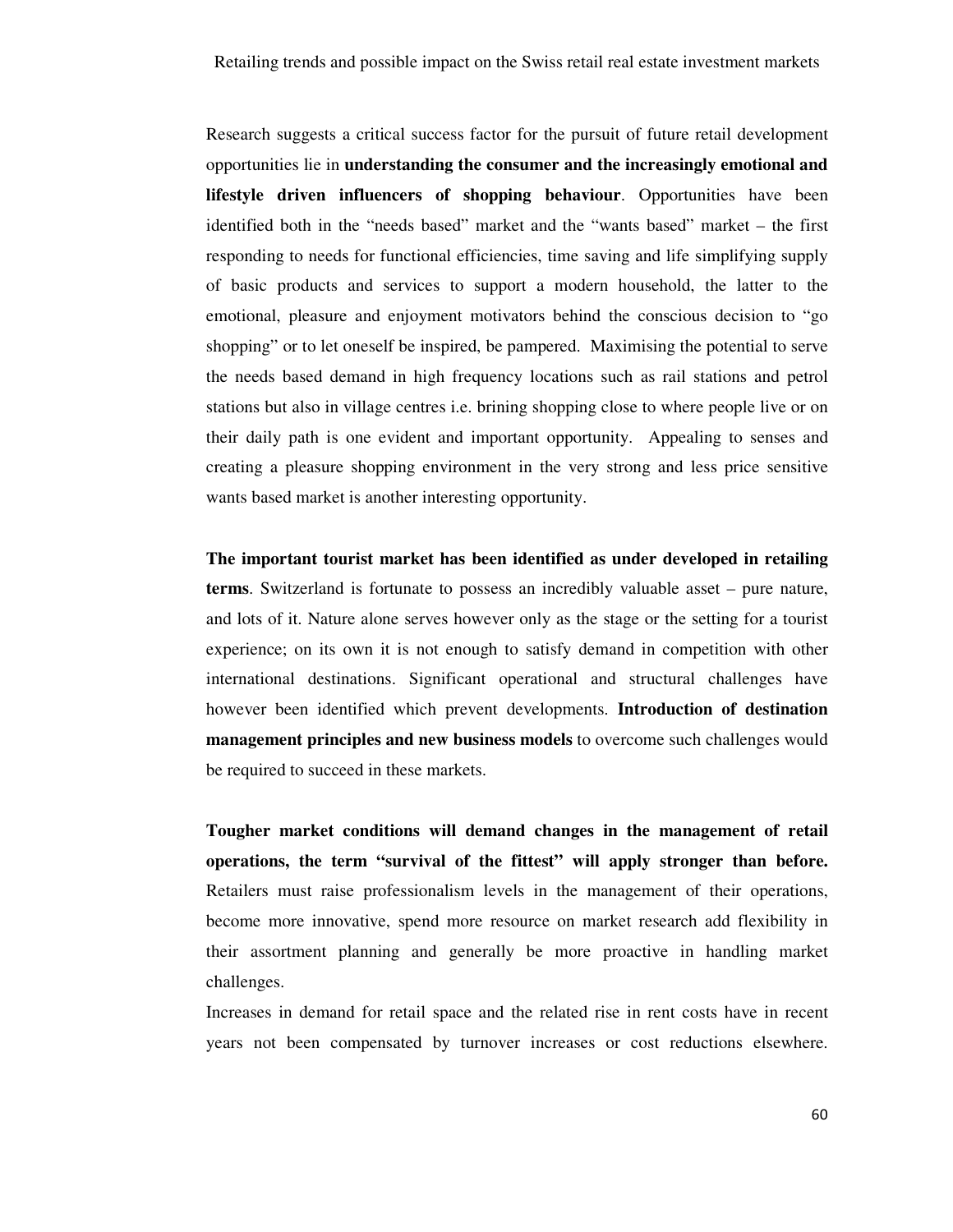Research suggests a critical success factor for the pursuit of future retail development opportunities lie in **understanding the consumer and the increasingly emotional and lifestyle driven influencers of shopping behaviour**. Opportunities have been identified both in the "needs based" market and the "wants based" market – the first responding to needs for functional efficiencies, time saving and life simplifying supply of basic products and services to support a modern household, the latter to the emotional, pleasure and enjoyment motivators behind the conscious decision to "go shopping" or to let oneself be inspired, be pampered. Maximising the potential to serve the needs based demand in high frequency locations such as rail stations and petrol stations but also in village centres i.e. brining shopping close to where people live or on their daily path is one evident and important opportunity. Appealing to senses and creating a pleasure shopping environment in the very strong and less price sensitive wants based market is another interesting opportunity.

**The important tourist market has been identified as under developed in retailing terms**. Switzerland is fortunate to possess an incredibly valuable asset – pure nature, and lots of it. Nature alone serves however only as the stage or the setting for a tourist experience; on its own it is not enough to satisfy demand in competition with other international destinations. Significant operational and structural challenges have however been identified which prevent developments. **Introduction of destination management principles and new business models** to overcome such challenges would be required to succeed in these markets.

**Tougher market conditions will demand changes in the management of retail operations, the term "survival of the fittest" will apply stronger than before.** Retailers must raise professionalism levels in the management of their operations, become more innovative, spend more resource on market research add flexibility in their assortment planning and generally be more proactive in handling market challenges.

Increases in demand for retail space and the related rise in rent costs have in recent years not been compensated by turnover increases or cost reductions elsewhere.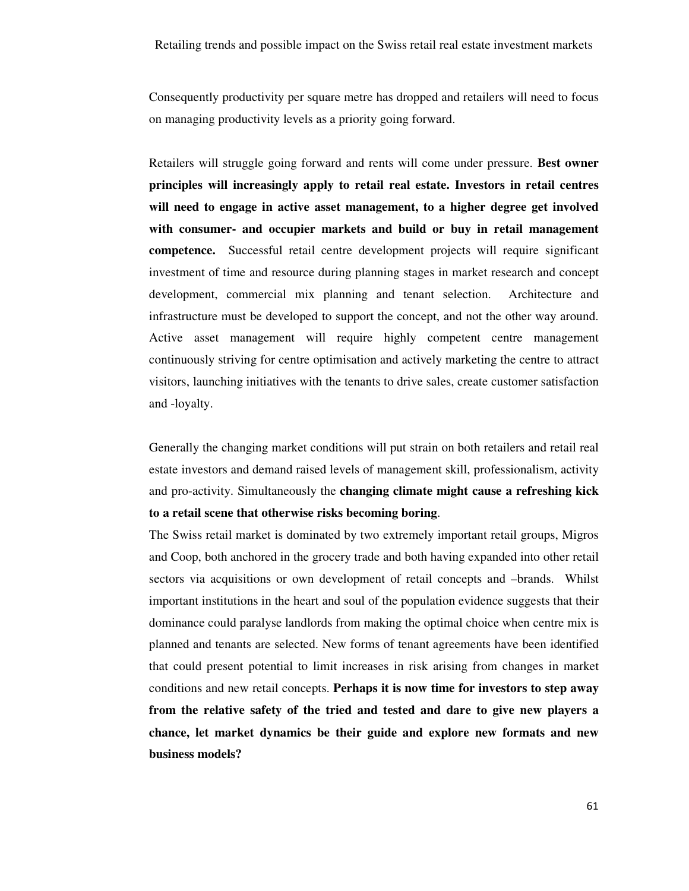Consequently productivity per square metre has dropped and retailers will need to focus on managing productivity levels as a priority going forward.

Retailers will struggle going forward and rents will come under pressure. **Best owner principles will increasingly apply to retail real estate. Investors in retail centres will need to engage in active asset management, to a higher degree get involved with consumer- and occupier markets and build or buy in retail management competence.** Successful retail centre development projects will require significant investment of time and resource during planning stages in market research and concept development, commercial mix planning and tenant selection. Architecture and infrastructure must be developed to support the concept, and not the other way around. Active asset management will require highly competent centre management continuously striving for centre optimisation and actively marketing the centre to attract visitors, launching initiatives with the tenants to drive sales, create customer satisfaction and -loyalty.

Generally the changing market conditions will put strain on both retailers and retail real estate investors and demand raised levels of management skill, professionalism, activity and pro-activity. Simultaneously the **changing climate might cause a refreshing kick to a retail scene that otherwise risks becoming boring**.

The Swiss retail market is dominated by two extremely important retail groups, Migros and Coop, both anchored in the grocery trade and both having expanded into other retail sectors via acquisitions or own development of retail concepts and –brands. Whilst important institutions in the heart and soul of the population evidence suggests that their dominance could paralyse landlords from making the optimal choice when centre mix is planned and tenants are selected. New forms of tenant agreements have been identified that could present potential to limit increases in risk arising from changes in market conditions and new retail concepts. **Perhaps it is now time for investors to step away from the relative safety of the tried and tested and dare to give new players a chance, let market dynamics be their guide and explore new formats and new business models?**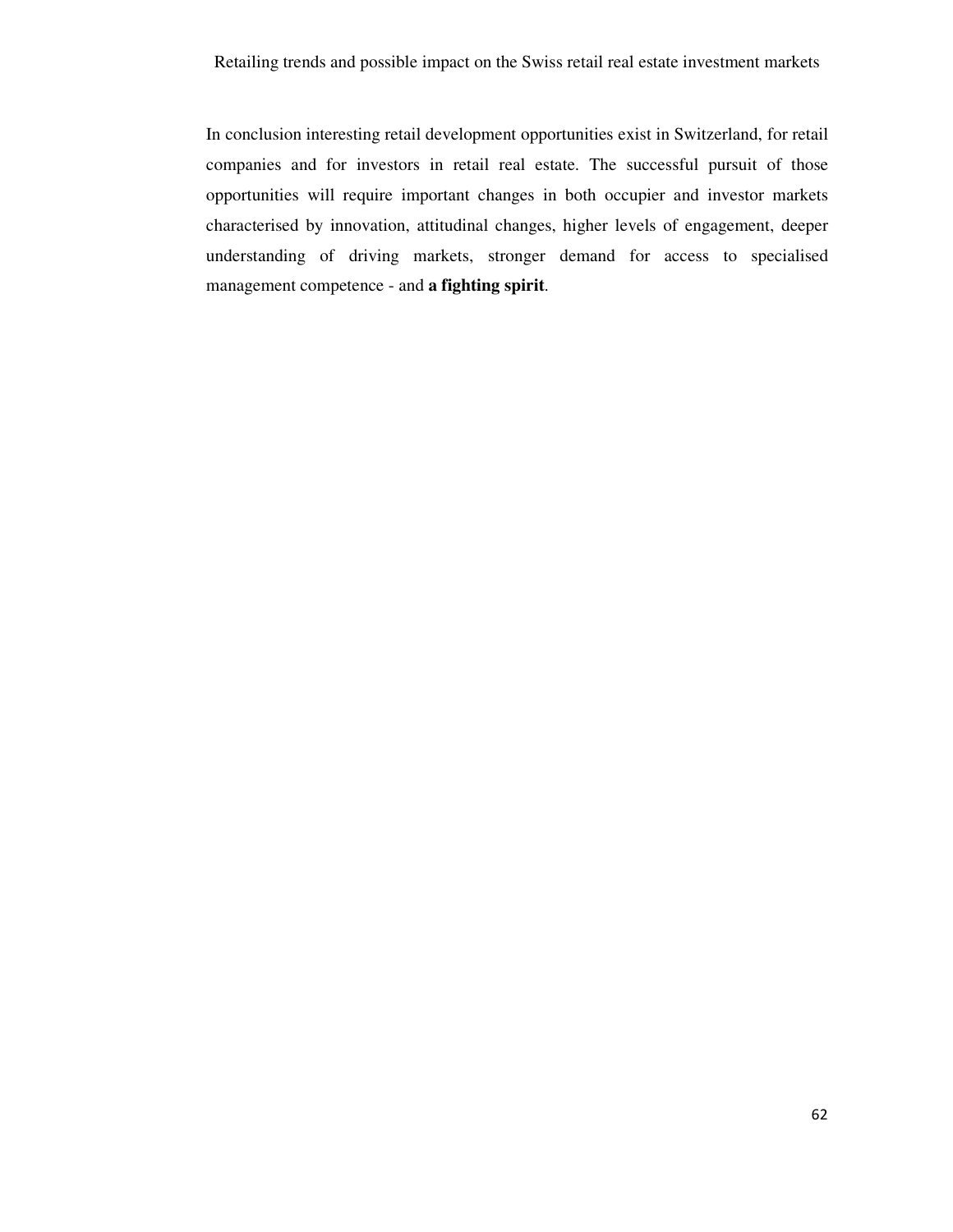In conclusion interesting retail development opportunities exist in Switzerland, for retail companies and for investors in retail real estate. The successful pursuit of those opportunities will require important changes in both occupier and investor markets characterised by innovation, attitudinal changes, higher levels of engagement, deeper understanding of driving markets, stronger demand for access to specialised management competence - and **a fighting spirit**.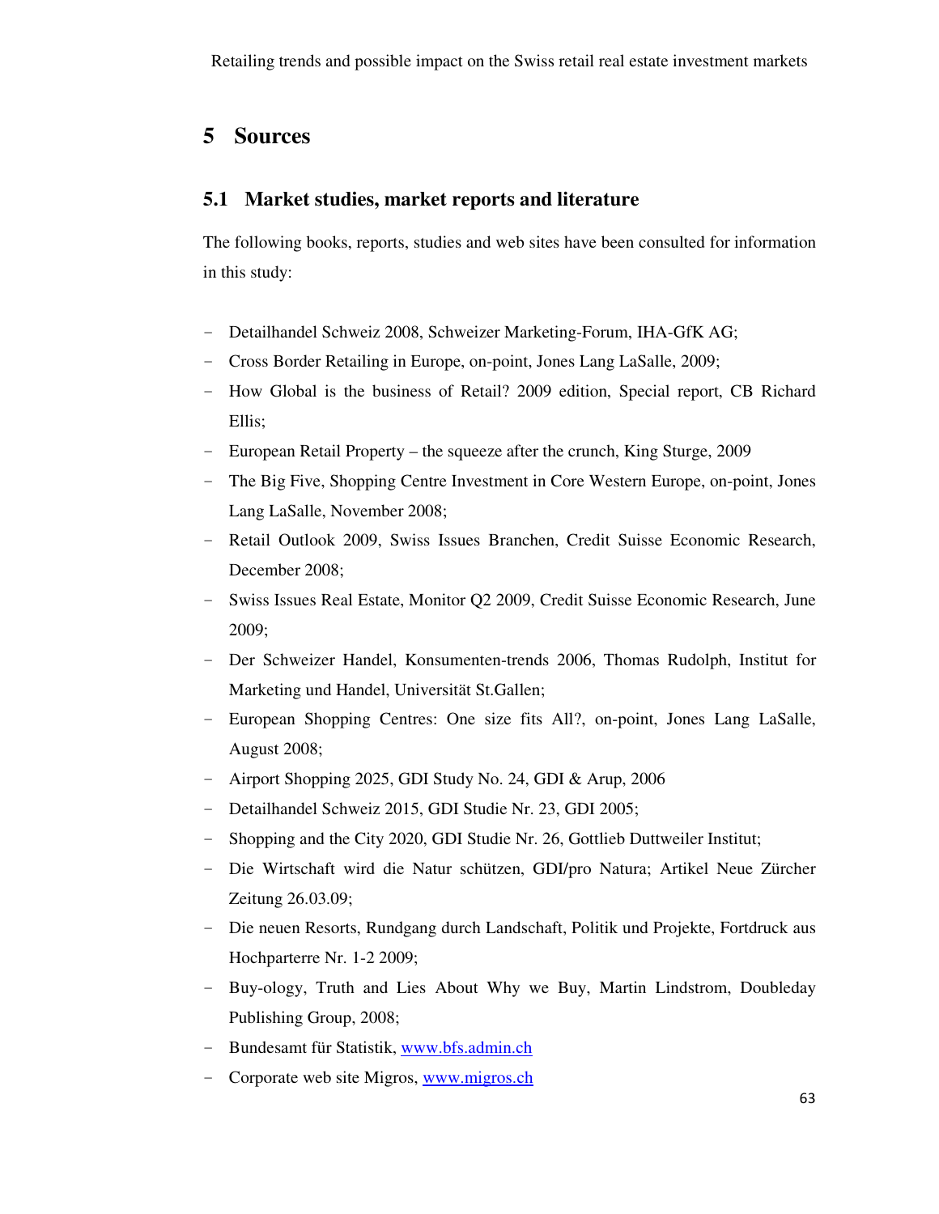# 5 Sources

## 5.1 Market studies, market reports and literature

The following books, reports, studies and web sites have been consulted for information in this study:

- Detailhandel Schweiz 2008, Schweizer Marketing-Forum, IHA-GfK AG;
- Cross Border Retailing in Europe, on-point, Jones Lang LaSalle, 2009;
- How Global is the business of Retail? 2009 edition, Special report, CB Richard Ellis;
- European Retail Property – the squeeze after the crunch, King Sturge, 2009
- The Big Five, Shopping Centre Investment in Core Western Europe, on-point, Jones Lang LaSalle, November 2008;
- Retail Outlook 2009, Swiss Issues Branchen, Credit Suisse Economic Research, December 2008;
- Swiss Issues Real Estate, Monitor Q2 2009, Credit Suisse Economic Research, June 2009;
- Der Schweizer Handel, Konsumenten-trends 2006, Thomas Rudolph, Institut for Marketing und Handel, Universität St.Gallen;
- European Shopping Centres: One size fits All?, on-point, Jones Lang LaSalle, August 2008;
- Airport Shopping 2025, GDI Study No. 24, GDI & Arup, 2006
- Detailhandel Schweiz 2015, GDI Studie Nr. 23, GDI 2005;
- Shopping and the City 2020, GDI Studie Nr. 26, Gottlieb Duttweiler Institut;
- Die Wirtschaft wird die Natur schützen, GDI/pro Natura; Artikel Neue Zürcher Zeitung 26.03.09;
- Die neuen Resorts, Rundgang durch Landschaft, Politik und Projekte, Fortdruck aus Hochparterre Nr. 1-2 2009;
- Buy-ology, Truth and Lies About Why we Buy, Martin Lindstrom, Doubleday Publishing Group, 2008;
- Bundesamt für Statistik, www.bfs.admin.ch
- Corporate web site Migros, www.migros.ch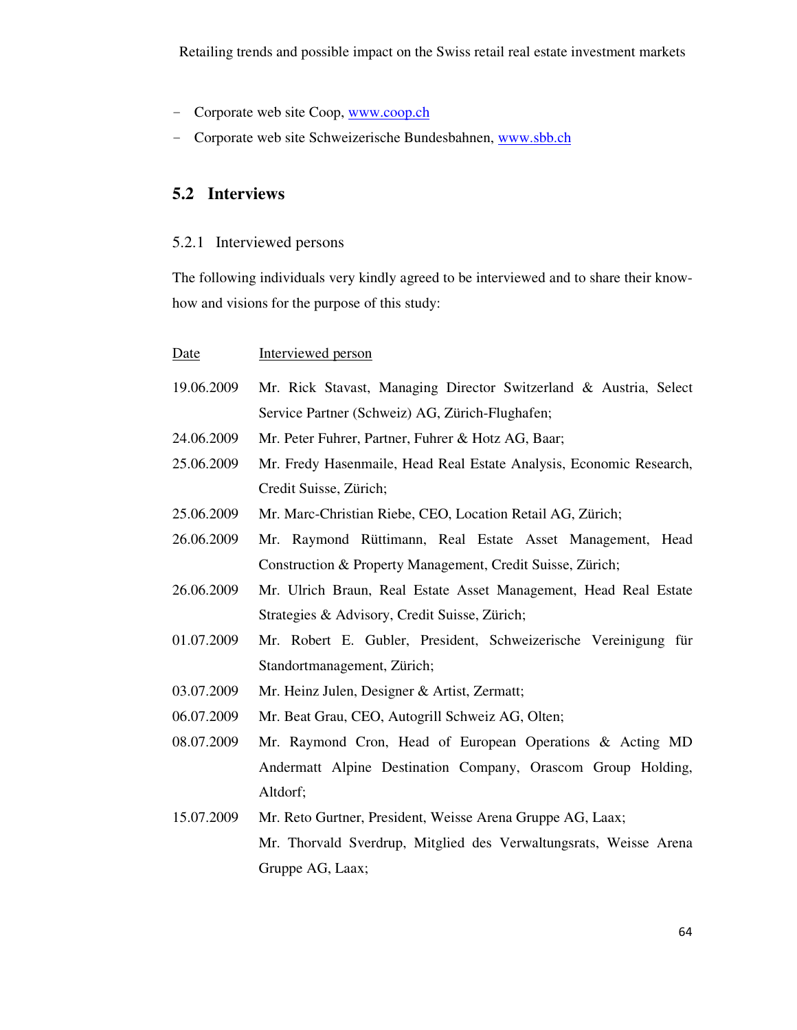- Corporate web site Coop, www.coop.ch
- Corporate web site Schweizerische Bundesbahnen, www.sbb.ch

## 5.2 Interviews

### 5.2.1 Interviewed persons

The following individuals very kindly agreed to be interviewed and to share their know-how and visions for the purpose of this study:

| Date | Interviewed person |
|---|---|
| 19.06.2009 | Mr. Rick Stavast, Managing Director Switzerland & Austria, Select Service Partner (Schweiz) AG, Zürich-Flughafen; |
| 24.06.2009 | Mr. Peter Fuhrer, Partner, Fuhrer & Hotz AG, Baar; |
| 25.06.2009 | Mr. Fredy Hasenmaile, Head Real Estate Analysis, Economic Research, Credit Suisse, Zürich; |
| 25.06.2009 | Mr. Marc-Christian Riebe, CEO, Location Retail AG, Zürich; |
| 26.06.2009 | Mr. Raymond Rüttimann, Real Estate Asset Management, Head Construction & Property Management, Credit Suisse, Zürich; |
| 26.06.2009 | Mr. Ulrich Braun, Real Estate Asset Management, Head Real Estate Strategies & Advisory, Credit Suisse, Zürich; |
| 01.07.2009 | Mr. Robert E. Gubler, President, Schweizerische Vereinigung für Standortmanagement, Zürich; |
| 03.07.2009 | Mr. Heinz Julen, Designer & Artist, Zermatt; |
| 06.07.2009 | Mr. Beat Grau, CEO, Autogrill Schweiz AG, Olten; |
| 08.07.2009 | Mr. Raymond Cron, Head of European Operations & Acting MD Andermatt Alpine Destination Company, Orascom Group Holding, Altdorf; |
| 15.07.2009 | Mr. Reto Gurtner, President, Weisse Arena Gruppe AG, Laax; |
| | Mr. Thorvald Sverdrup, Mitglied des Verwaltungsrats, Weisse Arena Gruppe AG, Laax; |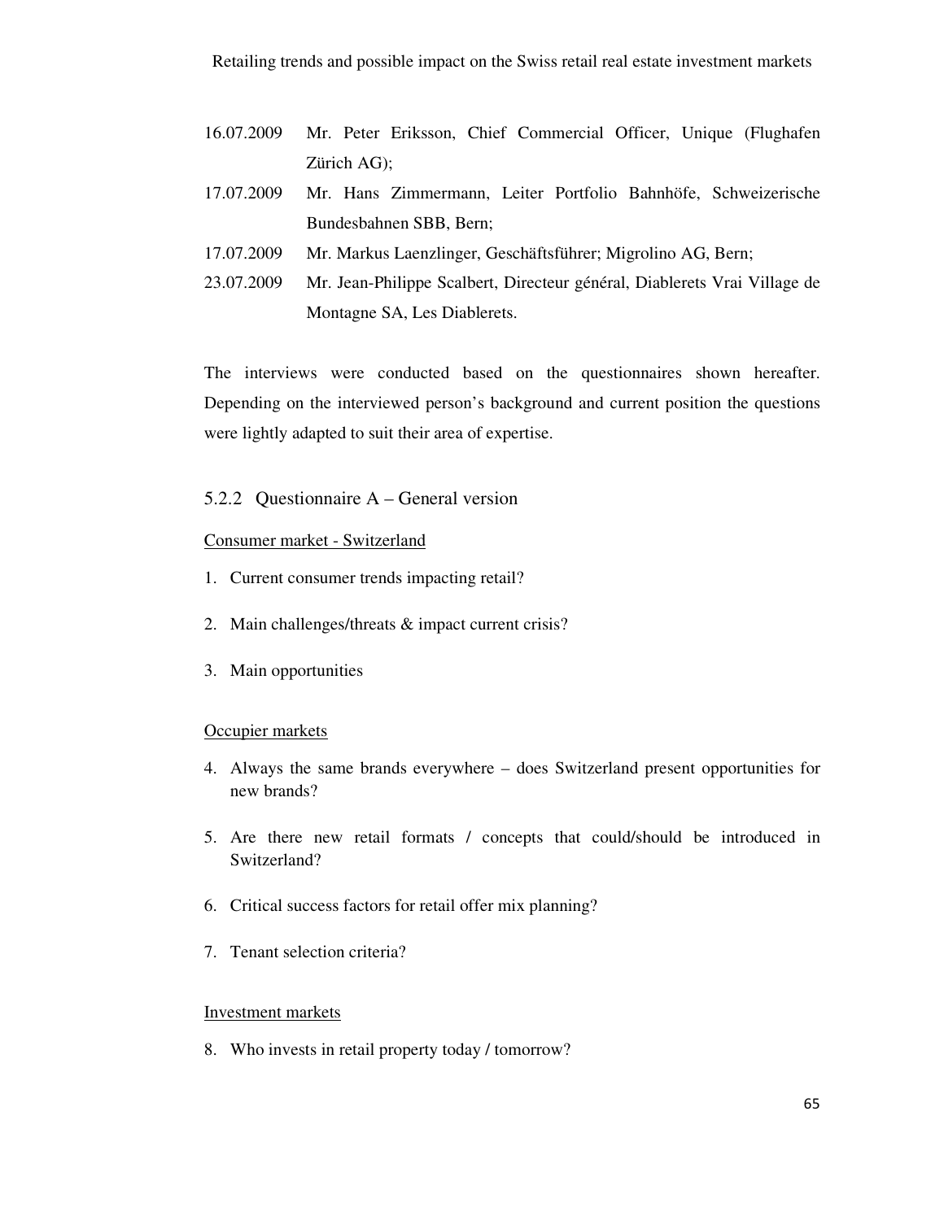16.07.2009 Mr. Peter Eriksson, Chief Commercial Officer, Unique (Flughafen Zürich AG);

17.07.2009 Mr. Hans Zimmermann, Leiter Portfolio Bahnhöfe, Schweizerische Bundesbahnen SBB, Bern;

17.07.2009 Mr. Markus Laenzlinger, Geschäftsführer; Migrolino AG, Bern;

23.07.2009 Mr. Jean-Philippe Scalbert, Directeur général, Diablerets Vrai Village de Montagne SA, Les Diablerets.

The interviews were conducted based on the questionnaires shown hereafter. Depending on the interviewed person's background and current position the questions were lightly adapted to suit their area of expertise.

### 5.2.2 Questionnaire A – General version

Consumer market - Switzerland

1. Current consumer trends impacting retail?
2. Main challenges/threats & impact current crisis?
3. Main opportunities

Occupier markets

4. Always the same brands everywhere – does Switzerland present opportunities for new brands?
5. Are there new retail formats / concepts that could/should be introduced in Switzerland?
6. Critical success factors for retail offer mix planning?
7. Tenant selection criteria?

Investment markets

8. Who invests in retail property today / tomorrow?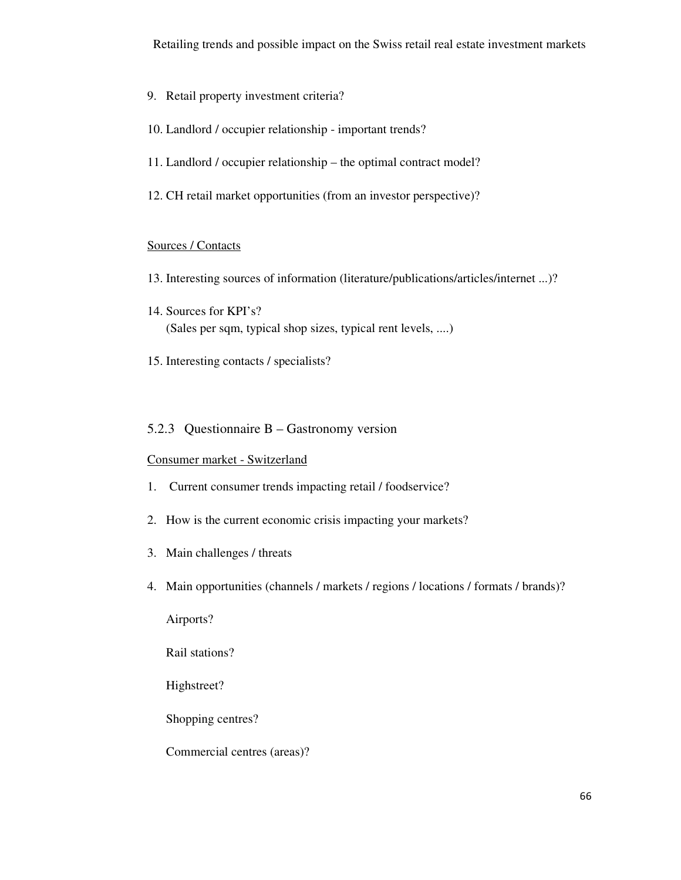9. Retail property investment criteria?

10. Landlord / occupier relationship - important trends?

11. Landlord / occupier relationship – the optimal contract model?

12. CH retail market opportunities (from an investor perspective)?

Sources / Contacts

13. Interesting sources of information (literature/publications/articles/internet ...)?

14. Sources for KPI's?
    (Sales per sqm, typical shop sizes, typical rent levels, ....)

15. Interesting contacts / specialists?

### 5.2.3 Questionnaire B – Gastronomy version

Consumer market - Switzerland

1. Current consumer trends impacting retail / foodservice?

2. How is the current economic crisis impacting your markets?

3. Main challenges / threats

4. Main opportunities (channels / markets / regions / locations / formats / brands)?

   Airports?

   Rail stations?

   Highstreet?

   Shopping centres?

   Commercial centres (areas)?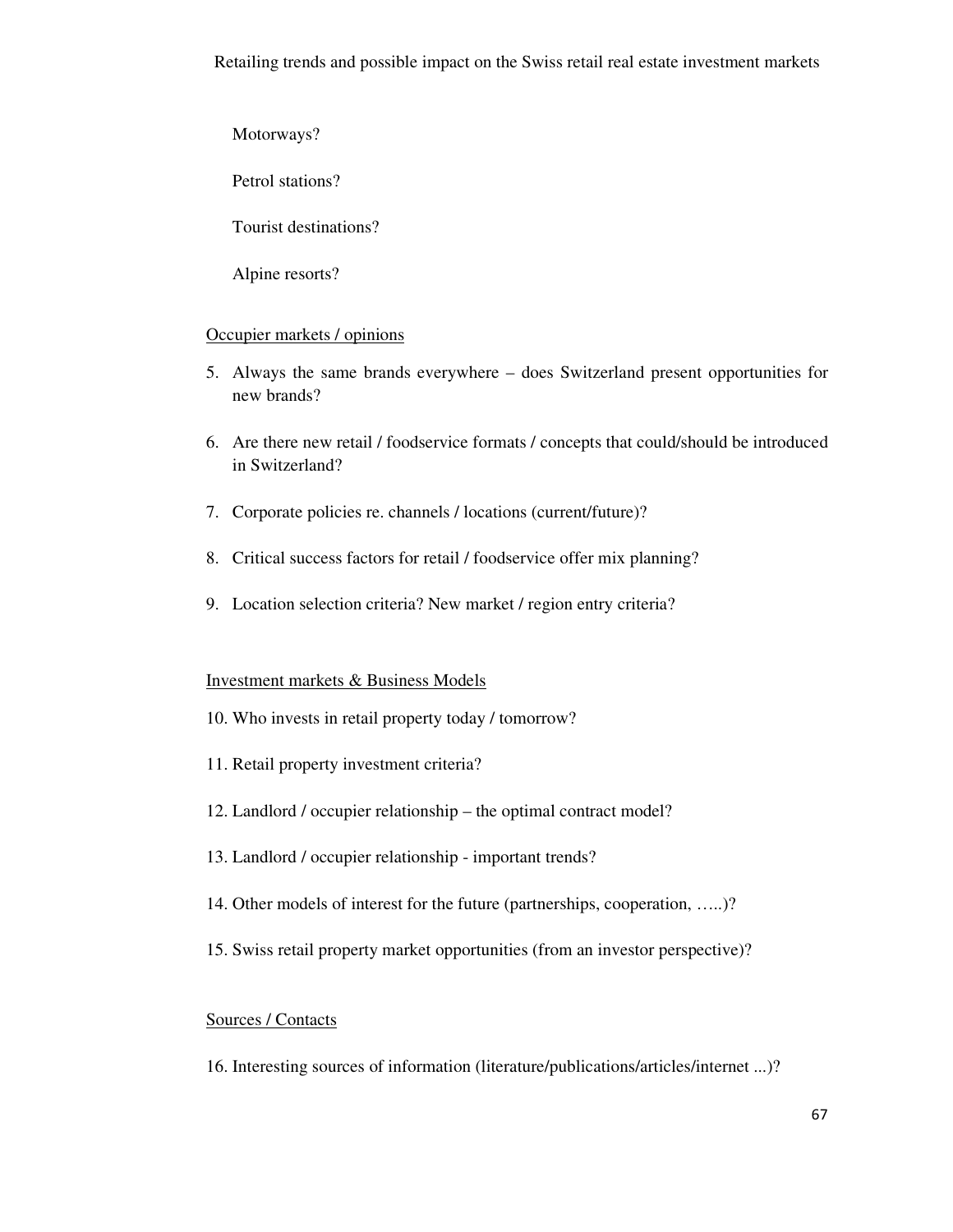Motorways?

Petrol stations?

Tourist destinations?

Alpine resorts?

Occupier markets / opinions

5. Always the same brands everywhere – does Switzerland present opportunities for new brands?
6. Are there new retail / foodservice formats / concepts that could/should be introduced in Switzerland?
7. Corporate policies re. channels / locations (current/future)?
8. Critical success factors for retail / foodservice offer mix planning?
9. Location selection criteria? New market / region entry criteria?

Investment markets & Business Models

10. Who invests in retail property today / tomorrow?
11. Retail property investment criteria?
12. Landlord / occupier relationship – the optimal contract model?
13. Landlord / occupier relationship - important trends?
14. Other models of interest for the future (partnerships, cooperation, …..)?
15. Swiss retail property market opportunities (from an investor perspective)?

Sources / Contacts

16. Interesting sources of information (literature/publications/articles/internet ...)?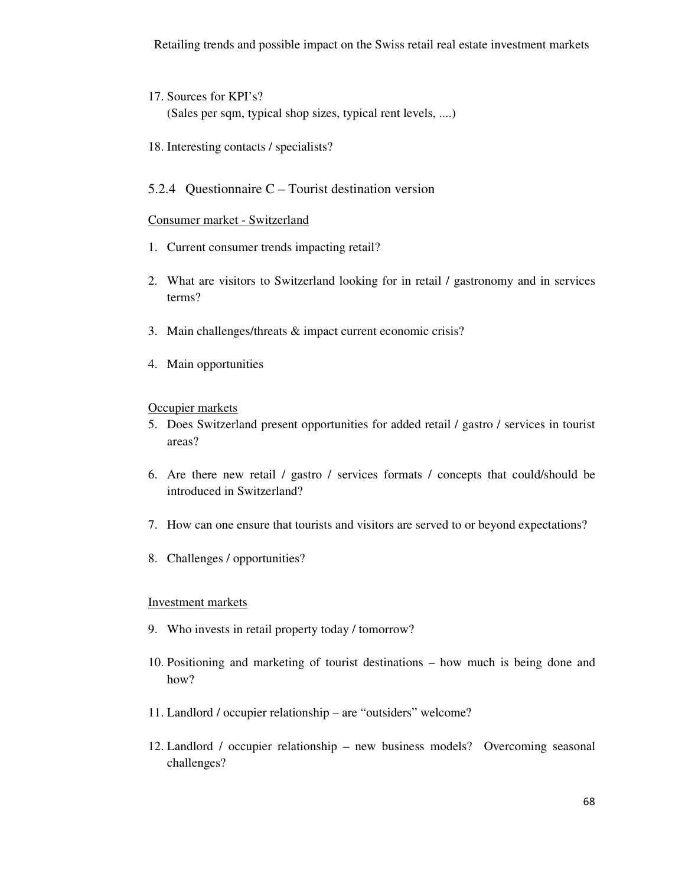17. Sources for KPI's?
    (Sales per sqm, typical shop sizes, typical rent levels, ....)

18. Interesting contacts / specialists?

### 5.2.4 Questionnaire C – Tourist destination version

<u>Consumer market - Switzerland</u>

1. Current consumer trends impacting retail?

2. What are visitors to Switzerland looking for in retail / gastronomy and in services terms?

3. Main challenges/threats & impact current economic crisis?

4. Main opportunities

<u>Occupier markets</u>

5. Does Switzerland present opportunities for added retail / gastro / services in tourist areas?

6. Are there new retail / gastro / services formats / concepts that could/should be introduced in Switzerland?

7. How can one ensure that tourists and visitors are served to or beyond expectations?

8. Challenges / opportunities?

<u>Investment markets</u>

9. Who invests in retail property today / tomorrow?

10. Positioning and marketing of tourist destinations – how much is being done and how?

11. Landlord / occupier relationship – are "outsiders" welcome?

12. Landlord / occupier relationship – new business models? Overcoming seasonal challenges?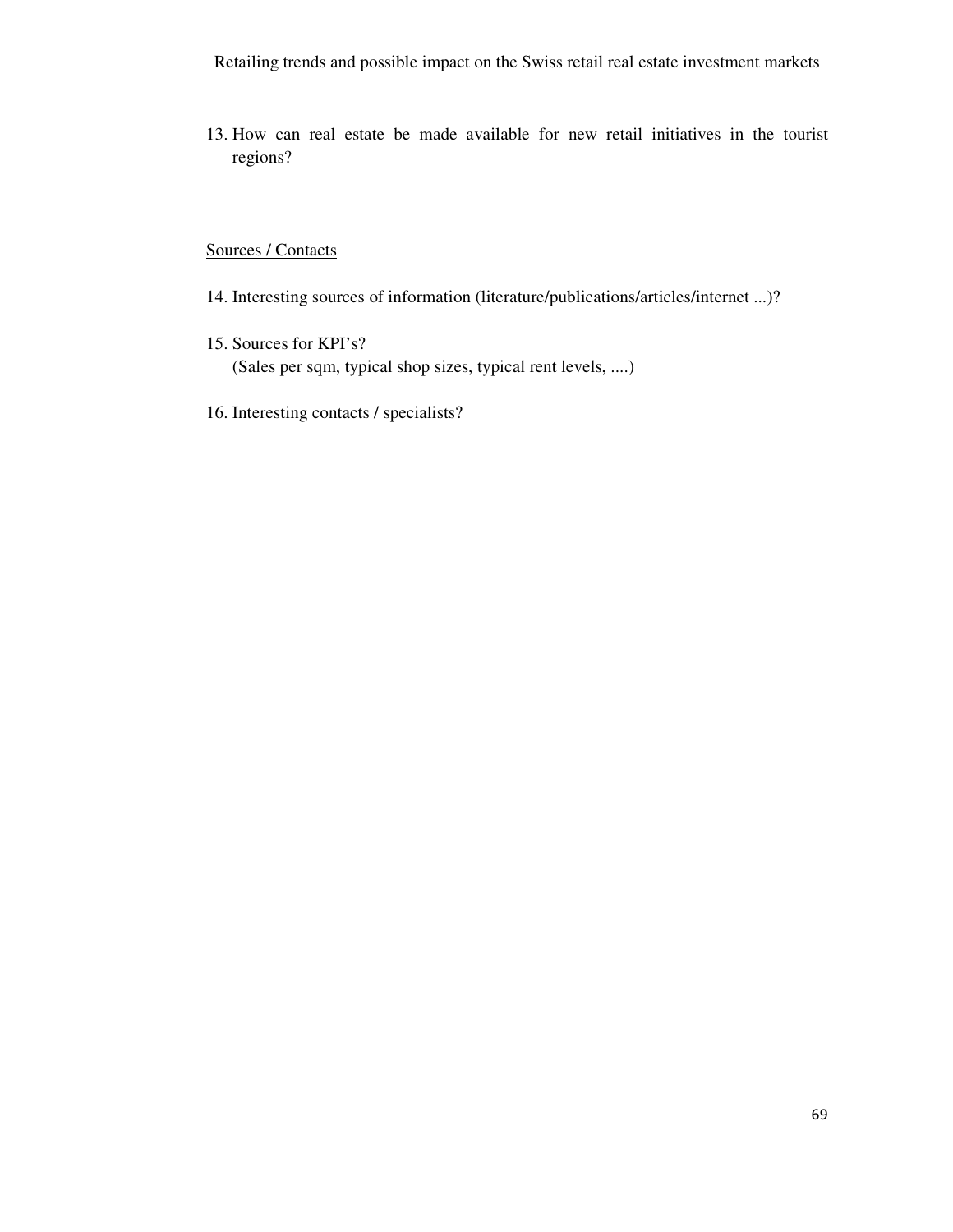13. How can real estate be made available for new retail initiatives in the tourist regions?

<u>Sources / Contacts</u>

14. Interesting sources of information (literature/publications/articles/internet ...)?

15. Sources for KPI's?
    (Sales per sqm, typical shop sizes, typical rent levels, ....)

16. Interesting contacts / specialists?